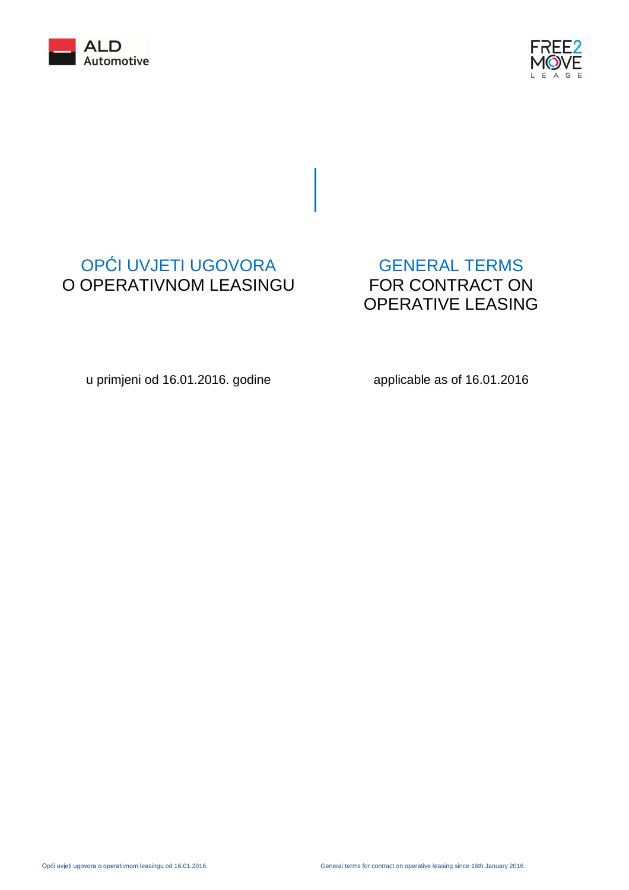# OPĆI UVJETI UGOVORA O OPERATIVNOM LEASINGU

u primjeni od 16.01.2016. godine

# GENERAL TERMS FOR CONTRACT ON OPERATIVE LEASING

applicable as of 16.01.2016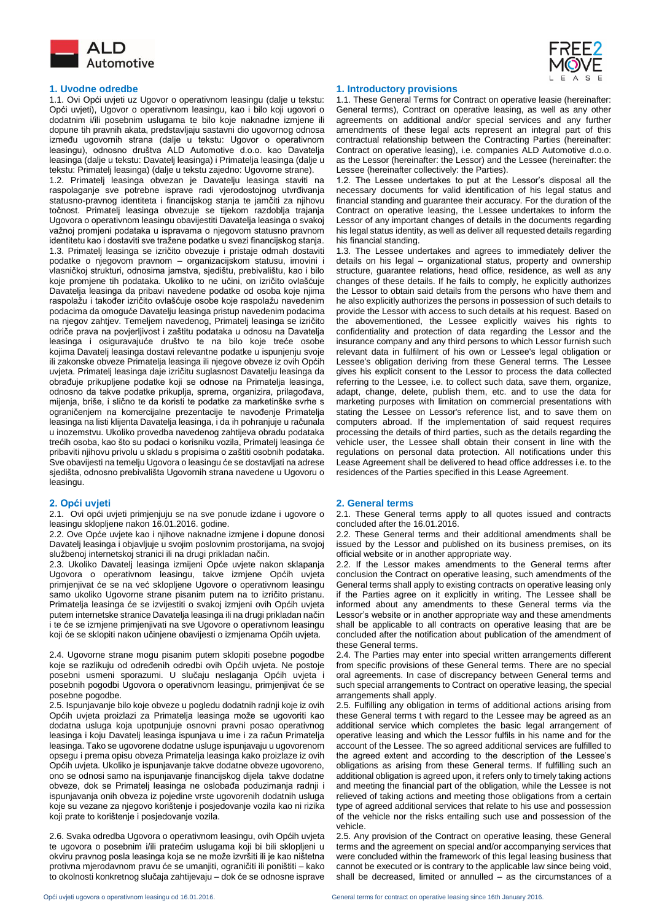## 1. Uvodne odredbe

1.1. Ovi Opći uvjeti uz Ugovor o operativnom leasingu (dalje u tekstu: Opći uvjeti), Ugovor o operativnom leasingu, kao i bilo koji ugovori o dodatnim i/ili posebnim uslugama te bilo koje naknadne izmjene ili dopune tih pravnih akata, predstavljaju sastavni dio ugovornog odnosa između ugovornih strana (dalje u tekstu: Ugovor o operativnom leasingu), odnosno društva ALD Automotive d.o.o. kao Davatelja leasinga (dalje u tekstu: Davatelj leasinga) i Primatelja leasinga (dalje u tekstu: Primatelj leasinga) (dalje u tekstu zajedno: Ugovorne strane).

1.2. Primatelj leasinga obvezan je Davatelju leasinga staviti na raspolaganje sve potrebne isprave radi vjerodostojnog utvrđivanja statusno-pravnog identiteta i financijskog stanja te jamčiti za njihovu točnost. Primatelj leasinga obvezuje se tijekom razdoblja trajanja Ugovora o operativnom leasingu obavijestiti Davatelja leasinga o svakoj važnoj promjeni podataka u ispravama o njegovom statusno pravnom identitetu kao i dostaviti sve tražene podatke u svezi financijskog stanja.

1.3. Primatelj leasinga se izričito obvezuje i pristaje odmah dostaviti podatke o njegovom pravnom – organizacijskom statusu, imovini i vlasničkoj strukturi, odnosima jamstva, sjedištu, prebivalištu, kao i bilo koje promjene tih podataka. Ukoliko to ne učini, on izričito ovlašćuje Davatelja leasinga da pribavi navedene podatke od osoba koje njima raspolažu i također izričito ovlašćuje osobe koje raspolažu navedenim podacima da omoguće Davatelju leasinga pristup navedenim podacima na njegov zahtjev. Temeljem navedenog, Primatelj leasinga se izričito odriče prava na povjerljivost i zaštitu podataka u odnosu na Davatelja leasinga i osiguravajuće društvo te na bilo koje treće osobe kojima Davatelj leasinga dostavi relevantne podatke u ispunjenju svoje ili zakonske obveze Primatelja leasinga ili njegove obveze iz ovih Općih uvjeta. Primatelj leasinga daje izričitu suglasnost Davatelju leasinga da obrađuje prikupljene podatke koji se odnose na Primatelja leasinga, odnosno da takve podatke prikuplja, sprema, organizira, prilagođava, mijenja, briše, i slično te da koristi te podatke za marketinške svrhe s ograničenjem na komercijalne prezentacije te navođenje Primatelja leasinga na listi klijenta Davatelja leasinga, i da ih pohranjuje u računala u inozemstvu. Ukoliko provedba navedenog zahtijeva obradu podataka trećih osoba, kao što su podaci o korisniku vozila, Primatelj leasinga će pribaviti njihovu privolu u skladu s propisima o zaštiti osobnih podataka. Sve obavijesti na temelju Ugovora o leasingu će se dostavljati na adrese sjedišta, odnosno prebivališta Ugovornih strana navedene u Ugovoru o leasingu.

## 2. Opći uvjeti

2.1. Ovi opći uvjeti primjenjuju se na sve ponude izdane i ugovore o leasingu sklopljene nakon 16.01.2016. godine.

2.2. Ove Opće uvjete kao i njihove naknadne izmjene i dopune donosi Davatelj leasinga i objavljuje u svojim poslovnim prostorijama, na svojoj službenoj internetskoj stranici ili na drugi prikladan način.

2.3. Ukoliko Davatelj leasinga izmijeni Opće uvjete nakon sklapanja Ugovora o operativnom leasingu, takve izmjene Općih uvjeta primjenjivat će se na već sklopljene Ugovore o operativnom leasingu samo ukoliko Ugovorne strane pisanim putem na to izričito pristanu. Primatelja leasinga će se izvijestiti o svakoj izmjeni ovih Općih uvjeta putem internetske stranice Davatelja leasinga ili na drugi prikladan način i te će se izmjene primjenjivati na sve Ugovore o operativnom leasingu koji će se sklopiti nakon učinjene obavijesti o izmjenama Općih uvjeta.

2.4. Ugovorne strane mogu pisanim putem sklopiti posebne pogodbe koje se razlikuju od određenih odredbi ovih Općih uvjeta. Ne postoje posebni usmeni sporazumi. U slučaju neslaganja Općih uvjeta i posebnih pogodbi Ugovora o operativnom leasingu, primjenjivat će se posebne pogodbe.

2.5. Ispunjavanje bilo koje obveze u pogledu dodatnih radnji koje iz ovih Općih uvjeta proizlazi za Primatelja leasinga može se ugovoriti kao dodatna usluga koja upotpunjuje osnovni pravni posao operativnog leasinga i koju Davatelj leasinga ispunjava u ime i za račun Primatelja leasinga. Tako se ugovorene dodatne usluge ispunjavaju u ugovorenom opsegu i prema opisu obveza Primatelja leasinga kako proizlaze iz ovih Općih uvjeta. Ukoliko je ispunjavanje takve dodatne obveze ugovoreno, ono se odnosi samo na ispunjavanje financijskog dijela takve dodatne obveze, dok se Primatelj leasinga ne oslobađa poduzimanja radnji i ispunjavanja onih obveza iz pojedine vrste ugovorenih dodatnih usluga koje su vezane za njegovo korištenje i posjedovanje vozila kao ni rizika koji prate to korištenje i posjedovanje vozila.

2.6. Svaka odredba Ugovora o operativnom leasingu, ovih Općih uvjeta te ugovora o posebnim i/ili pratećim uslugama koji bi bili sklopljeni u okviru pravnog posla leasinga koja se ne može izvršiti ili je kao ništetna protivna mjerodavnom pravu će se umanjiti, ograničiti ili poništiti – kako to okolnosti konkretnog slučaja zahtijevaju – dok će se odnose isprave

## 1. Introductory provisions

1.1. These General Terms for Contract on operative leasie (hereinafter: General terms), Contract on operative leasing, as well as any other agreements on additional and/or special services and any further amendments of these legal acts represent an integral part of this contractual relationship between the Contracting Parties (hereinafter: Contract on operative leasing), i.e. companies ALD Automotive d.o.o. as the Lessor (hereinafter: the Lessor) and the Lessee (hereinafter: the Lessee (hereinafter collectively: the Parties).

1.2. The Lessee undertakes to put at the Lessor's disposal all the necessary documents for valid identification of his legal status and financial standing and guarantee their accuracy. For the duration of the Contract on operative leasing, the Lessee undertakes to inform the Lessor of any important changes of details in the documents regarding his legal status identity, as well as deliver all requested details regarding his financial standing.

1.3. The Lessee undertakes and agrees to immediately deliver the details on his legal – organizational status, property and ownership structure, guarantee relations, head office, residence, as well as any changes of these details. If he fails to comply, he explicitly authorizes the Lessor to obtain said details from the persons who have them and he also explicitly authorizes the persons in possession of such details to provide the Lessor with access to such details at his request. Based on the abovementioned, the Lessee explicitly waives his rights to confidentiality and protection of data regarding the Lessor and the insurance company and any third persons to which Lessor furnish such relevant data in fulfilment of his own or Lessee's legal obligation or Lessee's obligation deriving from these General terms. The Lessee gives his explicit consent to the Lessor to process the data collected referring to the Lessee, i.e. to collect such data, save them, organize, adapt, change, delete, publish them, etc. and to use the data for marketing purposes with limitation on commercial presentations with stating the Lessee on Lessor's reference list, and to save them on computers abroad. If the implementation of said request requires processing the details of third parties, such as the details regarding the vehicle user, the Lessee shall obtain their consent in line with the regulations on personal data protection. All notifications under this Lease Agreement shall be delivered to head office addresses i.e. to the residences of the Parties specified in this Lease Agreement.

## 2. General terms

2.1. These General terms apply to all quotes issued and contracts concluded after the 16.01.2016.

2.2. These General terms and their additional amendments shall be issued by the Lessor and published on its business premises, on its official website or in another appropriate way.

2.2. If the Lessor makes amendments to the General terms after conclusion the Contract on operative leasing, such amendments of the General terms shall apply to existing contracts on operative leasing only if the Parties agree on it explicitly in writing. The Lessee shall be informed about any amendments to these General terms via the Lessor's website or in another appropriate way and these amendments shall be applicable to all contracts on operative leasing that are be concluded after the notification about publication of the amendment of these General terms.

2.4. The Parties may enter into special written arrangements different from specific provisions of these General terms. There are no special oral agreements. In case of discrepancy between General terms and such special arrangements to Contract on operative leasing, the special arrangements shall apply.

2.5. Fulfilling any obligation in terms of additional actions arising from these General terms t with regard to the Lessee may be agreed as an additional service which completes the basic legal arrangement of operative leasing and which the Lessor fulfils in his name and for the account of the Lessee. The so agreed additional services are fulfilled to the agreed extent and according to the description of the Lessee's obligations as arising from these General terms. If fulfilling such an additional obligation is agreed upon, it refers only to timely taking actions and meeting the financial part of the obligation, while the Lessee is not relieved of taking actions and meeting those obligations from a certain type of agreed additional services that relate to his use and possession of the vehicle nor the risks entailing such use and possession of the vehicle.

2.5. Any provision of the Contract on operative leasing, these General terms and the agreement on special and/or accompanying services that were concluded within the framework of this legal leasing business that cannot be executed or is contrary to the applicable law since being void, shall be decreased, limited or annulled – as the circumstances of a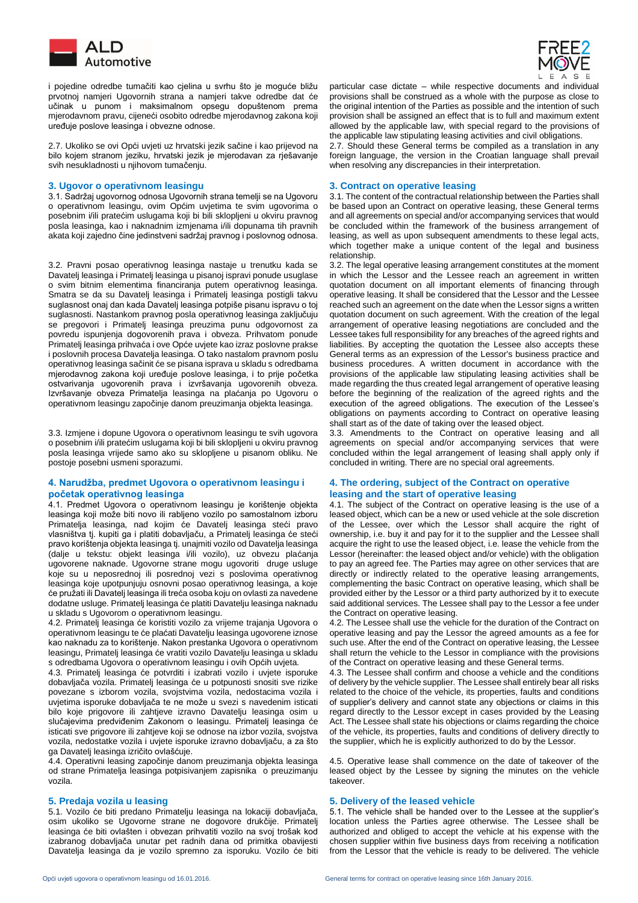i pojedine odredbe tumačiti kao cjelina u svrhu što je moguće bližu prvotnoj namjeri Ugovornih strana a namjeri takve odredbe dat će učinak u punom i maksimalnom opsegu dopuštenom prema mjerodavnom pravu, cijeneći osobito odredbe mjerodavnog zakona koji uređuje poslove leasinga i obvezne odnose.

2.7. Ukoliko se ovi Opći uvjeti uz hrvatski jezik sačine i kao prijevod na bilo kojem stranom jeziku, hrvatski jezik je mjerodavan za rješavanje svih nesukladnosti u njihovom tumačenju.

## 3. Ugovor o operativnom leasingu

3.1. Sadržaj ugovornog odnosa Ugovornih strana temelji se na Ugovoru o operativnom leasingu, ovim Općim uvjetima te svim ugovorima o posebnim i/ili pratećim uslugama koji bi bili sklopljeni u okviru pravnog posla leasinga, kao i naknadnim izmjenama i/ili dopunama tih pravnih akata koji zajedno čine jedinstveni sadržaj pravnog i poslovnog odnosa.

3.2. Pravni posao operativnog leasinga nastaje u trenutku kada se Davatelj leasinga i Primatelj leasinga u pisanoj ispravi ponude usuglase o svim bitnim elementima financiranja putem operativnog leasinga. Smatra se da su Davatelj leasinga i Primatelj leasinga postigli takvu suglasnost onaj dan kada Davatelj leasinga potpiše pisanu ispravu o toj suglasnosti. Nastankom pravnog posla operativnog leasinga zaključuju se pregovori i Primatelj leasinga preuzima punu odgovornost za povredu ispunjenja dogovorenih prava i obveza. Prihvatom ponude Primatelj leasinga prihvaća i ove Opće uvjete kao izraz poslovne prakse i poslovnih procesa Davatelja leasinga. O tako nastalom pravnom poslu operativnog leasinga sačinit će se pisana isprava u skladu s odredbama mjerodavnog zakona koji uređuje poslove leasinga, i to prije početka ostvarivanja ugovorenih prava i izvršavanja ugovorenih obveza. Izvršavanje obveza Primatelja leasinga na plaćanja po Ugovoru o operativnom leasingu započinje danom preuzimanja objekta leasinga.

3.3. Izmjene i dopune Ugovora o operativnom leasingu te svih ugovora o posebnim i/ili pratećim uslugama koji bi bili sklopljeni u okviru pravnog posla leasinga vrijede samo ako su sklopljene u pisanom obliku. Ne postoje posebni usmeni sporazumi.

## 4. Narudžba, predmet Ugovora o operativnom leasingu i početak operativnog leasinga

4.1. Predmet Ugovora o operativnom leasingu je korištenje objekta leasinga koji može biti novo ili rabljeno vozilo po samostalnom izboru Primatelja leasinga, nad kojim će Davatelj leasinga steći pravo vlasništva tj. kupiti ga i platiti dobavljaču, a Primatelj leasinga će steći pravo korištenja objekta leasinga tj. unajmiti vozilo od Davatelja leasinga (dalje u tekstu: objekt leasinga i/ili vozilo), uz obvezu plaćanja ugovorene naknade. Ugovorne strane mogu ugovoriti druge usluge koje su u neposrednoj ili posrednoj vezi s poslovima operativnog leasinga koje upotpunjuju osnovni posao operativnog leasinga, a koje će pružati ili Davatelj leasinga ili treća osoba koju on ovlasti za navedene dodatne usluge. Primatelj leasinga će platiti Davatelju leasinga naknadu u skladu s Ugovorom o operativnom leasingu.

4.2. Primatelj leasinga će koristiti vozilo za vrijeme trajanja Ugovora o operativnom leasingu te će plaćati Davatelju leasinga ugovorene iznose kao naknadu za to korištenje. Nakon prestanka Ugovora o operativnom leasingu, Primatelj leasinga će vratiti vozilo Davatelju leasinga u skladu s odredbama Ugovora o operativnom leasingu i ovih Općih uvjeta.

4.3. Primatelj leasinga će potvrditi i izabrati vozilo i uvjete isporuke dobavljača vozila. Primatelj leasinga će u potpunosti snositi sve rizike povezane s izborom vozila, svojstvima vozila, nedostacima vozila i uvjetima isporuke dobavljača te ne može u svezi s navedenim isticati bilo koje prigovore ili zahtjeve izravno Davatelju leasinga osim u slučajevima predviđenim Zakonom o leasingu. Primatelj leasinga će isticati sve prigovore ili zahtjeve koji se odnose na izbor vozila, svojstva vozila, nedostatke vozila i uvjete isporuke izravno dobavljaču, a za što ga Davatelj leasinga izričito ovlašćuje.

4.4. Operativni leasing započinje danom preuzimanja objekta leasinga od strane Primatelja leasinga potpisivanjem zapisnika o preuzimanju vozila.

## 5. Predaja vozila u leasing

5.1. Vozilo će biti predano Primatelju leasinga na lokaciji dobavljača, osim ukoliko se Ugovorne strane ne dogovore drukčije. Primatelj leasinga će biti ovlašten i obvezan prihvatiti vozilo na svoj trošak kod izabranog dobavljača unutar pet radnih dana od primitka obavijesti Davatelja leasinga da je vozilo spremno za isporuku. Vozilo će biti

particular case dictate – while respective documents and individual provisions shall be construed as a whole with the purpose as close to the original intention of the Parties as possible and the intention of such provision shall be assigned an effect that is to full and maximum extent allowed by the applicable law, with special regard to the provisions of the applicable law stipulating leasing activities and civil obligations.

2.7. Should these General terms be compiled as a translation in any foreign language, the version in the Croatian language shall prevail when resolving any discrepancies in their interpretation.

## 3. Contract on operative leasing

3.1. The content of the contractual relationship between the Parties shall be based upon an Contract on operative leasing, these General terms and all agreements on special and/or accompanying services that would be concluded within the framework of the business arrangement of leasing, as well as upon subsequent amendments to these legal acts, which together make a unique content of the legal and business relationship.

3.2. The legal operative leasing arrangement constitutes at the moment in which the Lessor and the Lessee reach an agreement in written quotation document on all important elements of financing through operative leasing. It shall be considered that the Lessor and the Lessee reached such an agreement on the date when the Lessor signs a written quotation document on such agreement. With the creation of the legal arrangement of operative leasing negotiations are concluded and the Lessee takes full responsibility for any breaches of the agreed rights and liabilities. By accepting the quotation the Lessee also accepts these General terms as an expression of the Lessor's business practice and business procedures. A written document in accordance with the provisions of the applicable law stipulating leasing activities shall be made regarding the thus created legal arrangement of operative leasing before the beginning of the realization of the agreed rights and the execution of the agreed obligations. The execution of the Lessee's obligations on payments according to Contract on operative leasing shall start as of the date of taking over of the leased object.

3.3. Amendments to the Contract on operative leasing and all agreements on special and/or accompanying services that were concluded within the legal arrangement of leasing shall apply only if concluded in writing. There are no special oral agreements.

## 4. The ordering, subject of the Contract on operative leasing and the start of operative leasing

4.1. The subject of the Contract on operative leasing is the use of a leased object, which can be a new or used vehicle at the sole discretion of the Lessee, over which the Lessor shall acquire the right of ownership, i.e. buy it and pay for it to the supplier and the Lessee shall acquire the right to use the leased object, i.e. lease the vehicle from the Lessor (hereinafter: the leased object and/or vehicle) with the obligation to pay an agreed fee. The Parties may agree on other services that are directly or indirectly related to the operative leasing arrangements, complementing the basic Contract on operative leasing, which shall be provided either by the Lessor or a third party authorized by it to execute said additional services. The Lessee shall pay to the Lessor a fee under the Contract on operative leasing.

4.2. The Lessee shall use the vehicle for the duration of the Contract on operative leasing and pay the Lessor the agreed amounts as a fee for such use. After the end of the Contract on operative leasing, the Lessee shall return the vehicle to the Lessor in compliance with the provisions of the Contract on operative leasing and these General terms.

4.3. The Lessee shall confirm and choose a vehicle and the conditions of delivery by the vehicle supplier. The Lessee shall entirely bear all risks related to the choice of the vehicle, its properties, faults and conditions of supplier's delivery and cannot state any objections or claims in this regard directly to the Lessor except in cases provided by the Leasing Act. The Lessee shall state his objections or claims regarding the choice of the vehicle, its properties, faults and conditions of delivery directly to the supplier, which he is explicitly authorized to do by the Lessor.

4.5. Operative lease shall commence on the date of takeover of the leased object by the Lessee by signing the minutes on the vehicle takeover.

## 5. Delivery of the leased vehicle

5.1. The vehicle shall be handed over to the Lessee at the supplier's location unless the Parties agree otherwise. The Lessee shall be authorized and obliged to accept the vehicle at his expense with the chosen supplier within five business days from receiving a notification from the Lessor that the vehicle is ready to be delivered. The vehicle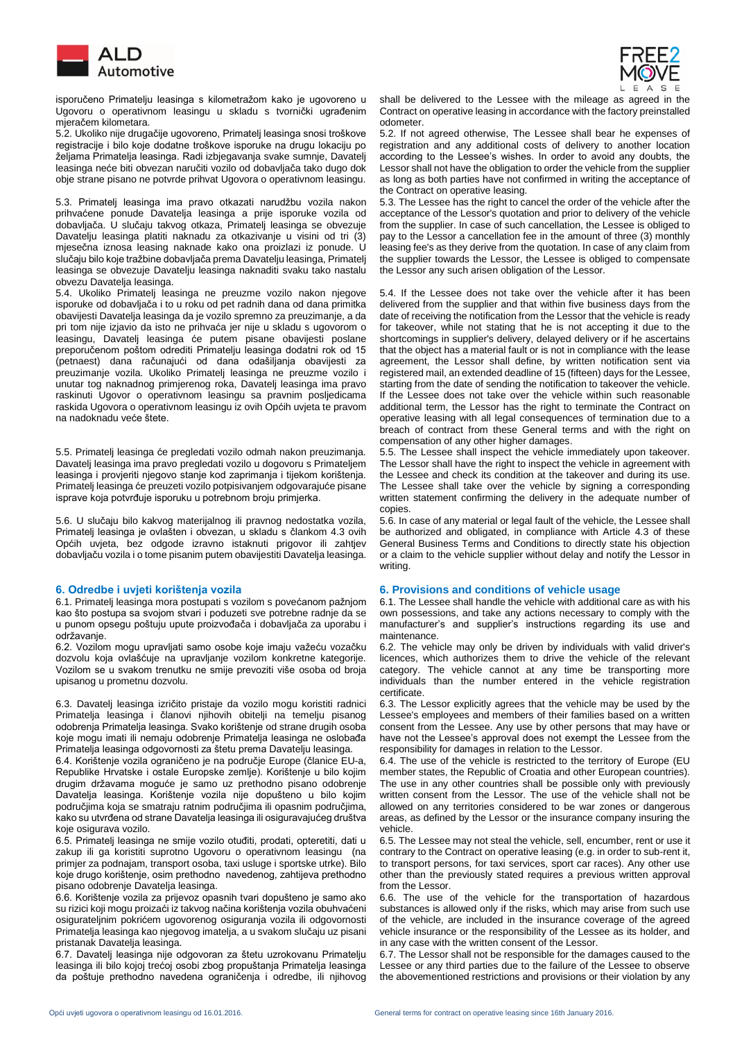isporučeno Primatelju leasinga s kilometražom kako je ugovoreno u Ugovoru o operativnom leasingu u skladu s tvornički ugrađenim mjeračem kilometara.

5.2. Ukoliko nije drugačije ugovoreno, Primatelj leasinga snosi troškove registracije i bilo koje dodatne troškove isporuke na drugu lokaciju po željama Primatelja leasinga. Radi izbjegavanja svake sumnje, Davatelj leasinga neće biti obvezan naručiti vozilo od dobavljača tako dugo dok obje strane pisano ne potvrde prihvat Ugovora o operativnom leasingu.

5.3. Primatelj leasinga ima pravo otkazati narudžbu vozila nakon prihvaćene ponude Davatelja leasinga a prije isporuke vozila od dobavljača. U slučaju takvog otkaza, Primatelj leasinga se obvezuje Davatelju leasinga platiti naknadu za otkazivanje u visini od tri (3) mjesečna iznosa leasing naknade kako ona proizlazi iz ponude. U slučaju bilo koje tražbine dobavljača prema Davatelju leasinga, Primatelj leasinga se obvezuje Davatelju leasinga naknaditi svaku tako nastalu obvezu Davatelja leasinga.

5.4. Ukoliko Primatelj leasinga ne preuzme vozilo nakon njegove isporuke od dobavljača i to u roku od pet radnih dana od dana primitka obavijesti Davatelja leasinga da je vozilo spremno za preuzimanje, a da pri tom nije izjavio da isto ne prihvaća jer nije u skladu s ugovorom o leasingu, Davatelj leasinga će putem pisane obavijesti poslane preporučenom poštom odrediti Primatelju leasinga dodatni rok od 15 (petnaest) dana računajući od dana odašiljanja obavijesti za preuzimanje vozila. Ukoliko Primatelj leasinga ne preuzme vozilo i unutar tog naknadnog primjerenog roka, Davatelj leasinga ima pravo raskinuti Ugovor o operativnom leasingu sa pravnim posljedicama raskida Ugovora o operativnom leasingu iz ovih Općih uvjeta te pravom na nadoknadu veće štete.

5.5. Primatelj leasinga će pregledati vozilo odmah nakon preuzimanja. Davatelj leasinga ima pravo pregledati vozilo u dogovoru s Primateljem leasinga i provjeriti njegovo stanje kod zaprimanja i tijekom korištenja. Primatelj leasinga će preuzeti vozilo potpisivanjem odgovarajuće pisane isprave koja potvrđuje isporuku u potrebnom broju primjeraka.

5.6. U slučaju bilo kakvog materijalnog ili pravnog nedostatka vozila, Primatelj leasinga je ovlašten i obvezan, u skladu s člankom 4.3 ovih Općih uvjeta, bez odgode izravno istaknuti prigovor ili zahtjev dobavljaču vozila i o tome pisanim putem obavijestiti Davatelja leasinga.

## 6. Odredbe i uvjeti korištenja vozila

6.1. Primatelj leasinga mora postupati s vozilom s povećanom pažnjom kao što postupa sa svojom stvari i poduzeti sve potrebne radnje da se u punom opsegu poštuju upute proizvođača i dobavljača za uporabu i održavanje.

6.2. Vozilom mogu upravljati samo osobe koje imaju važeću vozačku dozvolu koja ovlašćuje na upravljanje vozilom konkretne kategorije. Vozilom se u svakom trenutku ne smije prevoziti više osoba od broja upisanog u prometnu dozvolu.

6.3. Davatelj leasinga izričito pristaje da vozilo mogu koristiti radnici Primatelja leasinga i članovi njihovih obitelji na temelju pisanog odobrenja Primatelja leasinga. Svako korištenje od strane drugih osoba koje mogu imati ili nemaju odobrenje Primatelja leasinga ne oslobađa Primatelja leasinga odgovornosti za štetu prema Davatelju leasinga.

6.4. Korištenje vozila ograničeno je na područje Europe (članice EU-a, Republike Hrvatske i ostale Europske zemlje). Korištenje u bilo kojim drugim državama moguće je samo uz prethodno pisano odobrenje Davatelja leasinga. Korištenje vozila nije dopušteno u bilo kojim područjima koja se smatraju ratnim područjima ili opasnim područjima, kako su utvrđena od strane Davatelja leasinga ili osiguravajućeg društva koje osigurava vozilo.

6.5. Primatelj leasinga ne smije vozilo otuđiti, prodati, opteretiti, dati u zakup ili ga koristiti suprotno Ugovoru o operativnom leasingu (na primjer za podnajam, transport osoba, taxi usluge i sportske utrke). Bilo koje drugo korištenje, osim prethodno navedenog, zahtijeva prethodno pisano odobrenje Davatelja leasinga.

6.6. Korištenje vozila za prijevoz opasnih tvari dopušteno je samo ako su rizici koji mogu proizaći iz takvog načina korištenja vozila obuhvaćeni osigurateljnim pokrićem ugovorenog osiguranja vozila ili odgovornosti Primatelja leasinga kao njegovog imatelja, a u svakom slučaju uz pisani pristanak Davatelja leasinga.

6.7. Davatelj leasinga nije odgovoran za štetu uzrokovanu Primatelju leasinga ili bilo kojoj trećoj osobi zbog propuštanja Primatelja leasinga da poštuje prethodno navedena ograničenja i odredbe, ili njihovog

shall be delivered to the Lessee with the mileage as agreed in the Contract on operative leasing in accordance with the factory preinstalled odometer.

5.2. If not agreed otherwise, The Lessee shall bear he expenses of registration and any additional costs of delivery to another location according to the Lessee's wishes. In order to avoid any doubts, the Lessor shall not have the obligation to order the vehicle from the supplier as long as both parties have not confirmed in writing the acceptance of the Contract on operative leasing.

5.3. The Lessee has the right to cancel the order of the vehicle after the acceptance of the Lessor's quotation and prior to delivery of the vehicle from the supplier. In case of such cancellation, the Lessee is obliged to pay to the Lessor a cancellation fee in the amount of three (3) monthly leasing fee's as they derive from the quotation. In case of any claim from the supplier towards the Lessor, the Lessee is obliged to compensate the Lessor any such arisen obligation of the Lessor.

5.4. If the Lessee does not take over the vehicle after it has been delivered from the supplier and that within five business days from the date of receiving the notification from the Lessor that the vehicle is ready for takeover, while not stating that he is not accepting it due to the shortcomings in supplier's delivery, delayed delivery or if he ascertains that the object has a material fault or is not in compliance with the lease agreement, the Lessor shall define, by written notification sent via registered mail, an extended deadline of 15 (fifteen) days for the Lessee, starting from the date of sending the notification to takeover the vehicle. If the Lessee does not take over the vehicle within such reasonable additional term, the Lessor has the right to terminate the Contract on operative leasing with all legal consequences of termination due to a breach of contract from these General terms and with the right on compensation of any other higher damages.

5.5. The Lessee shall inspect the vehicle immediately upon takeover. The Lessor shall have the right to inspect the vehicle in agreement with the Lessee and check its condition at the takeover and during its use. The Lessee shall take over the vehicle by signing a corresponding written statement confirming the delivery in the adequate number of copies.

5.6. In case of any material or legal fault of the vehicle, the Lessee shall be authorized and obligated, in compliance with Article 4.3 of these General Business Terms and Conditions to directly state his objection or a claim to the vehicle supplier without delay and notify the Lessor in writing.

## 6. Provisions and conditions of vehicle usage

6.1. The Lessee shall handle the vehicle with additional care as with his own possessions, and take any actions necessary to comply with the manufacturer's and supplier's instructions regarding its use and maintenance.

6.2. The vehicle may only be driven by individuals with valid driver's licences, which authorizes them to drive the vehicle of the relevant category. The vehicle cannot at any time be transporting more individuals than the number entered in the vehicle registration certificate.

6.3. The Lessor explicitly agrees that the vehicle may be used by the Lessee's employees and members of their families based on a written consent from the Lessee. Any use by other persons that may have or have not the Lessee's approval does not exempt the Lessee from the responsibility for damages in relation to the Lessor.

6.4. The use of the vehicle is restricted to the territory of Europe (EU member states, the Republic of Croatia and other European countries). The use in any other countries shall be possible only with previously written consent from the Lessor. The use of the vehicle shall not be allowed on any territories considered to be war zones or dangerous areas, as defined by the Lessor or the insurance company insuring the vehicle.

6.5. The Lessee may not steal the vehicle, sell, encumber, rent or use it contrary to the Contract on operative leasing (e.g. in order to sub-rent it, to transport persons, for taxi services, sport car races). Any other use other than the previously stated requires a previous written approval from the Lessor.

6.6. The use of the vehicle for the transportation of hazardous substances is allowed only if the risks, which may arise from such use of the vehicle, are included in the insurance coverage of the agreed vehicle insurance or the responsibility of the Lessee as its holder, and in any case with the written consent of the Lessor.

6.7. The Lessor shall not be responsible for the damages caused to the Lessee or any third parties due to the failure of the Lessee to observe the abovementioned restrictions and provisions or their violation by any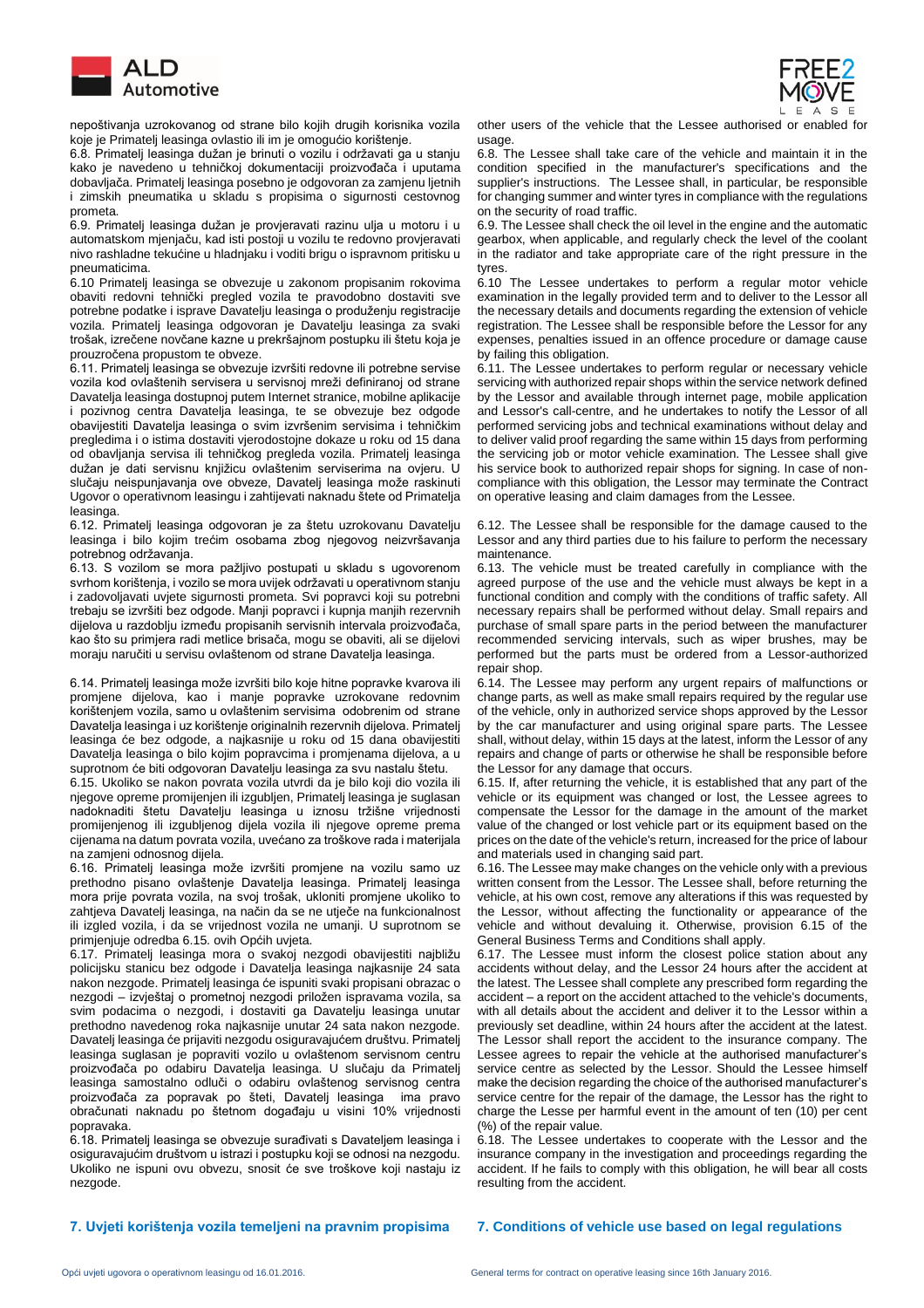nepoštivanja uzrokovanog od strane bilo kojih drugih korisnika vozila koje je Primatelj leasinga ovlastio ili im je omogućio korištenje.

6.8. Primatelj leasinga dužan je brinuti o vozilu i održavati ga u stanju kako je navedeno u tehničkoj dokumentaciji proizvođača i uputama dobavljača. Primatelj leasinga posebno je odgovoran za zamjenu ljetnih i zimskih pneumatika u skladu s propisima o sigurnosti cestovnog prometa.

6.9. Primatelj leasinga dužan je provjeravati razinu ulja u motoru i u automatskom mjenjaču, kad isti postoji u vozilu te redovno provjeravati nivo rashladne tekućine u hladnjaku i voditi brigu o ispravnom pritisku u pneumaticima.

6.10 Primatelj leasinga se obvezuje u zakonom propisanim rokovima obaviti redovni tehnički pregled vozila te pravodobno dostaviti sve potrebne podatke i isprave Davatelju leasinga o produženju registracije vozila. Primatelj leasinga odgovoran je Davatelju leasinga za svaki trošak, izrečene novčane kazne u prekršajnom postupku ili štetu koja je prouzročena propustom te obveze.

6.11. Primatelj leasinga se obvezuje izvršiti redovne ili potrebne servise vozila kod ovlaštenih servisera u servisnoj mreži definiranoj od strane Davatelja leasinga dostupnoj putem Internet stranice, mobilne aplikacije i pozivnog centra Davatelja leasinga, te se obvezuje bez odgode obavijestiti Davatelja leasinga o svim izvršenim servisima i tehničkim pregledima i o istima dostaviti vjerodostojne dokaze u roku od 15 dana od obavljanja servisa ili tehničkog pregleda vozila. Primatelj leasinga dužan je dati servisnu knjižicu ovlaštenim serviserima na ovjeru. U slučaju neispunjavanja ove obveze, Davatelj leasinga može raskinuti Ugovor o operativnom leasingu i zahtijevati naknadu štete od Primatelja leasinga.

6.12. Primatelj leasinga odgovoran je za štetu uzrokovanu Davatelju leasinga i bilo kojim trećim osobama zbog njegovog neizvršavanja potrebnog održavanja.

6.13. S vozilom se mora pažljivo postupati u skladu s ugovorenom svrhom korištenja, i vozilo se mora uvijek održavati u operativnom stanju i zadovoljavati uvjete sigurnosti prometa. Svi popravci koji su potrebni trebaju se izvršiti bez odgode. Manji popravci i kupnja manjih rezervnih dijelova u razdoblju između propisanih servisnih intervala proizvođača, kao što su primjera radi metlice brisača, mogu se obaviti, ali se dijelovi moraju naručiti u servisu ovlaštenom od strane Davatelja leasinga.

6.14. Primatelj leasinga može izvršiti bilo koje hitne popravke kvarova ili promjene dijelova, kao i manje popravke uzrokovane redovnim korištenjem vozila, samo u ovlaštenim servisima odobrenim od strane Davatelja leasinga i uz korištenje originalnih rezervnih dijelova. Primatelj leasinga će bez odgode, a najkasnije u roku od 15 dana obavijestiti Davatelja leasinga o bilo kojim popravcima i promjenama dijelova, a u suprotnom će biti odgovoran Davatelju leasinga za svu nastalu štetu.

6.15. Ukoliko se nakon povrata vozila utvrdi da je bilo koji dio vozila ili njegove opreme promijenjen ili izgubljen, Primatelj leasinga je suglasan nadoknaditi štetu Davatelju leasinga u iznosu tržišne vrijednosti promijenjenog ili izgubljenog dijela vozila ili njegove opreme prema cijenama na datum povrata vozila, uvećano za troškove rada i materijala na zamjeni odnosnog dijela.

6.16. Primatelj leasinga može izvršiti promjene na vozilu samo uz prethodno pisano ovlaštenje Davatelja leasinga. Primatelj leasinga mora prije povrata vozila, na svoj trošak, ukloniti promjene ukoliko to zahtjeva Davatelj leasinga, na način da se ne utječe na funkcionalnost ili izgled vozila, i da se vrijednost vozila ne umanji. U suprotnom se primjenjuje odredba 6.15. ovih Općih uvjeta.

6.17. Primatelj leasinga mora o svakoj nezgodi obavijestiti najbližu policijsku stanicu bez odgode i Davatelja leasinga najkasnije 24 sata nakon nezgode. Primatelj leasinga će ispuniti svaki propisani obrazac o nezgodi – izvještaj o prometnoj nezgodi priložen ispravama vozila, sa svim podacima o nezgodi, i dostaviti ga Davatelju leasinga unutar prethodno navedenog roka najkasnije unutar 24 sata nakon nezgode. Davatelj leasinga će prijaviti nezgodu osiguravajućem društvu. Primatelj leasinga suglasan je popraviti vozilo u ovlaštenom servisnom centru proizvođača po odabiru Davatelja leasinga. U slučaju da Primatelj leasinga samostalno odluči o odabiru ovlaštenog servisnog centra proizvođača za popravak po šteti, Davatelj leasinga ima pravo obračunati naknadu po štetnom događaju u visini 10% vrijednosti popravaka.

6.18. Primatelj leasinga se obvezuje surađivati s Davateljem leasinga i osiguravajućim društvom u istrazi i postupku koji se odnosi na nezgodu. Ukoliko ne ispuni ovu obvezu, snosit će sve troškove koji nastaju iz nezgode.

## 7. Uvjeti korištenja vozila temeljeni na pravnim propisima

other users of the vehicle that the Lessee authorised or enabled for usage.

6.8. The Lessee shall take care of the vehicle and maintain it in the condition specified in the manufacturer's specifications and the supplier's instructions. The Lessee shall, in particular, be responsible for changing summer and winter tyres in compliance with the regulations on the security of road traffic.

6.9. The Lessee shall check the oil level in the engine and the automatic gearbox, when applicable, and regularly check the level of the coolant in the radiator and take appropriate care of the right pressure in the tyres.

6.10 The Lessee undertakes to perform a regular motor vehicle examination in the legally provided term and to deliver to the Lessor all the necessary details and documents regarding the extension of vehicle registration. The Lessee shall be responsible before the Lessor for any expenses, penalties issued in an offence procedure or damage cause by failing this obligation.

6.11. The Lessee undertakes to perform regular or necessary vehicle servicing with authorized repair shops within the service network defined by the Lessor and available through internet page, mobile application and Lessor's call-centre, and he undertakes to notify the Lessor of all performed servicing jobs and technical examinations without delay and to deliver valid proof regarding the same within 15 days from performing the servicing job or motor vehicle examination. The Lessee shall give his service book to authorized repair shops for signing. In case of non-compliance with this obligation, the Lessor may terminate the Contract on operative leasing and claim damages from the Lessee.

6.12. The Lessee shall be responsible for the damage caused to the Lessor and any third parties due to his failure to perform the necessary maintenance.

6.13. The vehicle must be treated carefully in compliance with the agreed purpose of the use and the vehicle must always be kept in a functional condition and comply with the conditions of traffic safety. All necessary repairs shall be performed without delay. Small repairs and purchase of small spare parts in the period between the manufacturer recommended servicing intervals, such as wiper brushes, may be performed but the parts must be ordered from a Lessor-authorized repair shop.

6.14. The Lessee may perform any urgent repairs of malfunctions or change parts, as well as make small repairs required by the regular use of the vehicle, only in authorized service shops approved by the Lessor by the car manufacturer and using original spare parts. The Lessee shall, without delay, within 15 days at the latest, inform the Lessor of any repairs and change of parts or otherwise he shall be responsible before the Lessor for any damage that occurs.

6.15. If, after returning the vehicle, it is established that any part of the vehicle or its equipment was changed or lost, the Lessee agrees to compensate the Lessor for the damage in the amount of the market value of the changed or lost vehicle part or its equipment based on the prices on the date of the vehicle's return, increased for the price of labour and materials used in changing said part.

6.16. The Lessee may make changes on the vehicle only with a previous written consent from the Lessor. The Lessee shall, before returning the vehicle, at his own cost, remove any alterations if this was requested by the Lessor, without affecting the functionality or appearance of the vehicle and without devaluing it. Otherwise, provision 6.15 of the General Business Terms and Conditions shall apply.

6.17. The Lessee must inform the closest police station about any accidents without delay, and the Lessor 24 hours after the accident at the latest. The Lessee shall complete any prescribed form regarding the accident – a report on the accident attached to the vehicle's documents, with all details about the accident and deliver it to the Lessor within a previously set deadline, within 24 hours after the accident at the latest. The Lessor shall report the accident to the insurance company. The Lessee agrees to repair the vehicle at the authorised manufacturer's service centre as selected by the Lessor. Should the Lessee himself make the decision regarding the choice of the authorised manufacturer's service centre for the repair of the damage, the Lessor has the right to charge the Lesse per harmful event in the amount of ten (10) per cent (%) of the repair value.

6.18. The Lessee undertakes to cooperate with the Lessor and the insurance company in the investigation and proceedings regarding the accident. If he fails to comply with this obligation, he will bear all costs resulting from the accident.

## 7. Conditions of vehicle use based on legal regulations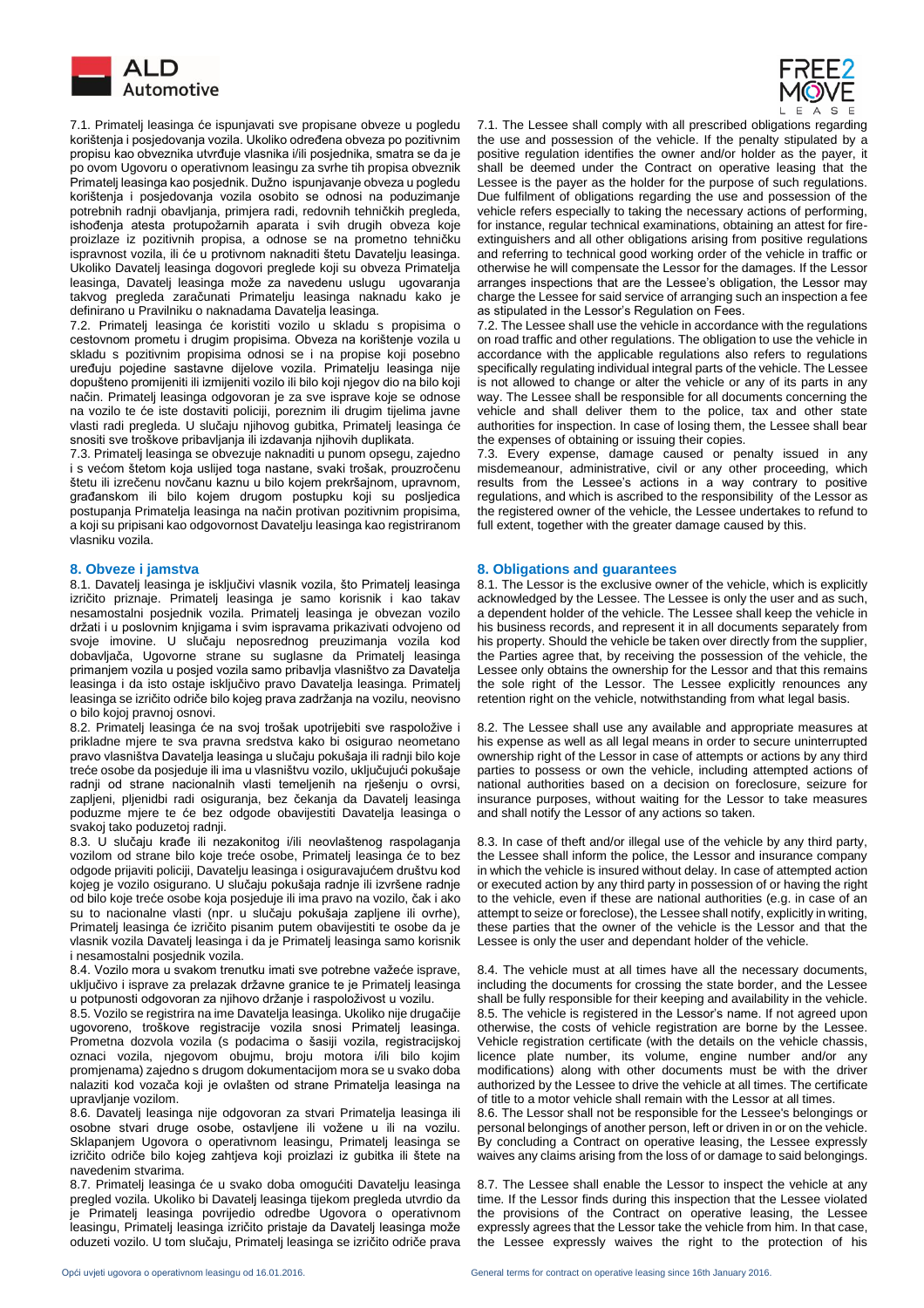7.1. Primatelj leasinga će ispunjavati sve propisane obveze u pogledu korištenja i posjedovanja vozila. Ukoliko određena obveza po pozitivnim propisu kao obveznika utvrđuje vlasnika i/ili posjednika, smatra se da je po ovom Ugovoru o operativnom leasingu za svrhe tih propisa obveznik Primatelj leasinga kao posjednik. Dužno ispunjavanje obveza u pogledu korištenja i posjedovanja vozila osobito se odnosi na poduzimanje potrebnih radnji obavljanja, primjera radi, redovnih tehničkih pregleda, ishođenja atesta protupožarnih aparata i svih drugih obveza koje proizlaze iz pozitivnih propisa, a odnose se na prometno tehničku ispravnost vozila, ili će u protivnom naknaditi štetu Davatelju leasinga. Ukoliko Davatelj leasinga dogovori preglede koji su obveza Primatelja leasinga, Davatelj leasinga može za navedenu uslugu ugovaranja takvog pregleda zaračunati Primatelju leasinga naknadu kako je definirano u Pravilniku o naknadama Davatelja leasinga.

7.2. Primatelj leasinga će koristiti vozilo u skladu s propisima o cestovnom prometu i drugim propisima. Obveza na korištenje vozila u skladu s pozitivnim propisima odnosi se i na propise koji posebno uređuju pojedine sastavne dijelove vozila. Primatelju leasinga nije dopušteno promijeniti ili izmijeniti vozilo ili bilo koji njegov dio na bilo koji način. Primatelj leasinga odgovoran je za sve isprave koje se odnose na vozilo te će iste dostaviti policiji, poreznim i drugim tijelima javne vlasti radi pregleda. U slučaju njihovog gubitka, Primatelj leasinga će snositi sve troškove pribavljanja ili izdavanja njihovih duplikata.

7.3. Primatelj leasinga se obvezuje naknaditi u punom opsegu, zajedno i s većom štetom koja uslijed toga nastane, svaki trošak, prouzročenu štetu ili izrečenu novčanu kaznu u bilo kojem prekršajnom, upravnom, građanskom ili bilo kojem drugom postupku koji su posljedica postupanja Primatelja leasinga na način protivan pozitivnim propisima, a koji su pripisani kao odgovornost Davatelju leasinga kao registriranom vlasniku vozila.

## 8. Obveze i jamstva

8.1. Davatelj leasinga je isključivi vlasnik vozila, što Primatelj leasinga izričito priznaje. Primatelj leasinga je samo korisnik i kao takav nesamostalni posjednik vozila. Primatelj leasinga je obvezan vozilo držati i u poslovnim knjigama i svim ispravama prikazivati odvojeno od svoje imovine. U slučaju neposrednog preuzimanja vozila kod dobavljača, Ugovorne strane su suglasne da Primatelj leasinga primanjem vozila u posjed vozila samo pribavlja vlasništvo za Davatelja leasinga i da isto ostaje isključivo pravo Davatelja leasinga. Primatelj leasinga se izričito odriče bilo kojeg prava zadržanja na vozilu, neovisno o bilo kojoj pravnoj osnovi.

8.2. Primatelj leasinga će na svoj trošak upotrijebiti sve raspoložive i prikladne mjere te sva pravna sredstva kako bi osigurao neometano pravo vlasništva Davatelja leasinga u slučaju pokušaja ili radnji bilo koje treće osobe da posjeduje ili ima u vlasništvu vozilo, uključujući pokušaje radnji od strane nacionalnih vlasti temeljenih na rješenju o ovrsi, zapljeni, pljenidbi radi osiguranja, bez čekanja da Davatelj leasinga poduzme mjere te će bez odgode obavijestiti Davatelja leasinga o svakoj tako poduzetoj radnji.

8.3. U slučaju krađe ili nezakonitog i/ili neovlaštenog raspolaganja vozilom od strane bilo koje treće osobe, Primatelj leasinga će to bez odgode prijaviti policiji, Davatelju leasinga i osiguravajućem društvu kod kojeg je vozilo osigurano. U slučaju pokušaja radnje ili izvršene radnje od bilo koje treće osobe koja posjeduje ili ima pravo na vozilo, čak i ako su to nacionalne vlasti (npr. u slučaju pokušaja zapljene ili ovrhe), Primatelj leasinga će izričito pisanim putem obavijestiti te osobe da je vlasnik vozila Davatelj leasinga i da je Primatelj leasinga samo korisnik i nesamostalni posjednik vozila.

8.4. Vozilo mora u svakom trenutku imati sve potrebne važeće isprave, uključivo i isprave za prelazak državne granice te je Primatelj leasinga u potpunosti odgovoran za njihovo držanje i raspoloživost u vozilu.

8.5. Vozilo se registrira na ime Davatelja leasinga. Ukoliko nije drugačije ugovoreno, troškove registracije vozila snosi Primatelj leasinga. Prometna dozvola vozila (s podacima o šasiji vozila, registracijskoj oznaci vozila, njegovom obujmu, broju motora i/ili bilo kojim promjenama) zajedno s drugom dokumentacijom mora se u svako doba nalaziti kod vozača koji je ovlašten od strane Primatelja leasinga na upravljanje vozilom.

8.6. Davatelj leasinga nije odgovoran za stvari Primatelja leasinga ili osobne stvari druge osobe, ostavljene ili vožene u ili na vozilu. Sklapanjem Ugovora o operativnom leasingu, Primatelj leasinga se izričito odriče bilo kojeg zahtjeva koji proizlazi iz gubitka ili štete na navedenim stvarima.

8.7. Primatelj leasinga će u svako doba omogućiti Davatelju leasinga pregled vozila. Ukoliko bi Davatelj leasinga tijekom pregleda utvrdio da je Primatelj leasinga povrijedio odredbe Ugovora o operativnom leasingu, Primatelj leasinga izričito pristaje da Davatelj leasinga može oduzeti vozilo. U tom slučaju, Primatelj leasinga se izričito odriče prava

7.1. The Lessee shall comply with all prescribed obligations regarding the use and possession of the vehicle. If the penalty stipulated by a positive regulation identifies the owner and/or holder as the payer, it shall be deemed under the Contract on operative leasing that the Lessee is the payer as the holder for the purpose of such regulations. Due fulfilment of obligations regarding the use and possession of the vehicle refers especially to taking the necessary actions of performing, for instance, regular technical examinations, obtaining an attest for fire-extinguishers and all other obligations arising from positive regulations and referring to technical good working order of the vehicle in traffic or otherwise he will compensate the Lessor for the damages. If the Lessor arranges inspections that are the Lessee's obligation, the Lessor may charge the Lessee for said service of arranging such an inspection a fee as stipulated in the Lessor's Regulation on Fees.

7.2. The Lessee shall use the vehicle in accordance with the regulations on road traffic and other regulations. The obligation to use the vehicle in accordance with the applicable regulations also refers to regulations specifically regulating individual integral parts of the vehicle. The Lessee is not allowed to change or alter the vehicle or any of its parts in any way. The Lessee shall be responsible for all documents concerning the vehicle and shall deliver them to the police, tax and other state authorities for inspection. In case of losing them, the Lessee shall bear the expenses of obtaining or issuing their copies.

7.3. Every expense, damage caused or penalty issued in any misdemeanour, administrative, civil or any other proceeding, which results from the Lessee's actions in a way contrary to positive regulations, and which is ascribed to the responsibility of the Lessor as the registered owner of the vehicle, the Lessee undertakes to refund to full extent, together with the greater damage caused by this.

## 8. Obligations and guarantees

8.1. The Lessor is the exclusive owner of the vehicle, which is explicitly acknowledged by the Lessee. The Lessee is only the user and as such, a dependent holder of the vehicle. The Lessee shall keep the vehicle in his business records, and represent it in all documents separately from his property. Should the vehicle be taken over directly from the supplier, the Parties agree that, by receiving the possession of the vehicle, the Lessee only obtains the ownership for the Lessor and that this remains the sole right of the Lessor. The Lessee explicitly renounces any retention right on the vehicle, notwithstanding from what legal basis.

8.2. The Lessee shall use any available and appropriate measures at his expense as well as all legal means in order to secure uninterrupted ownership right of the Lessor in case of attempts or actions by any third parties to possess or own the vehicle, including attempted actions of national authorities based on a decision on foreclosure, seizure for insurance purposes, without waiting for the Lessor to take measures and shall notify the Lessor of any actions so taken.

8.3. In case of theft and/or illegal use of the vehicle by any third party, the Lessee shall inform the police, the Lessor and insurance company in which the vehicle is insured without delay. In case of attempted action or executed action by any third party in possession of or having the right to the vehicle, even if these are national authorities (e.g. in case of an attempt to seize or foreclose), the Lessee shall notify, explicitly in writing, these parties that the owner of the vehicle is the Lessor and that the Lessee is only the user and dependant holder of the vehicle.

8.4. The vehicle must at all times have all the necessary documents, including the documents for crossing the state border, and the Lessee shall be fully responsible for their keeping and availability in the vehicle.

8.5. The vehicle is registered in the Lessor's name. If not agreed upon otherwise, the costs of vehicle registration are borne by the Lessee. Vehicle registration certificate (with the details on the vehicle chassis, licence plate number, its volume, engine number and/or any modifications) along with other documents must be with the driver authorized by the Lessee to drive the vehicle at all times. The certificate of title to a motor vehicle shall remain with the Lessor at all times.

8.6. The Lessor shall not be responsible for the Lessee's belongings or personal belongings of another person, left or driven in or on the vehicle. By concluding a Contract on operative leasing, the Lessee expressly waives any claims arising from the loss of or damage to said belongings.

8.7. The Lessee shall enable the Lessor to inspect the vehicle at any time. If the Lessor finds during this inspection that the Lessee violated the provisions of the Contract on operative leasing, the Lessee expressly agrees that the Lessor take the vehicle from him. In that case, the Lessee expressly waives the right to the protection of his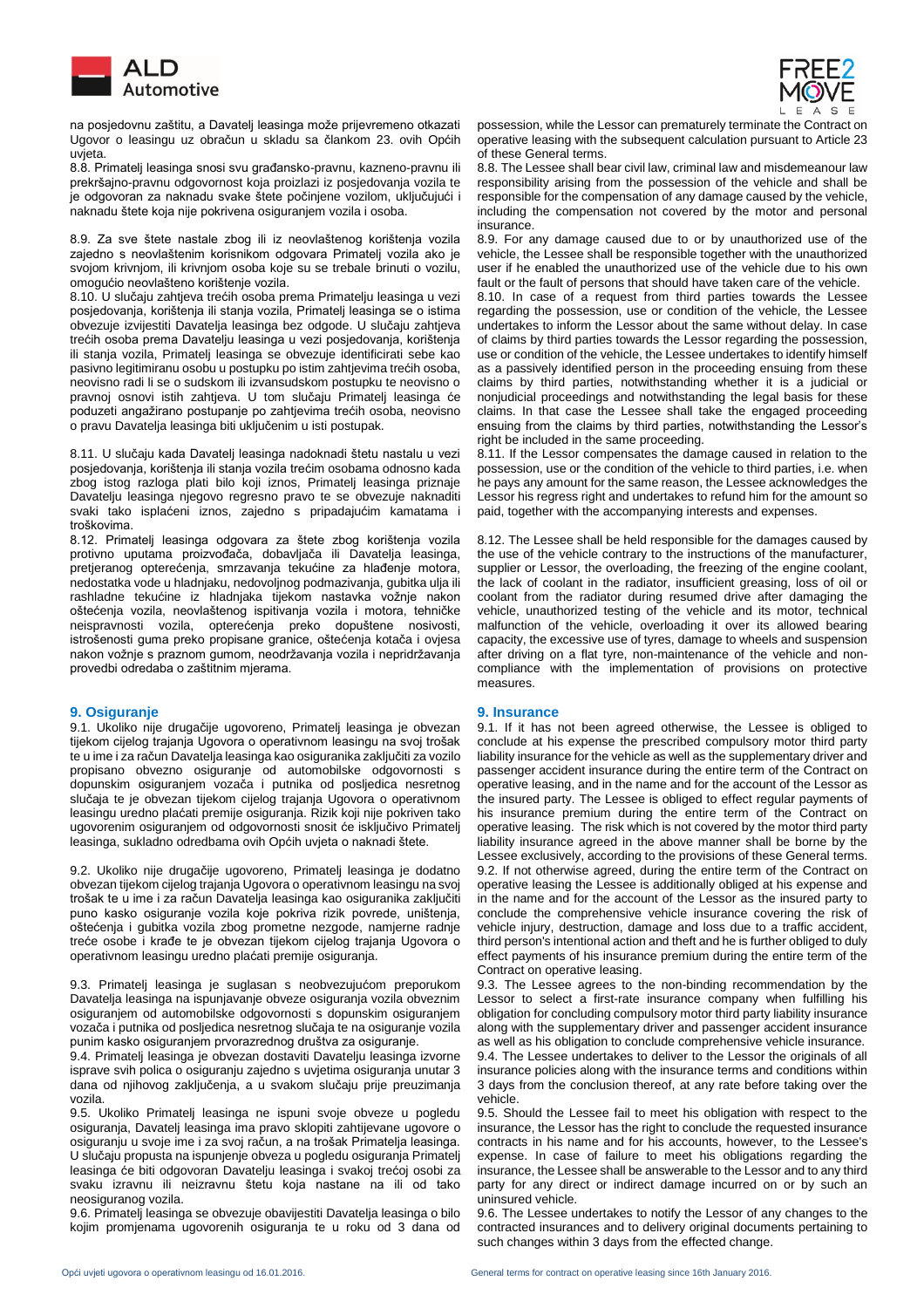na posjedovnu zaštitu, a Davatelj leasinga može prijevremeno otkazati Ugovor o leasingu uz obračun u skladu sa člankom 23. ovih Općih uvjeta.

8.8. Primatelj leasinga snosi svu građansko-pravnu, kazneno-pravnu ili prekršajno-pravnu odgovornost koja proizlazi iz posjedovanja vozila te je odgovoran za naknadu svake štete počinjene vozilom, uključujući i naknadu štete koja nije pokrivena osiguranjem vozila i osoba.

8.9. Za sve štete nastale zbog ili iz neovlaštenog korištenja vozila zajedno s neovlaštenim korisnikom odgovara Primatelj vozila ako je svojom krivnjom, ili krivnjom osoba koje su se trebale brinuti o vozilu, omogućio neovlašteno korištenje vozila.

8.10. U slučaju zahtjeva trećih osoba prema Primatelju leasinga u vezi posjedovanja, korištenja ili stanja vozila, Primatelj leasinga se o istima obvezuje izvijestiti Davatelja leasinga bez odgode. U slučaju zahtjeva trećih osoba prema Davatelju leasinga u vezi posjedovanja, korištenja ili stanja vozila, Primatelj leasinga se obvezuje identificirati sebe kao pasivno legitimiranu osobu u postupku po istim zahtjevima trećih osoba, neovisno radi li se o sudskom ili izvansudskom postupku te neovisno o pravnoj osnovi istih zahtjeva. U tom slučaju Primatelj leasinga će poduzeti angažirano postupanje po zahtjevima trećih osoba, neovisno o pravu Davatelja leasinga biti uključenim u isti postupak.

8.11. U slučaju kada Davatelj leasinga nadoknadi štetu nastalu u vezi posjedovanja, korištenja ili stanja vozila trećim osobama odnosno kada zbog istog razloga plati bilo koji iznos, Primatelj leasinga priznaje Davatelju leasinga njegovo regresno pravo te se obvezuje naknaditi svaki tako isplaćeni iznos, zajedno s pripadajućim kamatama i troškovima.

8.12. Primatelj leasinga odgovara za štete zbog korištenja vozila protivno uputama proizvođača, dobavljača ili Davatelja leasinga, pretjeranog opterećenja, smrzavanja tekućine za hlađenje motora, nedostatka vode u hladnjaku, nedovoljnog podmazivanja, gubitka ulja ili rashladne tekućine iz hladnjaka tijekom nastavka vožnje nakon oštećenja vozila, neovlaštenog ispitivanja vozila i motora, tehničke neispravnosti vozila, opterećenja preko dopuštene nosivosti, istrošenosti guma preko propisane granice, oštećenja kotača i ovjesa nakon vožnje s praznom gumom, neodržavanja vozila i nepridržavanja provedbi odredaba o zaštitnim mjerama.

## 9. Osiguranje

9.1. Ukoliko nije drugačije ugovoreno, Primatelj leasinga je obvezan tijekom cijelog trajanja Ugovora o operativnom leasingu na svoj trošak te u ime i za račun Davatelja leasinga kao osiguranika zaključiti za vozilo propisano obvezno osiguranje od automobilske odgovornosti s dopunskim osiguranjem vozača i putnika od posljedica nesretnog slučaja te je obvezan tijekom cijelog trajanja Ugovora o operativnom leasingu uredno plaćati premije osiguranja. Rizik koji nije pokriven tako ugovorenim osiguranjem od odgovornosti snosit će isključivo Primatelj leasinga, sukladno odredbama ovih Općih uvjeta o naknadi štete.

9.2. Ukoliko nije drugačije ugovoreno, Primatelj leasinga je dodatno obvezan tijekom cijelog trajanja Ugovora o operativnom leasingu na svoj trošak te u ime i za račun Davatelja leasinga kao osiguranika zaključiti puno kasko osiguranje vozila koje pokriva rizik povrede, uništenja, oštećenja i gubitka vozila zbog prometne nezgode, namjerne radnje treće osobe i krađe te je obvezan tijekom cijelog trajanja Ugovora o operativnom leasingu uredno plaćati premije osiguranja.

9.3. Primatelj leasinga je suglasan s neobvezujućom preporukom Davatelja leasinga na ispunjavanje obveze osiguranja vozila obveznim osiguranjem od automobilske odgovornosti s dopunskim osiguranjem vozača i putnika od posljedica nesretnog slučaja te na osiguranje vozila punim kasko osiguranjem prvorazrednog društva za osiguranje.

9.4. Primatelj leasinga je obvezan dostaviti Davatelju leasinga izvorne isprave svih polica o osiguranju zajedno s uvjetima osiguranja unutar 3 dana od njihovog zaključenja, a u svakom slučaju prije preuzimanja vozila.

9.5. Ukoliko Primatelj leasinga ne ispuni svoje obveze u pogledu osiguranja, Davatelj leasinga ima pravo sklopiti zahtijevane ugovore o osiguranju u svoje ime i za svoj račun, a na trošak Primatelja leasinga. U slučaju propusta na ispunjenje obveza u pogledu osiguranja Primatelj leasinga će biti odgovoran Davatelju leasinga i svakoj trećoj osobi za svaku izravnu ili neizravnu štetu koja nastane na ili od tako neosiguranog vozila.

9.6. Primatelj leasinga se obvezuje obavijestiti Davatelja leasinga o bilo kojim promjenama ugovorenih osiguranja te u roku od 3 dana od

possession, while the Lessor can prematurely terminate the Contract on operative leasing with the subsequent calculation pursuant to Article 23 of these General terms.

8.8. The Lessee shall bear civil law, criminal law and misdemeanour law responsibility arising from the possession of the vehicle and shall be responsible for the compensation of any damage caused by the vehicle, including the compensation not covered by the motor and personal insurance.

8.9. For any damage caused due to or by unauthorized use of the vehicle, the Lessee shall be responsible together with the unauthorized user if he enabled the unauthorized use of the vehicle due to his own fault or the fault of persons that should have taken care of the vehicle.

8.10. In case of a request from third parties towards the Lessee regarding the possession, use or condition of the vehicle, the Lessee undertakes to inform the Lessor about the same without delay. In case of claims by third parties towards the Lessor regarding the possession, use or condition of the vehicle, the Lessee undertakes to identify himself as a passively identified person in the proceeding ensuing from these claims by third parties, notwithstanding whether it is a judicial or nonjudicial proceedings and notwithstanding the legal basis for these claims. In that case the Lessee shall take the engaged proceeding ensuing from the claims by third parties, notwithstanding the Lessor's right be included in the same proceeding.

8.11. If the Lessor compensates the damage caused in relation to the possession, use or the condition of the vehicle to third parties, i.e. when he pays any amount for the same reason, the Lessee acknowledges the Lessor his regress right and undertakes to refund him for the amount so paid, together with the accompanying interests and expenses.

8.12. The Lessee shall be held responsible for the damages caused by the use of the vehicle contrary to the instructions of the manufacturer, supplier or Lessor, the overloading, the freezing of the engine coolant, the lack of coolant in the radiator, insufficient greasing, loss of oil or coolant from the radiator during resumed drive after damaging the vehicle, unauthorized testing of the vehicle and its motor, technical malfunction of the vehicle, overloading it over its allowed bearing capacity, the excessive use of tyres, damage to wheels and suspension after driving on a flat tyre, non-maintenance of the vehicle and non-compliance with the implementation of provisions on protective measures.

## 9. Insurance

9.1. If it has not been agreed otherwise, the Lessee is obliged to conclude at his expense the prescribed compulsory motor third party liability insurance for the vehicle as well as the supplementary driver and passenger accident insurance during the entire term of the Contract on operative leasing, and in the name and for the account of the Lessor as the insured party. The Lessee is obliged to effect regular payments of his insurance premium during the entire term of the Contract on operative leasing. The risk which is not covered by the motor third party liability insurance agreed in the above manner shall be borne by the Lessee exclusively, according to the provisions of these General terms.

9.2. If not otherwise agreed, during the entire term of the Contract on operative leasing the Lessee is additionally obliged at his expense and in the name and for the account of the Lessor as the insured party to conclude the comprehensive vehicle insurance covering the risk of vehicle injury, destruction, damage and loss due to a traffic accident, third person's intentional action and theft and he is further obliged to duly effect payments of his insurance premium during the entire term of the Contract on operative leasing.

9.3. The Lessee agrees to the non-binding recommendation by the Lessor to select a first-rate insurance company when fulfilling his obligation for concluding compulsory motor third party liability insurance along with the supplementary driver and passenger accident insurance as well as his obligation to conclude comprehensive vehicle insurance.

9.4. The Lessee undertakes to deliver to the Lessor the originals of all insurance policies along with the insurance terms and conditions within 3 days from the conclusion thereof, at any rate before taking over the vehicle.

9.5. Should the Lessee fail to meet his obligation with respect to the insurance, the Lessor has the right to conclude the requested insurance contracts in his name and for his accounts, however, to the Lessee's expense. In case of failure to meet his obligations regarding the insurance, the Lessee shall be answerable to the Lessor and to any third party for any direct or indirect damage incurred on or by such an uninsured vehicle.

9.6. The Lessee undertakes to notify the Lessor of any changes to the contracted insurances and to delivery original documents pertaining to such changes within 3 days from the effected change.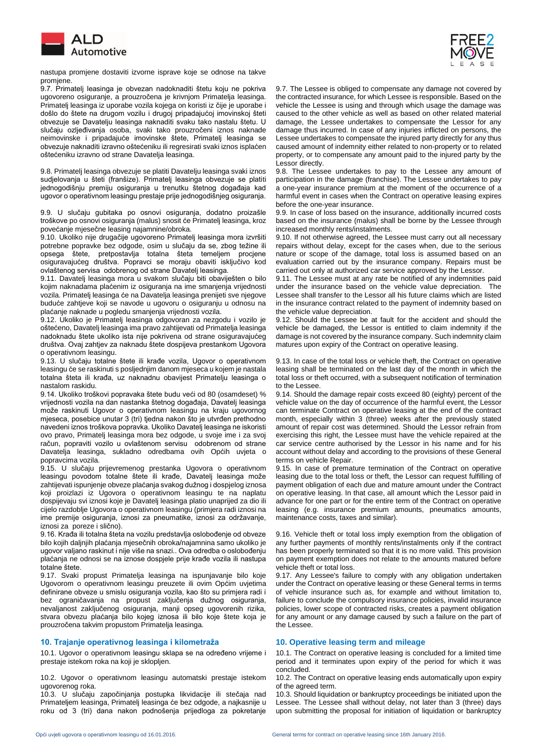nastupa promjene dostaviti izvorne isprave koje se odnose na takve promjene.

9.7. Primatelj leasinga je obvezan nadoknaditi štetu koju ne pokriva ugovoreno osiguranje, a prouzročena je krivnjom Primatelja leasinga. Primatelj leasinga iz uporabe vozila kojega on koristi iz čije je uporabe i došlo do štete na drugom vozilu i drugoj pripadajućoj imovinskoj šteti obvezuje se Davatelju leasinga naknaditi svaku tako nastalu štetu. U slučaju ozljeđivanja osoba, svaki tako prouzročeni iznos naknade neimovinske i pripadajuće imovinske štete, Primatelj leasinga se obvezuje naknaditi izravno oštećeniku ili regresirati svaki iznos isplaćen oštećeniku izravno od strane Davatelja leasinga.

9.8. Primatelj leasinga obvezuje se platiti Davatelju leasinga svaki iznos sudjelovanja u šteti (franšize). Primatelj leasinga obvezuje se platiti jednogodišnju premiju osiguranja u trenutku štetnog događaja kad ugovor o operativnom leasingu prestaje prije jednogodišnjeg osiguranja.

9.9. U slučaju gubitaka po osnovi osiguranja, dodatno proizašle troškove po osnovi osiguranja (malus) snosit će Primatelj leasinga, kroz povećanje mjesečne leasing najamnine/obroka.

9.10. Ukoliko nije drugačije ugovoreno Primatelj leasinga mora izvršiti potrebne popravke bez odgode, osim u slučaju da se, zbog težine ili opsega štete, pretpostavlja totalna šteta temeljem procjene osiguravajućeg društva. Popravci se moraju obaviti isključivo kod ovlaštenog servisa odobrenog od strane Davatelj leasinga.

9.11. Davatelj leasinga mora u svakom slučaju biti obaviješten o bilo kojim naknadama plaćenim iz osiguranja na ime smanjenja vrijednosti vozila. Primatelj leasinga će na Davatelja leasinga prenijeti sve njegove buduće zahtjeve koji se navode u ugovoru o osiguranju u odnosu na plaćanje naknade u pogledu smanjenja vrijednosti vozila.

9.12. Ukoliko je Primatelj leasinga odgovoran za nezgodu i vozilo je oštećeno, Davatelj leasinga ima pravo zahtijevati od Primatelja leasinga nadoknadu štete ukoliko ista nije pokrivena od strane osiguravajućeg društva. Ovaj zahtjev za naknadu štete dospijeva prestankom Ugovora o operativnom leasingu.

9.13. U slučaju totalne štete ili krađe vozila, Ugovor o operativnom leasingu će se raskinuti s posljednjim danom mjeseca u kojem je nastala totalna šteta ili krađa, uz naknadnu obavijest Primatelju leasinga o nastalom raskidu.

9.14. Ukoliko troškovi popravaka štete budu veći od 80 (osamdeset) % vrijednosti vozila na dan nastanka štetnog događaja, Davatelj leasinga može raskinuti Ugovor o operativnom leasingu na kraju ugovornog mjeseca, posebice unutar 3 (tri) tjedna nakon što je utvrđen prethodno navedeni iznos troškova popravka. Ukoliko Davatelj leasinga ne iskoristi ovo pravo, Primatelj leasinga mora bez odgode, u svoje ime i za svoj račun, popraviti vozilo u ovlaštenom servisu odobrenom od strane Davatelja leasinga, sukladno odredbama ovih Općih uvjeta o popravcima vozila.

9.15. U slučaju prijevremenog prestanka Ugovora o operativnom leasingu povodom totalne štete ili krađe, Davatelj leasinga može zahtijevati ispunjenje obveze plaćanja svakog dužnog i dospjelog iznosa koji proizlazi iz Ugovora o operativnom leasingu te na naplatu dospijevaju svi iznosi koje je Davatelj leasinga platio unaprijed za dio ili cijelo razdoblje Ugovora o operativnom leasingu (primjera radi iznosi na ime premije osiguranja, iznosi za pneumatike, iznosi za održavanje, iznosi za poreze i slično).

9.16. Krađa ili totalna šteta na vozilu predstavlja oslobođenje od obveze bilo kojih daljnjih plaćanja mjesečnih obroka/najamnina samo ukoliko je ugovor valjano raskinut i nije više na snazi.. Ova odredba o oslobođenju plaćanja ne odnosi se na iznose dospjele prije krađe vozila ili nastupa totalne štete.

9.17. Svaki propust Primatelja leasinga na ispunjavanje bilo koje Ugovorom o operativnom leasingu preuzete ili ovim Općim uvjetima definirane obveze u smislu osiguranja vozila, kao što su primjera radi i bez ograničavanja na propust zaključenja dužnog osiguranja, nevaljanost zaključenog osiguranja, manji opseg ugovorenih rizika, stvara obvezu plaćanja bilo kojeg iznosa ili bilo koje štete koja je prouzročena takvim propustom Primatelja leasinga.

## 10. Trajanje operativnog leasinga i kilometraža

10.1. Ugovor o operativnom leasingu sklapa se na određeno vrijeme i prestaje istekom roka na koji je sklopljen.

10.2. Ugovor o operativnom leasingu automatski prestaje istekom ugovorenog roka.

10.3. U slučaju započinjanja postupka likvidacije ili stečaja nad Primateljem leasinga, Primatelj leasinga će bez odgode, a najkasnije u roku od 3 (tri) dana nakon podnošenja prijedloga za pokretanje

9.7. The Lessee is obliged to compensate any damage not covered by the contracted insurance, for which Lessee is responsible. Based on the vehicle the Lessee is using and through which usage the damage was caused to the other vehicle as well as based on other related material damage, the Lessee undertakes to compensate the Lessor for any damage thus incurred. In case of any injuries inflicted on persons, the Lessee undertakes to compensate the injured party directly for any thus caused amount of indemnity either related to non-property or to related property, or to compensate any amount paid to the injured party by the Lessor directly.

9.8. The Lessee undertakes to pay to the Lessee any amount of participation in the damage (franchise). The Lessee undertakes to pay a one-year insurance premium at the moment of the occurrence of a harmful event in cases when the Contract on operative leasing expires before the one-year insurance.

9.9. In case of loss based on the insurance, additionally incurred costs based on the insurance (malus) shall be borne by the Lessee through increased monthly rents/instalments.

9.10. If not otherwise agreed, the Lessee must carry out all necessary repairs without delay, except for the cases when, due to the serious nature or scope of the damage, total loss is assumed based on an evaluation carried out by the insurance company. Repairs must be carried out only at authorized car service approved by the Lessor.

9.11. The Lessee must at any rate be notified of any indemnities paid under the insurance based on the vehicle value depreciation. The Lessee shall transfer to the Lessor all his future claims which are listed in the insurance contract related to the payment of indemnity based on the vehicle value depreciation.

9.12. Should the Lessee be at fault for the accident and should the vehicle be damaged, the Lessor is entitled to claim indemnity if the damage is not covered by the insurance company. Such indemnity claim matures upon expiry of the Contract on operative leasing.

9.13. In case of the total loss or vehicle theft, the Contract on operative leasing shall be terminated on the last day of the month in which the total loss or theft occurred, with a subsequent notification of termination to the Lessee.

9.14. Should the damage repair costs exceed 80 (eighty) percent of the vehicle value on the day of occurrence of the harmful event, the Lessor can terminate Contract on operative leasing at the end of the contract month, especially within 3 (three) weeks after the previously stated amount of repair cost was determined. Should the Lessor refrain from exercising this right, the Lessee must have the vehicle repaired at the car service centre authorised by the Lessor in his name and for his account without delay and according to the provisions of these General terms on vehicle Repair.

9.15. In case of premature termination of the Contract on operative leasing due to the total loss or theft, the Lessor can request fulfilling of payment obligation of each due and mature amount under the Contract on operative leasing. In that case, all amount which the Lessor paid in advance for one part or for the entire term of the Contract on operative leasing (e.g. insurance premium amounts, pneumatics amounts, maintenance costs, taxes and similar).

9.16. Vehicle theft or total loss imply exemption from the obligation of any further payments of monthly rents/instalments only if the contract has been properly terminated so that it is no more valid. This provision on payment exemption does not relate to the amounts matured before vehicle theft or total loss.

9.17. Any Lessee's failure to comply with any obligation undertaken under the Contract on operative leasing or these General terms in terms of vehicle insurance such as, for example and without limitation to, failure to conclude the compulsory insurance policies, invalid insurance policies, lower scope of contracted risks, creates a payment obligation for any amount or any damage caused by such a failure on the part of the Lessee.

## 10. Operative leasing term and mileage

10.1. The Contract on operative leasing is concluded for a limited time period and it terminates upon expiry of the period for which it was concluded.

10.2. The Contract on operative leasing ends automatically upon expiry of the agreed term.

10.3. Should liquidation or bankruptcy proceedings be initiated upon the Lessee. The Lessee shall without delay, not later than 3 (three) days upon submitting the proposal for initiation of liquidation or bankruptcy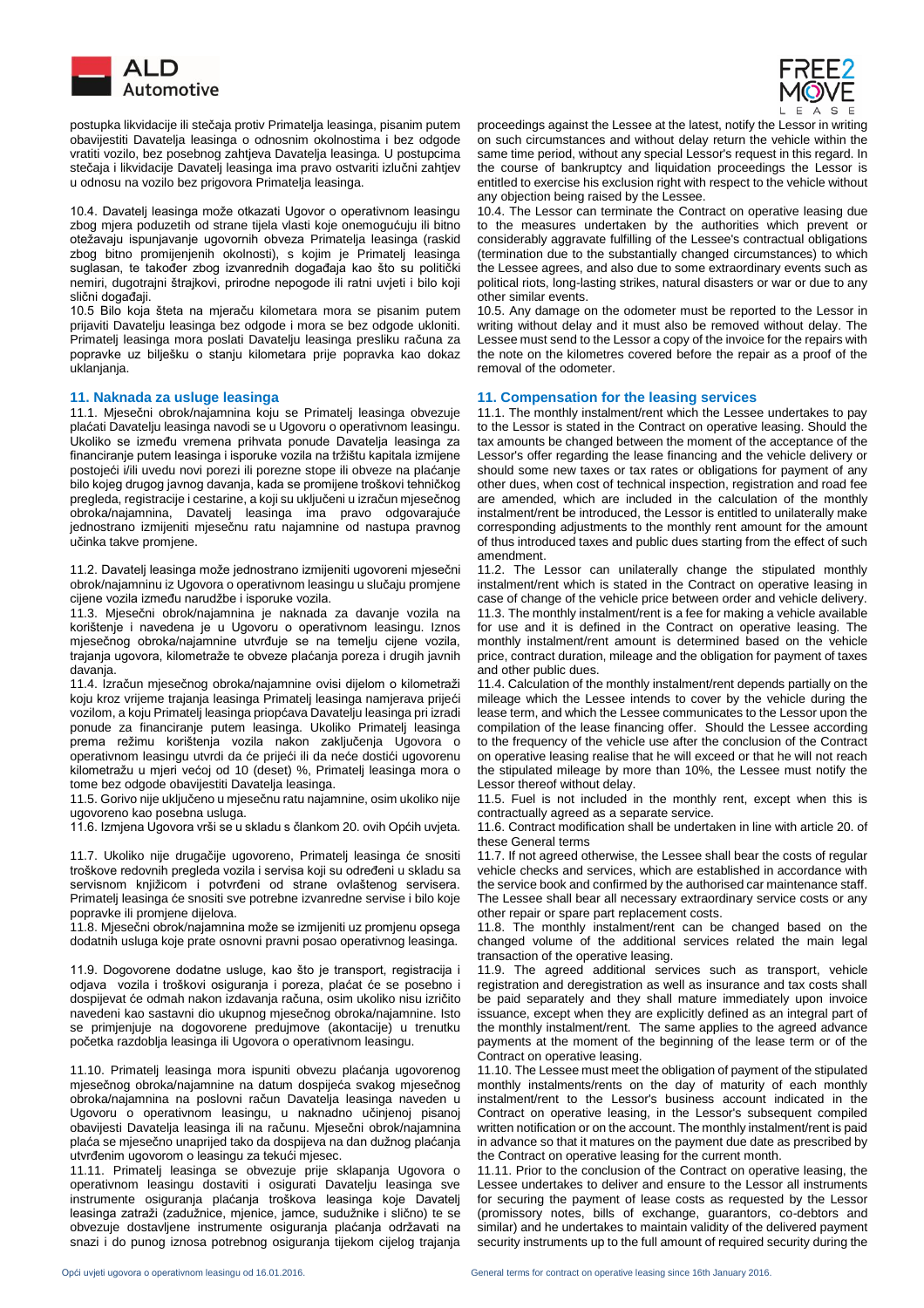postupka likvidacije ili stečaja protiv Primatelja leasinga, pisanim putem obavijestiti Davatelja leasinga o odnosnim okolnostima i bez odgode vratiti vozilo, bez posebnog zahtjeva Davatelja leasinga. U postupcima stečaja i likvidacije Davatelj leasinga ima pravo ostvariti izlučni zahtjev u odnosu na vozilo bez prigovora Primatelja leasinga.

10.4. Davatelj leasinga može otkazati Ugovor o operativnom leasingu zbog mjera poduzetih od strane tijela vlasti koje onemogućuju ili bitno otežavaju ispunjavanje ugovornih obveza Primatelja leasinga (raskid zbog bitno promijenjenih okolnosti), s kojim je Primatelj leasinga suglasan, te također zbog izvanrednih događaja kao što su politički nemiri, dugotrajni štrajkovi, prirodne nepogode ili ratni uvjeti i bilo koji slični događaji.

10.5 Bilo koja šteta na mjeraču kilometara mora se pisanim putem prijaviti Davatelju leasinga bez odgode i mora se bez odgode ukloniti. Primatelj leasinga mora poslati Davatelju leasinga presliku računa za popravke uz bilješku o stanju kilometara prije popravka kao dokaz uklanjanja.

## 11. Naknada za usluge leasinga

11.1. Mjesečni obrok/najamnina koju se Primatelj leasinga obvezuje plaćati Davatelju leasinga navodi se u Ugovoru o operativnom leasingu. Ukoliko se između vremena prihvata ponude Davatelja leasinga za financiranje putem leasinga i isporuke vozila na tržištu kapitala izmijene postojeći i/ili uvedu novi porezi ili porezne stope ili obveze na plaćanje bilo kojeg drugog javnog davanja, kada se promijene troškovi tehničkog pregleda, registracije i cestarine, a koji su uključeni u izračun mjesečnog obroka/najamnina, Davatelj leasinga ima pravo odgovarajuće jednostrano izmijeniti mjesečnu ratu najamnine od nastupa pravnog učinka takve promjene.

11.2. Davatelj leasinga može jednostrano izmijeniti ugovoreni mjesečni obrok/najamninu iz Ugovora o operativnom leasingu u slučaju promjene cijene vozila između narudžbe i isporuke vozila.

11.3. Mjesečni obrok/najamnina je naknada za davanje vozila na korištenje i navedena je u Ugovoru o operativnom leasingu. Iznos mjesečnog obroka/najamnine utvrđuje se na temelju cijene vozila, trajanja ugovora, kilometraže te obveze plaćanja poreza i drugih javnih davanja.

11.4. Izračun mjesečnog obroka/najamnine ovisi dijelom o kilometraži koju kroz vrijeme trajanja leasinga Primatelj leasinga namjerava prijeći vozilom, a koju Primatelj leasinga priopćava Davatelju leasinga pri izradi ponude za financiranje putem leasinga. Ukoliko Primatelj leasinga prema režimu korištenja vozila nakon zaključenja Ugovora o operativnom leasingu utvrdi da će prijeći ili da neće dostići ugovorenu kilometražu u mjeri većoj od 10 (deset) %, Primatelj leasinga mora o tome bez odgode obavijestiti Davatelja leasinga.

11.5. Gorivo nije uključeno u mjesečnu ratu najamnine, osim ukoliko nije ugovoreno kao posebna usluga.

11.6. Izmjena Ugovora vrši se u skladu s člankom 20. ovih Općih uvjeta.

11.7. Ukoliko nije drugačije ugovoreno, Primatelj leasinga će snositi troškove redovnih pregleda vozila i servisa koji su određeni u skladu sa servisnom knjižicom i potvrđeni od strane ovlaštenog servisera. Primatelj leasinga će snositi sve potrebne izvanredne servise i bilo koje popravke ili promjene dijelova.

11.8. Mjesečni obrok/najamnina može se izmijeniti uz promjenu opsega dodatnih usluga koje prate osnovni pravni posao operativnog leasinga.

11.9. Dogovorene dodatne usluge, kao što je transport, registracija i odjava vozila i troškovi osiguranja i poreza, plaćat će se posebno i dospijevat će odmah nakon izdavanja računa, osim ukoliko nisu izričito navedeni kao sastavni dio ukupnog mjesečnog obroka/najamnine. Isto se primjenjuje na dogovorene predujmove (akontacije) u trenutku početka razdoblja leasinga ili Ugovora o operativnom leasingu.

11.10. Primatelj leasinga mora ispuniti obvezu plaćanja ugovorenog mjesečnog obroka/najamnine na datum dospijeća svakog mjesečnog obroka/najamnina na poslovni račun Davatelja leasinga naveden u Ugovoru o operativnom leasingu, u naknadno učinjenoj pisanoj obavijesti Davatelja leasinga ili na računu. Mjesečni obrok/najamnina plaća se mjesečno unaprijed tako da dospijeva na dan dužnog plaćanja utvrđenim ugovorom o leasingu za tekući mjesec.

11.11. Primatelj leasinga se obvezuje prije sklapanja Ugovora o operativnom leasingu dostaviti i osigurati Davatelju leasinga sve instrumente osiguranja plaćanja troškova leasinga koje Davatelj leasinga zatraži (zadužnice, mjenice, jamce, sudužnike i slično) te se obvezuje dostavljene instrumente osiguranja plaćanja održavati na snazi i do punog iznosa potrebnog osiguranja tijekom cijelog trajanja

proceedings against the Lessee at the latest, notify the Lessor in writing on such circumstances and without delay return the vehicle within the same time period, without any special Lessor's request in this regard. In the course of bankruptcy and liquidation proceedings the Lessor is entitled to exercise his exclusion right with respect to the vehicle without any objection being raised by the Lessee.

10.4. The Lessor can terminate the Contract on operative leasing due to the measures undertaken by the authorities which prevent or considerably aggravate fulfilling of the Lessee's contractual obligations (termination due to the substantially changed circumstances) to which the Lessee agrees, and also due to some extraordinary events such as political riots, long-lasting strikes, natural disasters or war or due to any other similar events.

10.5. Any damage on the odometer must be reported to the Lessor in writing without delay and it must also be removed without delay. The Lessee must send to the Lessor a copy of the invoice for the repairs with the note on the kilometres covered before the repair as a proof of the removal of the odometer.

## 11. Compensation for the leasing services

11.1. The monthly instalment/rent which the Lessee undertakes to pay to the Lessor is stated in the Contract on operative leasing. Should the tax amounts be changed between the moment of the acceptance of the Lessor's offer regarding the lease financing and the vehicle delivery or should some new taxes or tax rates or obligations for payment of any other dues, when cost of technical inspection, registration and road fee are amended, which are included in the calculation of the monthly instalment/rent be introduced, the Lessor is entitled to unilaterally make corresponding adjustments to the monthly rent amount for the amount of thus introduced taxes and public dues starting from the effect of such amendment.

11.2. The Lessor can unilaterally change the stipulated monthly instalment/rent which is stated in the Contract on operative leasing in case of change of the vehicle price between order and vehicle delivery.

11.3. The monthly instalment/rent is a fee for making a vehicle available for use and it is defined in the Contract on operative leasing. The monthly instalment/rent amount is determined based on the vehicle price, contract duration, mileage and the obligation for payment of taxes and other public dues.

11.4. Calculation of the monthly instalment/rent depends partially on the mileage which the Lessee intends to cover by the vehicle during the lease term, and which the Lessee communicates to the Lessor upon the compilation of the lease financing offer. Should the Lessee according to the frequency of the vehicle use after the conclusion of the Contract on operative leasing realise that he will exceed or that he will not reach the stipulated mileage by more than 10%, the Lessee must notify the Lessor thereof without delay.

11.5. Fuel is not included in the monthly rent, except when this is contractually agreed as a separate service.

11.6. Contract modification shall be undertaken in line with article 20. of these General terms

11.7. If not agreed otherwise, the Lessee shall bear the costs of regular vehicle checks and services, which are established in accordance with the service book and confirmed by the authorised car maintenance staff. The Lessee shall bear all necessary extraordinary service costs or any other repair or spare part replacement costs.

11.8. The monthly instalment/rent can be changed based on the changed volume of the additional services related the main legal transaction of the operative leasing.

11.9. The agreed additional services such as transport, vehicle registration and deregistration as well as insurance and tax costs shall be paid separately and they shall mature immediately upon invoice issuance, except when they are explicitly defined as an integral part of the monthly instalment/rent. The same applies to the agreed advance payments at the moment of the beginning of the lease term or of the Contract on operative leasing.

11.10. The Lessee must meet the obligation of payment of the stipulated monthly instalments/rents on the day of maturity of each monthly instalment/rent to the Lessor's business account indicated in the Contract on operative leasing, in the Lessor's subsequent compiled written notification or on the account. The monthly instalment/rent is paid in advance so that it matures on the payment due date as prescribed by the Contract on operative leasing for the current month.

11.11. Prior to the conclusion of the Contract on operative leasing, the Lessee undertakes to deliver and ensure to the Lessor all instruments for securing the payment of lease costs as requested by the Lessor (promissory notes, bills of exchange, guarantors, co-debtors and similar) and he undertakes to maintain validity of the delivered payment security instruments up to the full amount of required security during the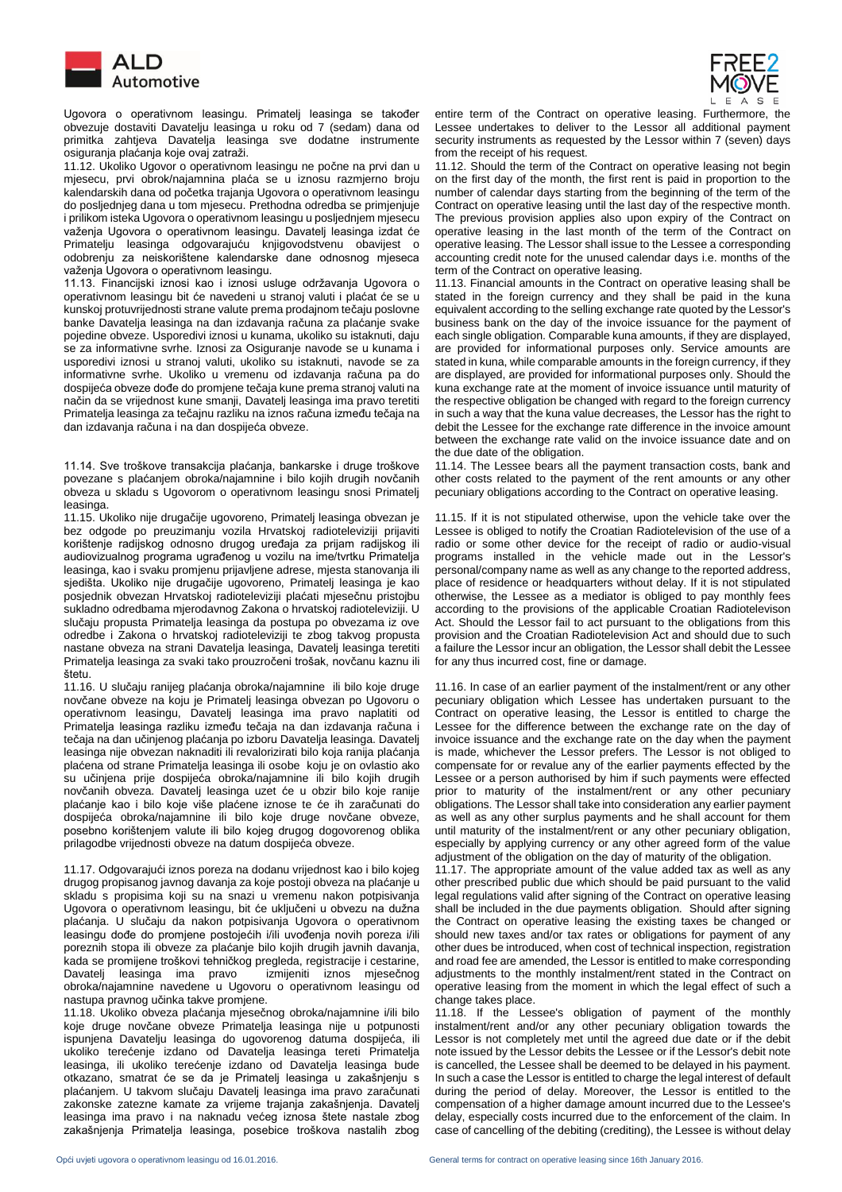Ugovora o operativnom leasingu. Primatelj leasinga se također obvezuje dostaviti Davatelju leasinga u roku od 7 (sedam) dana od primitka zahtjeva Davatelja leasinga sve dodatne instrumente osiguranja plaćanja koje ovaj zatraži.

11.12. Ukoliko Ugovor o operativnom leasingu ne počne na prvi dan u mjesecu, prvi obrok/najamnina plaća se u iznosu razmjerno broju kalendarskih dana od početka trajanja Ugovora o operativnom leasingu do posljednjeg dana u tom mjesecu. Prethodna odredba se primjenjuje i prilikom isteka Ugovora o operativnom leasingu u posljednjem mjesecu važenja Ugovora o operativnom leasingu. Davatelj leasinga izdat će Primatelju leasinga odgovarajuću knjigovodstvenu obavijest o odobrenju za neiskorištene kalendarske dane odnosnog mjeseca važenja Ugovora o operativnom leasingu.

11.13. Financijski iznosi kao i iznosi usluge održavanja Ugovora o operativnom leasingu bit će navedeni u stranoj valuti i plaćat će se u kunskoj protuvrijednosti strane valute prema prodajnom tečaju poslovne banke Davatelja leasinga na dan izdavanja računa za plaćanje svake pojedine obveze. Usporedivi iznosi u kunama, ukoliko su istaknuti, daju se za informativne svrhe. Iznosi za Osiguranje navode se u kunama i usporedivi iznosi u stranoj valuti, ukoliko su istaknuti, navode se za informativne svrhe. Ukoliko u vremenu od izdavanja računa pa do dospijeća obveze dođe do promjene tečaja kune prema stranoj valuti na način da se vrijednost kune smanji, Davatelj leasinga ima pravo teretiti Primatelja leasinga za tečajnu razliku na iznos računa između tečaja na dan izdavanja računa i na dan dospijeća obveze.

11.14. Sve troškove transakcija plaćanja, bankarske i druge troškove povezane s plaćanjem obroka/najamnine i bilo kojih drugih novčanih obveza u skladu s Ugovorom o operativnom leasingu snosi Primatelj leasinga.

11.15. Ukoliko nije drugačije ugovoreno, Primatelj leasinga obvezan je bez odgode po preuzimanju vozila Hrvatskoj radioteleviziji prijaviti korištenje radijskog odnosno drugog uređaja za prijam radijskog ili audiovizualnog programa ugrađenog u vozilu na ime/tvrtku Primatelja leasinga, kao i svaku promjenu prijavljene adrese, mjesta stanovanja ili sjedišta. Ukoliko nije drugačije ugovoreno, Primatelj leasinga je kao posjednik obvezan Hrvatskoj radioteleviziji plaćati mjesečnu pristojbu sukladno odredbama mjerodavnog Zakona o hrvatskoj radioteleviziji. U slučaju propusta Primatelja leasinga da postupa po obvezama iz ove odredbe i Zakona o hrvatskoj radioteleviziji te zbog takvog propusta nastane obveza na strani Davatelja leasinga, Davatelj leasinga teretiti Primatelja leasinga za svaki tako prouzročeni trošak, novčanu kaznu ili štetu.

11.16. U slučaju ranijeg plaćanja obroka/najamnine ili bilo koje druge novčane obveze na koju je Primatelj leasinga obvezan po Ugovoru o operativnom leasingu, Davatelj leasinga ima pravo naplatiti od Primatelja leasinga razliku između tečaja na dan izdavanja računa i tečaja na dan učinjenog plaćanja po izboru Davatelja leasinga. Davatelj leasinga nije obvezan naknaditi ili revalorizirati bilo koja ranija plaćanja plaćena od strane Primatelja leasinga ili osobe koju je on ovlastio ako su učinjena prije dospijeća obroka/najamnine ili bilo kojih drugih novčanih obveza. Davatelj leasinga uzet će u obzir bilo koje ranije plaćanje kao i bilo koje više plaćene iznose te će ih zaračunati do dospijeća obroka/najamnine ili bilo koje druge novčane obveze, posebno korištenjem valute ili bilo kojeg drugog dogovorenog oblika prilagodbe vrijednosti obveze na datum dospijeća obveze.

11.17. Odgovarajući iznos poreza na dodanu vrijednost kao i bilo kojeg drugog propisanog javnog davanja za koje postoji obveza na plaćanje u skladu s propisima koji su na snazi u vremenu nakon potpisivanja Ugovora o operativnom leasingu, bit će uključeni u obvezu na dužna plaćanja. U slučaju da nakon potpisivanja Ugovora o operativnom leasingu dođe do promjene postojećih i/ili uvođenja novih poreza i/ili poreznih stopa ili obveze za plaćanje bilo kojih drugih javnih davanja, kada se promijene troškovi tehničkog pregleda, registracije i cestarine, Davatelj leasinga ima pravo izmijeniti iznos mjesečnog obroka/najamnine navedene u Ugovoru o operativnom leasingu od nastupa pravnog učinka takve promjene.

11.18. Ukoliko obveza plaćanja mjesečnog obroka/najamnine i/ili bilo koje druge novčane obveze Primatelja leasinga nije u potpunosti ispunjena Davatelju leasinga do ugovorenog datuma dospijeća, ili ukoliko terećenje izdano od Davatelja leasinga tereti Primatelja leasinga, ili ukoliko terećenje izdano od Davatelja leasinga bude otkazano, smatrat će se da je Primatelj leasinga u zakašnjenju s plaćanjem. U takvom slučaju Davatelj leasinga ima pravo zaračunati zakonske zatezne kamate za vrijeme trajanja zakašnjenja. Davatelj leasinga ima pravo i na naknadu većeg iznosa štete nastale zbog zakašnjenja Primatelja leasinga, posebice troškova nastalih zbog

entire term of the Contract on operative leasing. Furthermore, the Lessee undertakes to deliver to the Lessor all additional payment security instruments as requested by the Lessor within 7 (seven) days from the receipt of his request.

11.12. Should the term of the Contract on operative leasing not begin on the first day of the month, the first rent is paid in proportion to the number of calendar days starting from the beginning of the term of the Contract on operative leasing until the last day of the respective month. The previous provision applies also upon expiry of the Contract on operative leasing in the last month of the term of the Contract on operative leasing. The Lessor shall issue to the Lessee a corresponding accounting credit note for the unused calendar days i.e. months of the term of the Contract on operative leasing.

11.13. Financial amounts in the Contract on operative leasing shall be stated in the foreign currency and they shall be paid in the kuna equivalent according to the selling exchange rate quoted by the Lessor's business bank on the day of the invoice issuance for the payment of each single obligation. Comparable kuna amounts, if they are displayed, are provided for informational purposes only. Service amounts are stated in kuna, while comparable amounts in the foreign currency, if they are displayed, are provided for informational purposes only. Should the kuna exchange rate at the moment of invoice issuance until maturity of the respective obligation be changed with regard to the foreign currency in such a way that the kuna value decreases, the Lessor has the right to debit the Lessee for the exchange rate difference in the invoice amount between the exchange rate valid on the invoice issuance date and on the due date of the obligation.

11.14. The Lessee bears all the payment transaction costs, bank and other costs related to the payment of the rent amounts or any other pecuniary obligations according to the Contract on operative leasing.

11.15. If it is not stipulated otherwise, upon the vehicle take over the Lessee is obliged to notify the Croatian Radiotelevision of the use of a radio or some other device for the receipt of radio or audio-visual programs installed in the vehicle made out in the Lessor's personal/company name as well as any change to the reported address, place of residence or headquarters without delay. If it is not stipulated otherwise, the Lessee as a mediator is obliged to pay monthly fees according to the provisions of the applicable Croatian Radiotelevison Act. Should the Lessor fail to act pursuant to the obligations from this provision and the Croatian Radiotelevision Act and should due to such a failure the Lessor incur an obligation, the Lessor shall debit the Lessee for any thus incurred cost, fine or damage.

11.16. In case of an earlier payment of the instalment/rent or any other pecuniary obligation which Lessee has undertaken pursuant to the Contract on operative leasing, the Lessor is entitled to charge the Lessee for the difference between the exchange rate on the day of invoice issuance and the exchange rate on the day when the payment is made, whichever the Lessor prefers. The Lessor is not obliged to compensate for or revalue any of the earlier payments effected by the Lessee or a person authorised by him if such payments were effected prior to maturity of the instalment/rent or any other pecuniary obligations. The Lessor shall take into consideration any earlier payment as well as any other surplus payments and he shall account for them until maturity of the instalment/rent or any other pecuniary obligation, especially by applying currency or any other agreed form of the value adjustment of the obligation on the day of maturity of the obligation.

11.17. The appropriate amount of the value added tax as well as any other prescribed public due which should be paid pursuant to the valid legal regulations valid after signing of the Contract on operative leasing shall be included in the due payments obligation. Should after signing the Contract on operative leasing the existing taxes be changed or should new taxes and/or tax rates or obligations for payment of any other dues be introduced, when cost of technical inspection, registration and road fee are amended, the Lessor is entitled to make corresponding adjustments to the monthly instalment/rent stated in the Contract on operative leasing from the moment in which the legal effect of such a change takes place.

11.18. If the Lessee's obligation of payment of the monthly instalment/rent and/or any other pecuniary obligation towards the Lessor is not completely met until the agreed due date or if the debit note issued by the Lessor debits the Lessee or if the Lessor's debit note is cancelled, the Lessee shall be deemed to be delayed in his payment. In such a case the Lessor is entitled to charge the legal interest of default during the period of delay. Moreover, the Lessor is entitled to the compensation of a higher damage amount incurred due to the Lessee's delay, especially costs incurred due to the enforcement of the claim. In case of cancelling of the debiting (crediting), the Lessee is without delay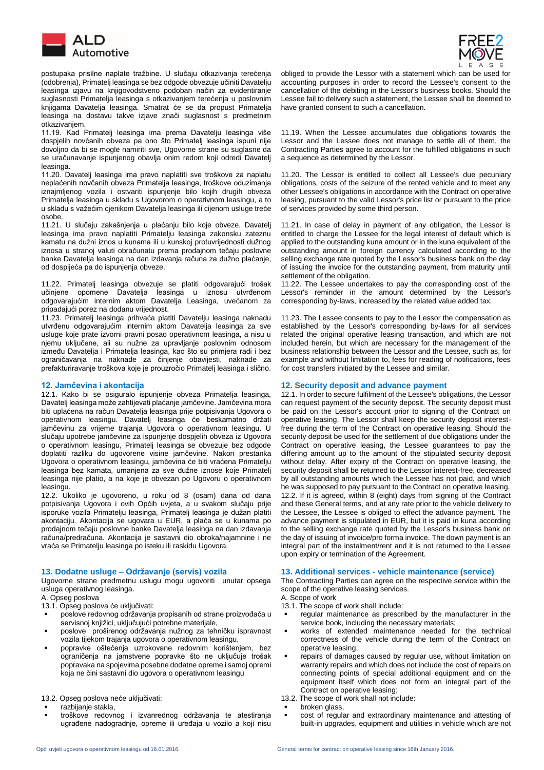postupaka prisilne naplate tražbine. U slučaju otkazivanja terećenja (odobrenja), Primatelj leasinga se bez odgode obvezuje učiniti Davatelju leasinga izjavu na knjigovodstveno podoban način za evidentiranje suglasnosti Primatelja leasinga s otkazivanjem terećenja u poslovnim knjigama Davatelja leasinga. Smatrat će se da propust Primatelja leasinga na dostavu takve izjave znači suglasnost s predmetnim otkazivanjem.

11.19. Kad Primatelj leasinga ima prema Davatelju leasinga više dospjelih novčanih obveza pa ono što Primatelj leasinga ispuni nije dovoljno da bi se mogle namiriti sve, Ugovorne strane su suglasne da se uračunavanje ispunjenog obavlja onim redom koji odredi Davatelj leasinga.

11.20. Davatelj leasinga ima pravo naplatiti sve troškove za naplatu neplaćenih novčanih obveza Primatelja leasinga, troškove oduzimanja iznajmljenog vozila i ostvariti ispunjenje bilo kojih drugih obveza Primatelja leasinga u skladu s Ugovorom o operativnom leasingu, a to u skladu s važećim cjenikom Davatelja leasinga ili cijenom usluge treće osobe.

11.21. U slučaju zakašnjenja u plaćanju bilo koje obveze, Davatelj leasinga ima pravo naplatiti Primatelju leasinga zakonsku zateznu kamatu na dužni iznos u kunama ili u kunskoj protuvrijednosti dužnog iznosa u stranoj valuti obračunatu prema prodajnom tečaju poslovne banke Davatelja leasinga na dan izdavanja računa za dužno plaćanje, od dospijeća pa do ispunjenja obveze.

11.22. Primatelj leasinga obvezuje se platiti odgovarajući trošak učinjene opomene Davatelja leasinga u iznosu utvrđenom odgovarajućim internim aktom Davatelja Leasinga, uvećanom za pripadajući porez na dodanu vrijednost.

11.23. Primatelj leasinga prihvaća platiti Davatelju leasinga naknadu utvrđenu odgovarajućim internim aktom Davatelja leasinga za sve usluge koje prate izvorni pravni posao operativnom leasinga, a nisu u njemu uključene, ali su nužne za upravljanje poslovnim odnosom između Davatelja leasinga i Primatelja leasinga, kao što su primjera radi i bez ograničavanja na naknade za činjenje obavijesti, naknade za prefakturiravanje troškova koje je prouzročio Primatelj leasinga i slično.

## 12. Jamčevina i akontacija

12.1. Kako bi se osiguralo ispunjenje obveza Primatelja leasinga, Davatelj leasinga može zahtijevati plaćanje jamčevine. Jamčevina mora biti uplaćena na račun Davatelja leasinga prije potpisivanja Ugovora o operativnom leasingu. Davatelj leasinga će beskamatno držati jamčevinu za vrijeme trajanja Ugovora o operativnom leasingu. U slučaju upotrebe jamčevine za ispunjenje dospjelih obveza iz Ugovora o operativnom leasingu, Primatelj leasinga se obvezuje bez odgode doplatiti razliku do ugovorene visine jamčevine. Nakon prestanka Ugovora o operativnom leasingu, jamčevina će biti vraćena Primatelju leasinga bez kamata, umanjena za sve dužne iznose koje Primatelj leasinga nije platio, a na koje je obvezan po Ugovoru o operativnom leasingu.

12.2. Ukoliko je ugovoreno, u roku od 8 (osam) dana od dana potpisivanja Ugovora i ovih Općih uvjeta, a u svakom slučaju prije isporuke vozila Primatelju leasinga, Primatelj leasinga je dužan platiti akontaciju. Akontacija se ugovara u EUR, a plaća se u kunama po prodajnom tečaju poslovne banke Davatelja leasinga na dan izdavanja računa/predračuna. Akontacija je sastavni dio obroka/najamnine i ne vraća se Primatelju leasinga po isteku ili raskidu Ugovora.

## 13. Dodatne usluge – Održavanje (servis) vozila

Ugovorne strane predmetnu uslugu mogu ugovoriti unutar opsega usluga operativnog leasinga.

A. Opseg poslova

13.1. Opseg poslova će uključivati:

- poslove redovnog održavanja propisanih od strane proizvođača u servisnoj knjižici, uključujući potrebne materijale,
- poslove proširenog održavanja nužnog za tehničku ispravnost vozila tijekom trajanja ugovora o operativnom leasingu,
- popravke oštećenja uzrokovane redovnim korištenjem, bez ograničenja na jamstvene popravke što ne uključuje trošak popravaka na spojevima posebne dodatne opreme i samoj opremi koja ne čini sastavni dio ugovora o operativnom leasingu

13.2. Opseg poslova neće uključivati:

- razbijanje stakla,
- troškove redovnog i izvanrednog održavanja te atestiranja ugrađene nadogradnje, opreme ili uređaja u vozilo a koji nisu

obliged to provide the Lessor with a statement which can be used for accounting purposes in order to record the Lessee's consent to the cancellation of the debiting in the Lessor's business books. Should the Lessee fail to delivery such a statement, the Lessee shall be deemed to have granted consent to such a cancellation.

11.19. When the Lessee accumulates due obligations towards the Lessor and the Lessee does not manage to settle all of them, the Contracting Parties agree to account for the fulfilled obligations in such a sequence as determined by the Lessor.

11.20. The Lessor is entitled to collect all Lessee's due pecuniary obligations, costs of the seizure of the rented vehicle and to meet any other Lessee's obligations in accordance with the Contract on operative leasing, pursuant to the valid Lessor's price list or pursuant to the price of services provided by some third person.

11.21. In case of delay in payment of any obligation, the Lessor is entitled to charge the Lessee for the legal interest of default which is applied to the outstanding kuna amount or in the kuna equivalent of the outstanding amount in foreign currency calculated according to the selling exchange rate quoted by the Lessor's business bank on the day of issuing the invoice for the outstanding payment, from maturity until settlement of the obligation.

11.22. The Lessee undertakes to pay the corresponding cost of the Lessor's reminder in the amount determined by the Lessor's corresponding by-laws, increased by the related value added tax.

11.23. The Lessee consents to pay to the Lessor the compensation as established by the Lessor's corresponding by-laws for all services related the original operative leasing transaction, and which are not included herein, but which are necessary for the management of the business relationship between the Lessor and the Lessee, such as, for example and without limitation to, fees for reading of notifications, fees for cost transfers initiated by the Lessee and similar.

## 12. Security deposit and advance payment

12.1. In order to secure fulfilment of the Lessee's obligations, the Lessor can request payment of the security deposit. The security deposit must be paid on the Lessor's account prior to signing of the Contract on operative leasing. The Lessor shall keep the security deposit interest-free during the term of the Contract on operative leasing. Should the security deposit be used for the settlement of due obligations under the Contract on operative leasing, the Lessee guarantees to pay the differing amount up to the amount of the stipulated security deposit without delay. After expiry of the Contract on operative leasing, the security deposit shall be returned to the Lessor interest-free, decreased by all outstanding amounts which the Lessee has not paid, and which he was supposed to pay pursuant to the Contract on operative leasing.

12.2. If it is agreed, within 8 (eight) days from signing of the Contract and these General terms, and at any rate prior to the vehicle delivery to the Lessee, the Lessee is obliged to effect the advance payment. The advance payment is stipulated in EUR, but it is paid in kuna according to the selling exchange rate quoted by the Lessor's business bank on the day of issuing of invoice/pro forma invoice. The down payment is an integral part of the instalment/rent and it is not returned to the Lessee upon expiry or termination of the Agreement.

## 13. Additional services - vehicle maintenance (service)

The Contracting Parties can agree on the respective service within the scope of the operative leasing services.

A. Scope of work

13.1. The scope of work shall include:

- regular maintenance as prescribed by the manufacturer in the service book, including the necessary materials;
- works of extended maintenance needed for the technical correctness of the vehicle during the term of the Contract on operative leasing;
- repairs of damages caused by regular use, without limitation on warranty repairs and which does not include the cost of repairs on connecting points of special additional equipment and on the equipment itself which does not form an integral part of the Contract on operative leasing;

13.2. The scope of work shall not include:

- broken glass,
- cost of regular and extraordinary maintenance and attesting of built-in upgrades, equipment and utilities in vehicle which are not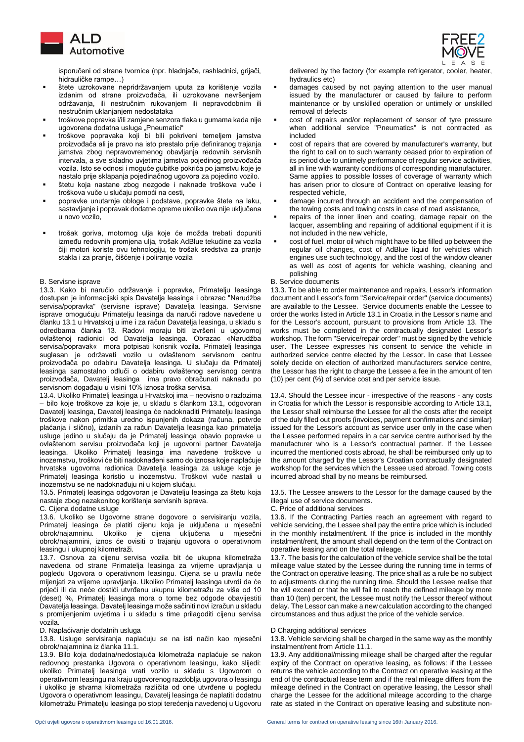isporučeni od strane tvornice (npr. hladnjače, rashladnici, grijači, hidrauličke rampe…)

- štete uzrokovane nepridržavanjem uputa za korištenje vozila izdanim od strane proizvođača, ili uzrokovane nevršenjem održavanja, ili nestručnim rukovanjem ili nepravodobnim ili nestručnim uklanjanjem nedostataka
- troškove popravka i/ili zamjene senzora tlaka u gumama kada nije ugovorena dodatna usluga „Pneumatici"
- troškove popravaka koji bi bili pokriveni temeljem jamstva proizvođača ali je pravo na isto prestalo prije definiranog trajanja jamstva zbog nepravovremenog obavljanja redovnih servisnih intervala, a sve skladno uvjetima jamstva pojedinog proizvođača vozila. Isto se odnosi i moguće gubitke pokrića po jamstvu koje je nastalo prije sklapanja pojedinačnog ugovora za pojedino vozilo.
- štetu koja nastane zbog nezgode i naknade troškova vuče i troškova vuče u slučaju pomoći na cesti,
- popravke unutarnje obloge i podstave, popravke štete na laku, sastavljanje i popravak dodatne opreme ukoliko ova nije uključena u novo vozilo,
- trošak goriva, motornog ulja koje će možda trebati dopuniti između redovnih promjena ulja, trošak AdBlue tekućine za vozila čiji motori koriste ovu tehnologiju, te trošak sredstva za pranje stakla i za pranje, čišćenje i poliranje vozila

B. Servisne isprave

13.3. Kako bi naručio održavanje i popravke, Primatelju leasinga dostupan je informacijski spis Davatelja leasinga i obrazac "Narudžba servisa/popravka" (servisne isprave) Davatelja leasinga. Servisne isprave omogućuju Primatelju leasinga da naruči radove navedene u članku 13.1 u Hrvatskoj u ime i za račun Davatelja leasinga, u skladu s odredbama članka 13. Radovi moraju biti izvršeni u ugovornoj ovlaštenoj radionici od Davatelja leasinga. Obrazac «Narudžba servisa/popravak« mora potpisati korisnik vozila. Primatelj leasinga suglasan je održavati vozilo u ovlaštenom servisnom centru proizvođača po odabiru Davatelja leasinga. U slučaju da Primatelj leasinga samostalno odluči o odabiru ovlaštenog servisnog centra proizvođača, Davatelj leasinga ima pravo obračunati naknadu po servisnom događaju u visini 10% iznosa troška servisa.

13.4. Ukoliko Primatelj leasinga u Hrvatskoj ima – neovisno o razlozima – bilo koje troškove za koje je, u skladu s člankom 13.1, odgovoran Davatelj leasinga, Davatelj leasinga će nadoknaditi Primatelju leasinga troškove nakon primitka uredno ispunjenih dokaza (računa, potvrde plaćanja i slično), izdanih za račun Davatelja leasinga kao primatelja usluge jedino u slučaju da je Primatelj leasinga obavio popravke u ovlaštenom servisu proizvođača koji je ugovorni partner Davatelja leasinga. Ukoliko Primatelj leasinga ima navedene troškove u inozemstvu, troškovi će biti nadoknađeni samo do iznosa koje naplaćuje hrvatska ugovorna radionica Davatelja leasinga za usluge koje je Primatelj leasinga koristio u inozemstvu. Troškovi vuče nastali u inozemstvu se ne nadoknađuju ni u kojem slučaju.

13.5. Primatelj leasinga odgovoran je Davatelju leasinga za štetu koja nastaje zbog nezakonitog korištenja servisnih isprava.

C. Cijena dodatne usluge

13.6. Ukoliko se Ugovorne strane dogovore o servisiranju vozila, Primatelj leasinga će platiti cijenu koja je uključena u mjesečni obrok/najamninu. Ukoliko je cijena uključena u mjesečni obrok/najamnini, iznos će ovisiti o trajanju ugovora o operativnom leasingu i ukupnoj kilometraži.

13.7. Osnova za cijenu servisa vozila bit će ukupna kilometraža navedena od strane Primatelja leasinga za vrijeme upravljanja u pogledu Ugovora o operativnom leasingu. Cijena se u pravilu neće mijenjati za vrijeme upravljanja. Ukoliko Primatelj leasinga utvrdi da će prijeći ili da neće dostići utvrđenu ukupnu kilometražu za više od 10 (deset) %, Primatelj leasinga mora o tome bez odgode obavijestiti Davatelja leasinga. Davatelj leasinga može sačiniti novi izračun u skladu s promijenjenim uvjetima i u skladu s time prilagoditi cijenu servisa vozila.

D. Naplaćivanje dodatnih usluga

13.8. Usluge servisiranja naplaćuju se na isti način kao mjesečni obrok/najamnina iz članka 11.1.

13.9. Bilo koja dodatna/nedostajuća kilometraža naplaćuje se nakon redovnog prestanka Ugovora o operativnom leasingu, kako slijedi: ukoliko Primatelj leasinga vrati vozilo u skladu s Ugovorom o operativnom leasingu na kraju ugovorenog razdoblja ugovora o leasingu i ukoliko je stvarna kilometraža različita od one utvrđene u pogledu Ugovora o operativnom leasingu, Davatelj leasinga će naplatiti dodatnu kilometražu Primatelju leasinga po stopi terećenja navedenoj u Ugovoru

delivered by the factory (for example refrigerator, cooler, heater, hydraulics etc)

- damages caused by not paying attention to the user manual issued by the manufacturer or caused by failure to perform maintenance or by unskilled operation or untimely or unskilled removal of defects
- cost of repairs and/or replacement of sensor of tyre pressure when additional service "Pneumatics" is not contracted as included
- cost of repairs that are covered by manufacturer's warranty, but the right to call on to such warranty ceased prior to expiration of its period due to untimely performance of regular service activities, all in line with warranty conditions of corresponding manufacturer. Same applies to possible losses of coverage of warranty which has arisen prior to closure of Contract on operative leasing for respected vehicle,
- damage incurred through an accident and the compensation of the towing costs and towing costs in case of road assistance,
- repairs of the inner linen and coating, damage repair on the lacquer, assembling and repairing of additional equipment if it is not included in the new vehicle,
- cost of fuel, motor oil which might have to be filled up between the regular oil changes, cost of AdBlue liquid for vehicles which engines use such technology, and the cost of the window cleaner as well as cost of agents for vehicle washing, cleaning and polishing

B. Service documents

13.3. To be able to order maintenance and repairs, Lessor's information document and Lessor's form "Service/repair order" (service documents) are available to the Lessee. Service documents enable the Lessee to order the works listed in Article 13.1 in Croatia in the Lessor's name and for the Lessor's account, pursuant to provisions from Article 13. The works must be completed in the contractually designated Lessor's workshop. The form "Service/repair order" must be signed by the vehicle user. The Lessee expresses his consent to service the vehicle in authorized service centre elected by the Lessor. In case that Lessee solely decide on election of authorized manufacturers service centre, the Lessor has the right to charge the Lessee a fee in the amount of ten (10) per cent (%) of service cost and per service issue.

13.4. Should the Lessee incur - irrespective of the reasons - any costs in Croatia for which the Lessor is responsible according to Article 13.1, the Lessor shall reimburse the Lessee for all the costs after the receipt of the duly filled out proofs (invoices, payment confirmations and similar) issued for the Lessor's account as service user only in the case when the Lessee performed repairs in a car service centre authorised by the manufacturer who is a Lessor's contractual partner. If the Lessee incurred the mentioned costs abroad, he shall be reimbursed only up to the amount charged by the Lessor's Croatian contractually designated workshop for the services which the Lessee used abroad. Towing costs incurred abroad shall by no means be reimbursed.

13.5. The Lessee answers to the Lessor for the damage caused by the illegal use of service documents.

C. Price of additional services

13.6. If the Contracting Parties reach an agreement with regard to vehicle servicing, the Lessee shall pay the entire price which is included in the monthly instalment/rent. If the price is included in the monthly instalment/rent, the amount shall depend on the term of the Contract on operative leasing and on the total mileage.

13.7. The basis for the calculation of the vehicle service shall be the total mileage value stated by the Lessee during the running time in terms of the Contract on operative leasing. The price shall as a rule be no subject to adjustments during the running time. Should the Lessee realise that he will exceed or that he will fail to reach the defined mileage by more than 10 (ten) percent, the Lessee must notify the Lessor thereof without delay. The Lessor can make a new calculation according to the changed circumstances and thus adjust the price of the vehicle service.

D Charging additional services

13.8. Vehicle servicing shall be charged in the same way as the monthly instalment/rent from Article 11.1.

13.9. Any additional/missing mileage shall be charged after the regular expiry of the Contract on operative leasing, as follows: if the Lessee returns the vehicle according to the Contract on operative leasing at the end of the contractual lease term and if the real mileage differs from the mileage defined in the Contract on operative leasing, the Lessor shall charge the Lessee for the additional mileage according to the charge rate as stated in the Contract on operative leasing and substitute non-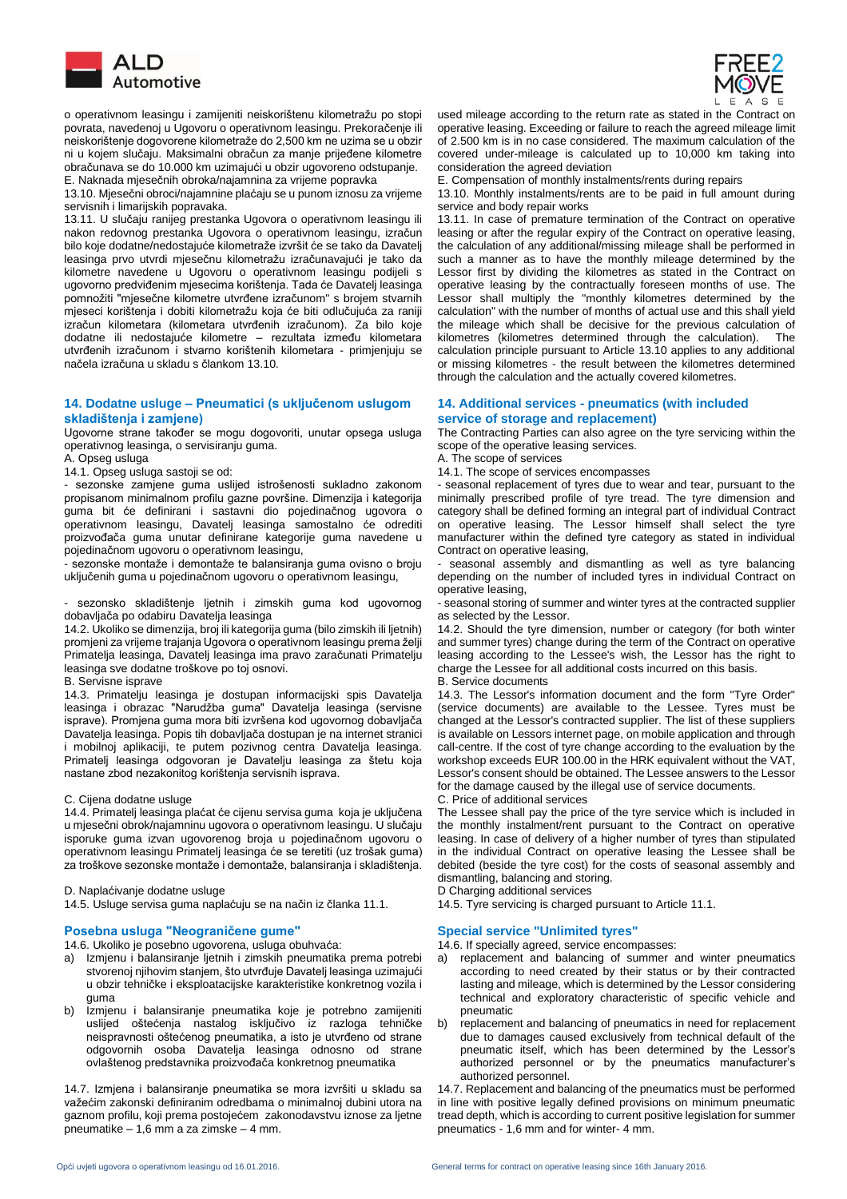o operativnom leasingu i zamijeniti neiskorištenu kilometražu po stopi povrata, navedenoj u Ugovoru o operativnom leasingu. Prekoračenje ili neiskorištenje dogovorene kilometraže do 2,500 km ne uzima se u obzir ni u kojem slučaju. Maksimalni obračun za manje prijeđene kilometre obračunava se do 10.000 km uzimajući u obzir ugovoreno odstupanje.

E. Naknada mjesečnih obroka/najamnina za vrijeme popravka

13.10. Mjesečni obroci/najamnine plaćaju se u punom iznosu za vrijeme servisnih i limarijskih popravaka.

13.11. U slučaju ranijeg prestanka Ugovora o operativnom leasingu ili nakon redovnog prestanka Ugovora o operativnom leasingu, izračun bilo koje dodatne/nedostajuće kilometraže izvršit će se tako da Davatelj leasinga prvo utvrdi mjesečnu kilometražu izračunavajući je tako da kilometre navedene u Ugovoru o operativnom leasingu podijeli s ugovorno predviđenim mjesecima korištenja. Tada će Davatelj leasinga pomnožiti "mjesečne kilometre utvrđene izračunom" s brojem stvarnih mjeseci korištenja i dobiti kilometražu koja će biti odlučujuća za raniji izračun kilometara (kilometara utvrđenih izračunom). Za bilo koje dodatne ili nedostajuće kilometre – rezultata između kilometara utvrđenih izračunom i stvarno korištenih kilometara - primjenjuju se načela izračuna u skladu s člankom 13.10.

### 14. Dodatne usluge – Pneumatici (s uključenom uslugom skladištenja i zamjene)

Ugovorne strane također se mogu dogovoriti, unutar opsega usluga operativnog leasinga, o servisiranju guma.

A. Opseg usluga

14.1. Opseg usluga sastoji se od:

- sezonske zamjene guma uslijed istrošenosti sukladno zakonom propisanom minimalnom profilu gazne površine. Dimenzija i kategorija guma bit će definirani i sastavni dio pojedinačnog ugovora o operativnom leasingu, Davatelj leasinga samostalno će odrediti proizvođača guma unutar definirane kategorije guma navedene u pojedinačnom ugovoru o operativnom leasingu,
- sezonske montaže i demontaže te balansiranja guma ovisno o broju uključenih guma u pojedinačnom ugovoru o operativnom leasingu,
- sezonsko skladištenje ljetnih i zimskih guma kod ugovornog dobavljača po odabiru Davatelja leasinga

14.2. Ukoliko se dimenzija, broj ili kategorija guma (bilo zimskih ili ljetnih) promjeni za vrijeme trajanja Ugovora o operativnom leasingu prema želji Primatelja leasinga, Davatelj leasinga ima pravo zaračunati Primatelju leasinga sve dodatne troškove po toj osnovi.

B. Servisne isprave

14.3. Primatelju leasinga je dostupan informacijski spis Davatelja leasinga i obrazac "Narudžba guma" Davatelja leasinga (servisne isprave). Promjena guma mora biti izvršena kod ugovornog dobavljača Davatelja leasinga. Popis tih dobavljača dostupan je na internet stranici i mobilnoj aplikaciji, te putem pozivnog centra Davatelja leasinga. Primatelj leasinga odgovoran je Davatelju leasinga za štetu koja nastane zbog nezakonitog korištenja servisnih isprava.

C. Cijena dodatne usluge

14.4. Primatelj leasinga plaćat će cijenu servisa guma koja je uključena u mjesečni obrok/najamninu ugovora o operativnom leasingu. U slučaju isporuke guma izvan ugovorenog broja u pojedinačnom ugovoru o operativnom leasingu Primatelj leasinga će se teretiti (uz trošak guma) za troškove sezonske montaže i demontaže, balansiranja i skladištenja.

D. Naplaćivanje dodatne usluge

14.5. Usluge servisa guma naplaćuju se na način iz članka 11.1.

### Posebna usluga "Neograničene gume"

14.6. Ukoliko je posebno ugovorena, usluga obuhvaća:

a) Izmjenu i balansiranje ljetnih i zimskih pneumatika prema potrebi stvorenoj njihovim stanjem, što utvrđuje Davatelj leasinga uzimajući u obzir tehničke i eksploatacijske karakteristike konkretnog vozila i guma
b) Izmjenu i balansiranje pneumatika koje je potrebno zamijeniti uslijed oštećenja nastalog isključivo iz razloga tehničke neispravnosti oštećenog pneumatika, a isto je utvrđeno od strane odgovornih osoba Davatelja leasinga odnosno od strane ovlaštenog predstavnika proizvođača konkretnog pneumatika

14.7. Izmjena i balansiranje pneumatika se mora izvršiti u skladu sa važećim zakonski definiranim odredbama o minimalnoj dubini utora na gaznom profilu, koji prema postojećem zakonodavstvu iznose za ljetne pneumatike – 1,6 mm a za zimske – 4 mm.

---

used mileage according to the return rate as stated in the Contract on operative leasing. Exceeding or failure to reach the agreed mileage limit of 2.500 km is in no case considered. The maximum calculation of the covered under-mileage is calculated up to 10,000 km taking into consideration the agreed deviation

E. Compensation of monthly instalments/rents during repairs

13.10. Monthly instalments/rents are to be paid in full amount during service and body repair works

13.11. In case of premature termination of the Contract on operative leasing or after the regular expiry of the Contract on operative leasing, the calculation of any additional/missing mileage shall be performed in such a manner as to have the monthly mileage determined by the Lessor first by dividing the kilometres as stated in the Contract on operative leasing by the contractually foreseen months of use. The Lessor shall multiply the "monthly kilometres determined by the calculation" with the number of months of actual use and this shall yield the mileage which shall be decisive for the previous calculation of kilometres (kilometres determined through the calculation). The calculation principle pursuant to Article 13.10 applies to any additional or missing kilometres - the result between the kilometres determined through the calculation and the actually covered kilometres.

### 14. Additional services - pneumatics (with included service of storage and replacement)

The Contracting Parties can also agree on the tyre servicing within the scope of the operative leasing services.

A. The scope of services

14.1. The scope of services encompasses

- seasonal replacement of tyres due to wear and tear, pursuant to the minimally prescribed profile of tyre tread. The tyre dimension and category shall be defined forming an integral part of individual Contract on operative leasing. The Lessor himself shall select the tyre manufacturer within the defined tyre category as stated in individual Contract on operative leasing,
- seasonal assembly and dismantling as well as tyre balancing depending on the number of included tyres in individual Contract on operative leasing,
- seasonal storing of summer and winter tyres at the contracted supplier as selected by the Lessor.

14.2. Should the tyre dimension, number or category (for both winter and summer tyres) change during the term of the Contract on operative leasing according to the Lessee's wish, the Lessor has the right to charge the Lessee for all additional costs incurred on this basis.

B. Service documents

14.3. The Lessor's information document and the form "Tyre Order" (service documents) are available to the Lessee. Tyres must be changed at the Lessor's contracted supplier. The list of these suppliers is available on Lessors internet page, on mobile application and through call-centre. If the cost of tyre change according to the evaluation by the workshop exceeds EUR 100.00 in the HRK equivalent without the VAT, Lessor's consent should be obtained. The Lessee answers to the Lessor for the damage caused by the illegal use of service documents.

C. Price of additional services

The Lessee shall pay the price of the tyre service which is included in the monthly instalment/rent pursuant to the Contract on operative leasing. In case of delivery of a higher number of tyres than stipulated in the individual Contract on operative leasing the Lessee shall be debited (beside the tyre cost) for the costs of seasonal assembly and dismantling, balancing and storing.

D Charging additional services

14.5. Tyre servicing is charged pursuant to Article 11.1.

### Special service "Unlimited tyres"

14.6. If specially agreed, service encompasses:

a) replacement and balancing of summer and winter pneumatics according to need created by their status or by their contracted lasting and mileage, which is determined by the Lessor considering technical and exploratory characteristic of specific vehicle and pneumatic
b) replacement and balancing of pneumatics in need for replacement due to damages caused exclusively from technical default of the pneumatic itself, which has been determined by the Lessor's authorized personnel or by the pneumatics manufacturer's authorized personnel.

14.7. Replacement and balancing of the pneumatics must be performed in line with positive legally defined provisions on minimum pneumatic tread depth, which is according to current positive legislation for summer pneumatics - 1,6 mm and for winter- 4 mm.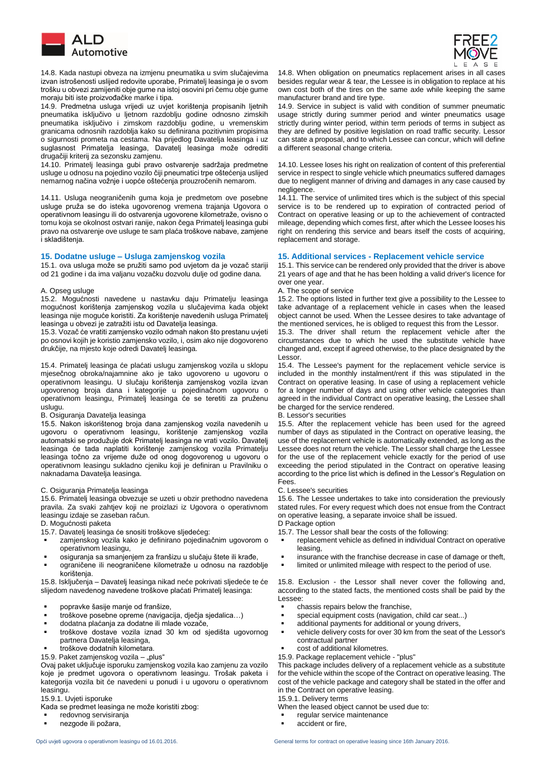14.8. Kada nastupi obveza na izmjenu pneumatika u svim slučajevima izvan istrošenosti uslijed redovite uporabe, Primatelj leasinga je o svom trošku u obvezi zamijeniti obje gume na istoj osovini pri čemu obje gume moraju biti iste proizvođačke marke i tipa.

14.9. Predmetna usluga vrijedi uz uvjet korištenja propisanih ljetnih pneumatika isključivo u ljetnom razdoblju godine odnosno zimskih pneumatika isključivo i zimskom razdoblju godine, u vremenskim granicama odnosnih razdoblja kako su definirana pozitivnim propisima o sigurnosti prometa na cestama. Na prijedlog Davatelja leasinga i uz suglasnost Primatelja leasinga, Davatelj leasinga može odrediti drugačiji kriterij za sezonsku zamjenu.

14.10. Primatelj leasinga gubi pravo ostvarenje sadržaja predmetne usluge u odnosu na pojedino vozilo čiji pneumatici trpe oštećenja uslijed nemarnog načina vožnje i uopće oštećenja prouzročenih nemarom.

14.11. Usluga neograničenih guma koja je predmetom ove posebne usluge pruža se do isteka ugovorenog vremena trajanja Ugovora o operativnom leasingu ili do ostvarenja ugovorene kilometraže, ovisno o tomu koja se okolnost ostvari ranije, nakon čega Primatelj leasinga gubi pravo na ostvarenje ove usluge te sam plaća troškove nabave, zamjene i skladištenja.

## 15. Dodatne usluge – Usluga zamjenskog vozila

15.1. ova usluga može se pružiti samo pod uvjetom da je vozač stariji od 21 godine i da ima valjanu vozačku dozvolu dulje od godine dana.

A. Opseg usluge

15.2. Mogućnosti navedene u nastavku daju Primatelju leasinga mogućnost korištenja zamjenskog vozila u slučajevima kada objekt leasinga nije moguće koristiti. Za korištenje navedenih usluga Primatelj leasinga u obvezi je zatražiti istu od Davatelja leasinga.

15.3. Vozač će vratiti zamjensko vozilo odmah nakon što prestanu uvjeti po osnovi kojih je koristio zamjensko vozilo, i, osim ako nije dogovoreno drukčije, na mjesto koje odredi Davatelj leasinga.

15.4. Primatelj leasinga će plaćati uslugu zamjenskog vozila u sklopu mjesečnog obroka/najamnine ako je tako ugovoreno u ugovoru o operativnom leasingu. U slučaju korištenja zamjenskog vozila izvan ugovorenog broja dana i kategorije u pojedinačnom ugovoru o operativnom leasingu, Primatelj leasinga će se teretiti za pruženu uslugu.

B. Osiguranja Davatelja leasinga

15.5. Nakon iskorištenog broja dana zamjenskog vozila navedenih u ugovoru o operativnom leasingu, korištenje zamjenskog vozila automatski se produžuje dok Primatelj leasinga ne vrati vozilo. Davatelj leasinga će tada naplatiti korištenje zamjenskog vozila Primatelju leasinga točno za vrijeme duže od onog dogovorenog u ugovoru o operativnom leasingu sukladno cjeniku koji je definiran u Pravilniku o naknadama Davatelja leasinga.

C. Osiguranja Primatelja leasinga

15.6. Primatelj leasinga obvezuje se uzeti u obzir prethodno navedena pravila. Za svaki zahtjev koji ne proizlazi iz Ugovora o operativnom leasingu izdaje se zaseban račun.

D. Mogućnosti paketa

15.7. Davatelj leasinga će snositi troškove sljedećeg:

- zamjenskog vozila kako je definirano pojedinačnim ugovorom o operativnom leasingu,
- osiguranja sa smanjenjem za franšizu u slučaju štete ili krađe,
- ograničene ili neograničene kilometraže u odnosu na razdoblje korištenja.

15.8. Isključenja – Davatelj leasinga nikad neće pokrivati sljedeće te će slijedom navedenog navedene troškove plaćati Primatelj leasinga:

- popravke šasije manje od franšize,
- troškove posebne opreme (navigacija, dječja sjedalica…)
- dodatna plaćanja za dodatne ili mlade vozače,
- troškove dostave vozila iznad 30 km od sjedišta ugovornog partnera Davatelja leasinga,
- troškove dodatnih kilometara.

15.9. Paket zamjenskog vozila – „plus“

Ovaj paket uključuje isporuku zamjenskog vozila kao zamjenu za vozilo koje je predmet ugovora o operativnom leasingu. Trošak paketa i kategorija vozila bit će navedeni u ponudi i u ugovoru o operativnom leasingu.

15.9.1. Uvjeti isporuke

Kada se predmet leasinga ne može koristiti zbog:

- redovnog servisiranja
- nezgode ili požara,

---

14.8. When obligation on pneumatics replacement arises in all cases besides regular wear & tear, the Lessee is in obligation to replace at his own cost both of the tires on the same axle while keeping the same manufacturer brand and tire type.

14.9. Service in subject is valid with condition of summer pneumatic usage strictly during summer period and winter pneumatics usage strictly during winter period, within term periods of terms in subject as they are defined by positive legislation on road traffic security. Lessor can state a proposal, and to which Lessee can concur, which will define a different seasonal change criteria.

14.10. Lessee loses his right on realization of content of this preferential service in respect to single vehicle which pneumatics suffered damages due to negligent manner of driving and damages in any case caused by negligence.

14.11. The service of unlimited tires which is the subject of this special service is to be rendered up to expiration of contracted period of Contract on operative leasing or up to the achievement of contracted mileage, depending which comes first, after which the Lessee looses his right on rendering this service and bears itself the costs of acquiring, replacement and storage.

## 15. Additional services - Replacement vehicle service

15.1. This service can be rendered only provided that the driver is above 21 years of age and that he has been holding a valid driver's licence for over one year.

A. The scope of service

15.2. The options listed in further text give a possibility to the Lessee to take advantage of a replacement vehicle in cases when the leased object cannot be used. When the Lessee desires to take advantage of the mentioned services, he is obliged to request this from the Lessor.

15.3. The driver shall return the replacement vehicle after the circumstances due to which he used the substitute vehicle have changed and, except if agreed otherwise, to the place designated by the Lessor.

15.4. The Lessee's payment for the replacement vehicle service is included in the monthly instalment/rent if this was stipulated in the Contract on operative leasing. In case of using a replacement vehicle for a longer number of days and using other vehicle categories than agreed in the individual Contract on operative leasing, the Lessee shall be charged for the service rendered.

B. Lessor's securities

15.5. After the replacement vehicle has been used for the agreed number of days as stipulated in the Contract on operative leasing, the use of the replacement vehicle is automatically extended, as long as the Lessee does not return the vehicle. The Lessor shall charge the Lessee for the use of the replacement vehicle exactly for the period of use exceeding the period stipulated in the Contract on operative leasing according to the price list which is defined in the Lessor's Regulation on Fees.

C. Lessee's securities

15.6. The Lessee undertakes to take into consideration the previously stated rules. For every request which does not ensue from the Contract on operative leasing, a separate invoice shall be issued.

D Package option

15.7. The Lessor shall bear the costs of the following:

- replacement vehicle as defined in individual Contract on operative leasing,
- insurance with the franchise decrease in case of damage or theft,
- limited or unlimited mileage with respect to the period of use.

15.8. Exclusion - the Lessor shall never cover the following and, according to the stated facts, the mentioned costs shall be paid by the Lessee:

- chassis repairs below the franchise,
- special equipment costs (navigation, child car seat...)
- additional payments for additional or young drivers,
- vehicle delivery costs for over 30 km from the seat of the Lessor's contractual partner
- cost of additional kilometres.

15.9. Package replacement vehicle - "plus"

This package includes delivery of a replacement vehicle as a substitute for the vehicle within the scope of the Contract on operative leasing. The cost of the vehicle package and category shall be stated in the offer and in the Contract on operative leasing.

15.9.1. Delivery terms

When the leased object cannot be used due to:

- regular service maintenance
- accident or fire,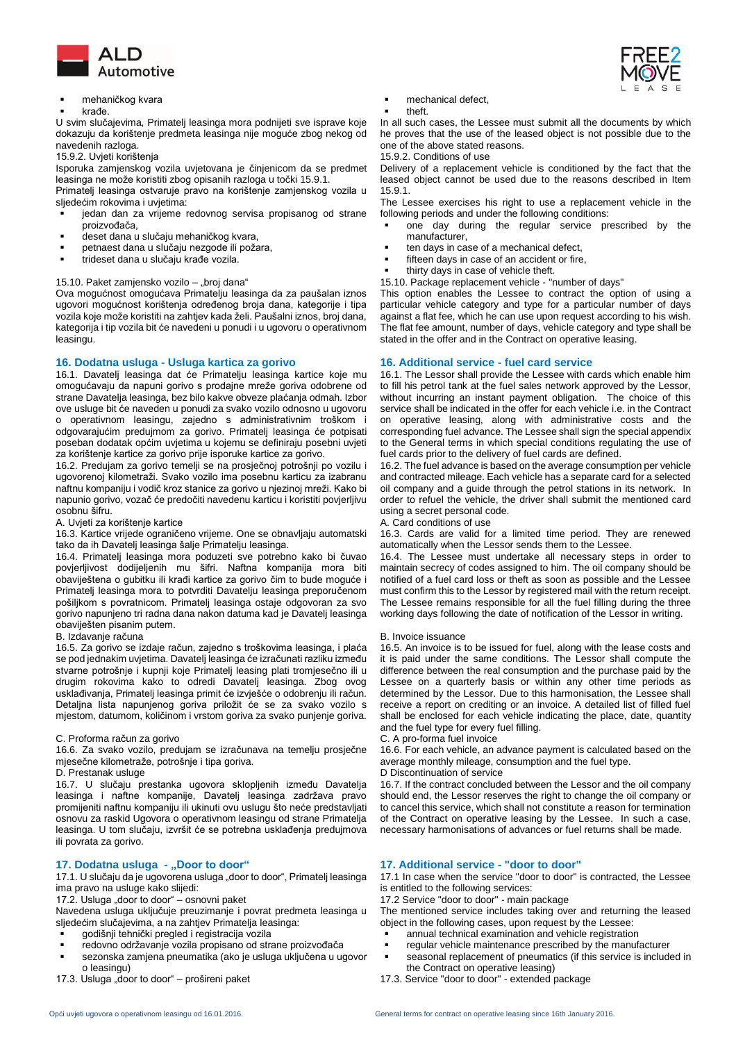- mehaničkog kvara
- krađe.

U svim slučajevima, Primatelj leasinga mora podnijeti sve isprave koje dokazuju da korištenje predmeta leasinga nije moguće zbog nekog od navedenih razloga.

15.9.2. Uvjeti korištenja

Isporuka zamjenskog vozila uvjetovana je činjenicom da se predmet leasinga ne može koristiti zbog opisanih razloga u točki 15.9.1.

Primatelj leasinga ostvaruje pravo na korištenje zamjenskog vozila u sljedećim rokovima i uvjetima:

- jedan dan za vrijeme redovnog servisa propisanog od strane proizvođača,
- deset dana u slučaju mehaničkog kvara,
- petnaest dana u slučaju nezgode ili požara,
- trideset dana u slučaju krađe vozila.

15.10. Paket zamjensko vozilo – „broj dana"

Ova mogućnost omogućava Primatelju leasinga da za paušalan iznos ugovori mogućnost korištenja određenog broja dana, kategorije i tipa vozila koje može koristiti na zahtjev kada želi. Paušalni iznos, broj dana, kategorija i tip vozila bit će navedeni u ponudi i u ugovoru o operativnom leasingu.

## 16. Dodatna usluga - Usluga kartica za gorivo

16.1. Davatelj leasinga dat će Primatelju leasinga kartice koje mu omogućavaju da napuni gorivo s prodajne mreže goriva odobrene od strane Davatelja leasinga, bez bilo kakve obveze plaćanja odmah. Izbor ove usluge bit će naveden u ponudi za svako vozilo odnosno u ugovoru o operativnom leasingu, zajedno s administrativnim troškom i odgovarajućim predujmom za gorivo. Primatelj leasinga će potpisati poseban dodatak općim uvjetima u kojemu se definiraju posebni uvjeti za korištenje kartice za gorivo prije isporuke kartice za gorivo.

16.2. Predujam za gorivo temelji se na prosječnoj potrošnji po vozilu i ugovorenoj kilometraži. Svako vozilo ima posebnu karticu za izabranu naftnu kompaniju i vodič kroz stanice za gorivo u njezinoj mreži. Kako bi napunio gorivo, vozač će predočiti navedenu karticu i koristiti povjerljivu osobnu šifru.

A. Uvjeti za korištenje kartice

16.3. Kartice vrijede ograničeno vrijeme. One se obnavljaju automatski tako da ih Davatelj leasinga šalje Primatelju leasinga.

16.4. Primatelj leasinga mora poduzeti sve potrebno kako bi čuvao povjerljivost dodijeljenih mu šifri. Naftna kompanija mora biti obaviještena o gubitku ili krađi kartice za gorivo čim to bude moguće i Primatelj leasinga mora to potvrditi Davatelju leasinga preporučenom pošiljkom s povratnicom. Primatelj leasinga ostaje odgovoran za svo gorivo napunjeno tri radna dana nakon datuma kad je Davatelj leasinga obaviješten pisanim putem.

B. Izdavanje računa

16.5. Za gorivo se izdaje račun, zajedno s troškovima leasinga, i plaća se pod jednakim uvjetima. Davatelj leasinga će izračunati razliku između stvarne potrošnje i kupnji koje Primatelj leasing plati tromjesečno ili u drugim rokovima kako to odredi Davatelj leasinga. Zbog ovog usklađivanja, Primatelj leasinga primit će izvješće o odobrenju ili račun. Detaljna lista napunjenog goriva priložit će se za svako vozilo s mjestom, datumom, količinom i vrstom goriva za svako punjenje goriva.

C. Proforma račun za gorivo

16.6. Za svako vozilo, predujam se izračunava na temelju prosječne mjesečne kilometraže, potrošnje i tipa goriva.

D. Prestanak usluge

16.7. U slučaju prestanka ugovora sklopljenih između Davatelja leasinga i naftne kompanije, Davatelj leasinga zadržava pravo promijeniti naftnu kompaniju ili ukinuti ovu uslugu što neće predstavljati osnovu za raskid Ugovora o operativnom leasingu od strane Primatelja leasinga. U tom slučaju, izvršit će se potrebna usklađenja predujmova ili povrata za gorivo.

## 17. Dodatna usluga - „Door to door"

17.1. U slučaju da je ugovorena usluga „door to door", Primatelj leasinga ima pravo na usluge kako slijedi:

17.2. Usluga „door to door" – osnovni paket

Navedena usluga uključuje preuzimanje i povrat predmeta leasinga u sljedećim slučajevima, a na zahtjev Primatelja leasinga:

- godišnji tehnički pregled i registracija vozila
- redovno održavanje vozila propisano od strane proizvođača
- sezonska zamjena pneumatika (ako je usluga uključena u ugovor o leasingu)

17.3. Usluga „door to door" – prošireni paket

---

- mechanical defect,
- theft.

In all such cases, the Lessee must submit all the documents by which he proves that the use of the leased object is not possible due to the one of the above stated reasons.

15.9.2. Conditions of use

Delivery of a replacement vehicle is conditioned by the fact that the leased object cannot be used due to the reasons described in Item 15.9.1.

The Lessee exercises his right to use a replacement vehicle in the following periods and under the following conditions:

- one day during the regular service prescribed by the manufacturer,
- ten days in case of a mechanical defect,
- fifteen days in case of an accident or fire,
- thirty days in case of vehicle theft.

15.10. Package replacement vehicle - "number of days"

This option enables the Lessee to contract the option of using a particular vehicle category and type for a particular number of days against a flat fee, which he can use upon request according to his wish. The flat fee amount, number of days, vehicle category and type shall be stated in the offer and in the Contract on operative leasing.

## 16. Additional service - fuel card service

16.1. The Lessor shall provide the Lessee with cards which enable him to fill his petrol tank at the fuel sales network approved by the Lessor, without incurring an instant payment obligation. The choice of this service shall be indicated in the offer for each vehicle i.e. in the Contract on operative leasing, along with administrative costs and the corresponding fuel advance. The Lessee shall sign the special appendix to the General terms in which special conditions regulating the use of fuel cards prior to the delivery of fuel cards are defined.

16.2. The fuel advance is based on the average consumption per vehicle and contracted mileage. Each vehicle has a separate card for a selected oil company and a guide through the petrol stations in its network. In order to refuel the vehicle, the driver shall submit the mentioned card using a secret personal code.

A. Card conditions of use

16.3. Cards are valid for a limited time period. They are renewed automatically when the Lessor sends them to the Lessee.

16.4. The Lessee must undertake all necessary steps in order to maintain secrecy of codes assigned to him. The oil company should be notified of a fuel card loss or theft as soon as possible and the Lessee must confirm this to the Lessor by registered mail with the return receipt. The Lessee remains responsible for all the fuel filling during the three working days following the date of notification of the Lessor in writing.

B. Invoice issuance

16.5. An invoice is to be issued for fuel, along with the lease costs and it is paid under the same conditions. The Lessor shall compute the difference between the real consumption and the purchase paid by the Lessee on a quarterly basis or within any other time periods as determined by the Lessor. Due to this harmonisation, the Lessee shall receive a report on crediting or an invoice. A detailed list of filled fuel shall be enclosed for each vehicle indicating the place, date, quantity and the fuel type for every fuel filling.

C. A pro-forma fuel invoice

16.6. For each vehicle, an advance payment is calculated based on the average monthly mileage, consumption and the fuel type.

D Discontinuation of service

16.7. If the contract concluded between the Lessor and the oil company should end, the Lessor reserves the right to change the oil company or to cancel this service, which shall not constitute a reason for termination of the Contract on operative leasing by the Lessee. In such a case, necessary harmonisations of advances or fuel returns shall be made.

## 17. Additional service - "door to door"

17.1 In case when the service "door to door" is contracted, the Lessee is entitled to the following services:

17.2 Service "door to door" - main package

The mentioned service includes taking over and returning the leased object in the following cases, upon request by the Lessee:

- annual technical examination and vehicle registration
- regular vehicle maintenance prescribed by the manufacturer
- seasonal replacement of pneumatics (if this service is included in the Contract on operative leasing)

17.3. Service "door to door" - extended package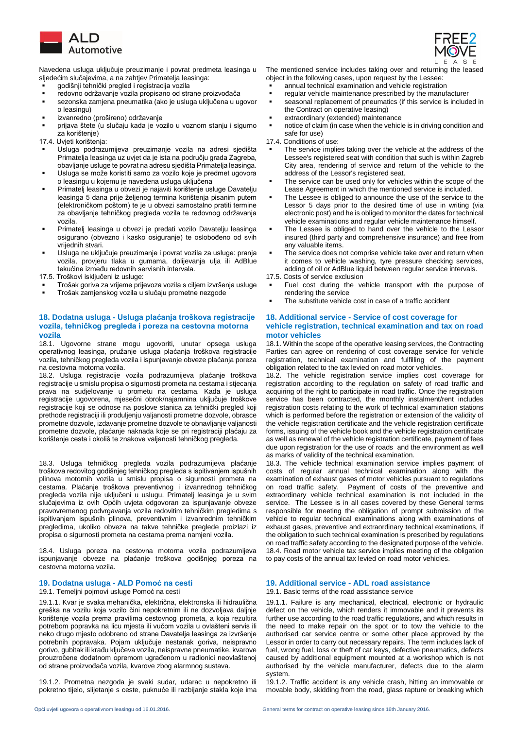Navedena usluga uključuje preuzimanje i povrat predmeta leasinga u sljedećim slučajevima, a na zahtjev Primatelja leasinga:

- godišnji tehnički pregled i registracija vozila
- redovno održavanje vozila propisano od strane proizvođača
- sezonska zamjena pneumatika (ako je usluga uključena u ugovor o leasingu)
- izvanredno (prošireno) održavanje
- prijava štete (u slučaju kada je vozilo u voznom stanju i sigurno za korištenje)

17.4. Uvjeti korištenja:

- Usluga podrazumijeva preuzimanje vozila na adresi sjedišta Primatelja leasinga uz uvjet da je ista na području grada Zagreba, obavljanje usluge te povrat na adresu sjedišta Primatelja leasinga.
- Usluga se može koristiti samo za vozilo koje je predmet ugovora o leasingu u kojemu je navedena usluga uključena
- Primatelj leasinga u obvezi je najaviti korištenje usluge Davatelju leasinga 5 dana prije željenog termina korištenja pisanim putem (elektroničkom poštom) te je u obvezi samostalno pratiti termine za obavljanje tehničkog pregleda vozila te redovnog održavanja vozila.
- Primatelj leasinga u obvezi je predati vozilo Davatelju leasinga osigurano (obvezno i kasko osiguranje) te oslobođeno od svih vrijednih stvari.
- Usluga ne uključuje preuzimanje i povrat vozila za usluge: pranja vozila, provjeru tlaka u gumama, dolijevanja ulja ili AdBlue tekućine između redovnih servisnih intervala.

17.5. Troškovi isključeni iz usluge:

- Trošak goriva za vrijeme prijevoza vozila s ciljem izvršenja usluge
- Trošak zamjenskog vozila u slučaju prometne nezgode

## 18. Dodatna usluga - Usluga plaćanja troškova registracije vozila, tehničkog pregleda i poreza na cestovna motorna vozila

18.1. Ugovorne strane mogu ugovoriti, unutar opsega usluga operativnog leasinga, pružanje usluga plaćanja troškova registracije vozila, tehničkog pregleda vozila i ispunjavanje obveze plaćanja poreza na cestovna motorna vozila.

18.2. Usluga registracije vozila podrazumijeva plaćanje troškova registracije u smislu propisa o sigurnosti prometa na cestama i stjecanja prava na sudjelovanje u prometu na cestama. Kada je usluga registracije ugovorena, mjesečni obrok/najamnina uključuje troškove registracije koji se odnose na poslove stanica za tehnički pregled koji prethode registraciji ili produljenju valjanosti prometne dozvole, obrasce prometne dozvole, izdavanje prometne dozvole te obnavljanje valjanosti prometne dozvole, plaćanje naknada koje se pri registraciji plaćaju za korištenje cesta i okoliš te znakove valjanosti tehničkog pregleda.

18.3. Usluga tehničkog pregleda vozila podrazumijeva plaćanje troškova redovitog godišnjeg tehničkog pregleda s ispitivanjem ispušnih plinova motornih vozila u smislu propisa o sigurnosti prometa na cestama. Plaćanje troškova preventivnog i izvanrednog tehničkog pregleda vozila nije uključeni u uslugu. Primatelj leasinga je u svim slučajevima iz ovih Općih uvjeta odgovoran za ispunjavanje obveze pravovremenog podvrgavanja vozila redovitim tehničkim pregledima s ispitivanjem ispušnih plinova, preventivnim i izvanrednim tehničkim pregledima, ukoliko obveza na takve tehničke preglede proizlazi iz propisa o sigurnosti prometa na cestama prema namjeni vozila.

18.4. Usluga poreza na cestovna motorna vozila podrazumijeva ispunjavanje obveze na plaćanje troškova godišnjeg poreza na cestovna motorna vozila.

## 19. Dodatna usluga - ALD Pomoć na cesti

19.1. Temeljni pojmovi usluge Pomoć na cesti

19.1.1. Kvar je svaka mehanička, električna, elektronska ili hidraulična greška na vozilu koja vozilo čini nepokretnim ili ne dozvoljava daljnje korištenje vozila prema pravilima cestovnog prometa, a koja rezultira potrebom popravka na licu mjesta ili vučom vozila u ovlašteni servis ili neko drugo mjesto odobreno od strane Davatelja leasinga za izvršenje potrebnih popravaka. Pojam uključuje nestanak goriva, neispravno gorivo, gubitak ili krađu ključeva vozila, neispravne pneumatike, kvarove prouzročene dodatnom opremom ugrađenom u radionici neovlaštenoj od strane proizvođača vozila, kvarove zbog alarmnog sustava.

19.1.2. Prometna nezgoda je svaki sudar, udarac u nepokretno ili pokretno tijelo, slijetanje s ceste, puknuće ili razbijanje stakla koje ima

The mentioned service includes taking over and returning the leased object in the following cases, upon request by the Lessee:

- annual technical examination and vehicle registration
- regular vehicle maintenance prescribed by the manufacturer
- seasonal replacement of pneumatics (if this service is included in the Contract on operative leasing)
- extraordinary (extended) maintenance
- notice of claim (in case when the vehicle is in driving condition and safe for use)

17.4. Conditions of use:

- The service implies taking over the vehicle at the address of the Lessee's registered seat with condition that such is within Zagreb City area, rendering of service and return of the vehicle to the address of the Lessor's registered seat.
- The service can be used only for vehicles within the scope of the Lease Agreement in which the mentioned service is included.
- The Lessee is obliged to announce the use of the service to the Lessor 5 days prior to the desired time of use in writing (via electronic post) and he is obliged to monitor the dates for technical vehicle examinations and regular vehicle maintenance himself.
- The Lessee is obliged to hand over the vehicle to the Lessor insured (third party and comprehensive insurance) and free from any valuable items.
- The service does not comprise vehicle take over and return when it comes to vehicle washing, tyre pressure checking services, adding of oil or AdBlue liquid between regular service intervals.

17.5. Costs of service exclusion

- Fuel cost during the vehicle transport with the purpose of rendering the service
- The substitute vehicle cost in case of a traffic accident

## 18. Additional service - Service of cost coverage for vehicle registration, technical examination and tax on road motor vehicles

18.1. Within the scope of the operative leasing services, the Contracting Parties can agree on rendering of cost coverage service for vehicle registration, technical examination and fulfilling of the payment obligation related to the tax levied on road motor vehicles.

18.2. The vehicle registration service implies cost coverage for registration according to the regulation on safety of road traffic and acquiring of the right to participate in road traffic. Once the registration service has been contracted, the monthly instalment/rent includes registration costs relating to the work of technical examination stations which is performed before the registration or extension of the validity of the vehicle registration certificate and the vehicle registration certificate forms, issuing of the vehicle book and the vehicle registration certificate as well as renewal of the vehicle registration certificate, payment of fees due upon registration for the use of roads and the environment as well as marks of validity of the technical examination.

18.3. The vehicle technical examination service implies payment of costs of regular annual technical examination along with the examination of exhaust gases of motor vehicles pursuant to regulations on road traffic safety. Payment of costs of the preventive and extraordinary vehicle technical examination is not included in the service. The Lessee is in all cases covered by these General terms responsible for meeting the obligation of prompt submission of the vehicle to regular technical examinations along with examinations of exhaust gases, preventive and extraordinary technical examinations, if the obligation to such technical examination is prescribed by regulations on road traffic safety according to the designated purpose of the vehicle.

18.4. Road motor vehicle tax service implies meeting of the obligation to pay costs of the annual tax levied on road motor vehicles.

## 19. Additional service - ADL road assistance

19.1. Basic terms of the road assistance service

19.1.1. Failure is any mechanical, electrical, electronic or hydraulic defect on the vehicle, which renders it immovable and it prevents its further use according to the road traffic regulations, and which results in the need to make repair on the spot or to tow the vehicle to the authorised car service centre or some other place approved by the Lessor in order to carry out necessary repairs. The term includes lack of fuel, wrong fuel, loss or theft of car keys, defective pneumatics, defects caused by additional equipment mounted at a workshop which is not authorised by the vehicle manufacturer, defects due to the alarm system.

19.1.2. Traffic accident is any vehicle crash, hitting an immovable or movable body, skidding from the road, glass rapture or breaking which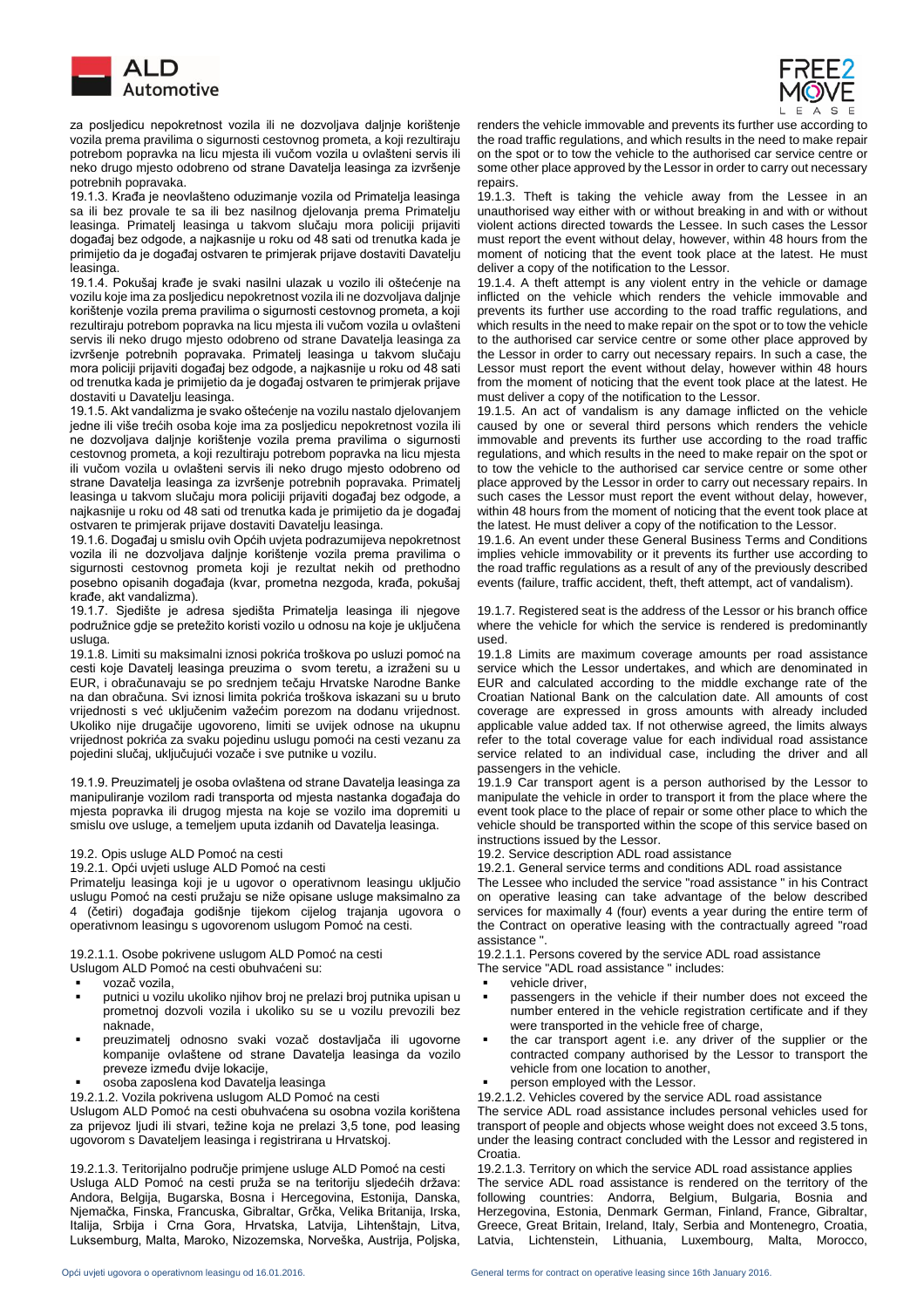za posljedicu nepokretnost vozila ili ne dozvoljava daljnje korištenje vozila prema pravilima o sigurnosti cestovnog prometa, a koji rezultiraju potrebom popravka na licu mjesta ili vučom vozila u ovlašteni servis ili neko drugo mjesto odobreno od strane Davatelja leasinga za izvršenje potrebnih popravaka.

19.1.3. Krađa je neovlašteno oduzimanje vozila od Primatelja leasinga sa ili bez provale te sa ili bez nasilnog djelovanja prema Primatelju leasinga. Primatelj leasinga u takvom slučaju mora policiji prijaviti događaj bez odgode, a najkasnije u roku od 48 sati od trenutka kada je primijetio da je događaj ostvaren te primjerak prijave dostaviti Davatelju leasinga.

19.1.4. Pokušaj krađe je svaki nasilni ulazak u vozilo ili oštećenje na vozilu koje ima za posljedicu nepokretnost vozila ili ne dozvoljava daljnje korištenje vozila prema pravilima o sigurnosti cestovnog prometa, a koji rezultiraju potrebom popravka na licu mjesta ili vučom vozila u ovlašteni servis ili neko drugo mjesto odobreno od strane Davatelja leasinga za izvršenje potrebnih popravaka. Primatelj leasinga u takvom slučaju mora policiji prijaviti događaj bez odgode, a najkasnije u roku od 48 sati od trenutka kada je primijetio da je događaj ostvaren te primjerak prijave dostaviti u Davatelju leasinga.

19.1.5. Akt vandalizma je svako oštećenje na vozilu nastalo djelovanjem jedne ili više trećih osoba koje ima za posljedicu nepokretnost vozila ili ne dozvoljava daljnje korištenje vozila prema pravilima o sigurnosti cestovnog prometa, a koji rezultiraju potrebom popravka na licu mjesta ili vučom vozila u ovlašteni servis ili neko drugo mjesto odobreno od strane Davatelja leasinga za izvršenje potrebnih popravaka. Primatelj leasinga u takvom slučaju mora policiji prijaviti događaj bez odgode, a najkasnije u roku od 48 sati od trenutka kada je primijetio da je događaj ostvaren te primjerak prijave dostaviti Davatelju leasinga.

19.1.6. Događaj u smislu ovih Općih uvjeta podrazumijeva nepokretnost vozila ili ne dozvoljava daljnje korištenje vozila prema pravilima o sigurnosti cestovnog prometa koji je rezultat nekih od prethodno posebno opisanih događaja (kvar, prometna nezgoda, krađa, pokušaj krađe, akt vandalizma).

19.1.7. Sjedište je adresa sjedišta Primatelja leasinga ili njegove podružnice gdje se pretežito koristi vozilo u odnosu na koje je uključena usluga.

19.1.8. Limiti su maksimalni iznosi pokrića troškova po usluzi pomoć na cesti koje Davatelj leasinga preuzima o svom teretu, a izraženi su u EUR, i obračunavaju se po srednjem tečaju Hrvatske Narodne Banke na dan obračuna. Svi iznosi limita pokrića troškova iskazani su u bruto vrijednosti s već uključenim važećim porezom na dodanu vrijednost. Ukoliko nije drugačije ugovoreno, limiti se uvijek odnose na ukupnu vrijednost pokrića za svaku pojedinu uslugu pomoći na cesti vezanu za pojedini slučaj, uključujući vozače i sve putnike u vozilu.

19.1.9. Preuzimatelj je osoba ovlaštena od strane Davatelja leasinga za manipuliranje vozilom radi transporta od mjesta nastanka događaja do mjesta popravka ili drugog mjesta na koje se vozilo ima dopremiti u smislu ove usluge, a temeljem uputa izdanih od Davatelja leasinga.

19.2. Opis usluge ALD Pomoć na cesti

19.2.1. Opći uvjeti usluge ALD Pomoć na cesti

Primatelju leasinga koji je u ugovor o operativnom leasingu uključio uslugu Pomoć na cesti pružaju se niže opisane usluge maksimalno za 4 (četiri) događaja godišnje tijekom cijelog trajanja ugovora o operativnom leasingu s ugovorenom uslugom Pomoć na cesti.

19.2.1.1. Osobe pokrivene uslugom ALD Pomoć na cesti

Uslugom ALD Pomoć na cesti obuhvaćeni su:

- vozač vozila,
- putnici u vozilu ukoliko njihov broj ne prelazi broj putnika upisan u prometnoj dozvoli vozila i ukoliko su se u vozilu prevozili bez naknade,
- preuzimatelj odnosno svaki vozač dostavljača ili ugovorne kompanije ovlaštene od strane Davatelja leasinga da vozilo preveze između dvije lokacije,
- osoba zaposlena kod Davatelja leasinga

19.2.1.2. Vozila pokrivena uslugom ALD Pomoć na cesti

Uslugom ALD Pomoć na cesti obuhvaćena su osobna vozila korištena za prijevoz ljudi i stvari, težine koja ne prelazi 3,5 tone, pod leasing ugovorom s Davateljem leasinga i registrirana u Hrvatskoj.

19.2.1.3. Teritorijalno područje primjene usluge ALD Pomoć na cesti

Usluga ALD Pomoć na cesti pruža se na teritoriju sljedećih država: Andora, Belgija, Bugarska, Bosna i Hercegovina, Estonija, Danska, Njemačka, Finska, Francuska, Gibraltar, Grčka, Velika Britanija, Irska, Italija, Srbija i Crna Gora, Hrvatska, Latvija, Lihtenštajn, Litva, Luksemburg, Malta, Maroko, Nizozemska, Norveška, Austrija, Poljska,

renders the vehicle immovable and prevents its further use according to the road traffic regulations, and which results in the need to make repair on the spot or to tow the vehicle to the authorised car service centre or some other place approved by the Lessor in order to carry out necessary repairs.

19.1.3. Theft is taking the vehicle away from the Lessee in an unauthorised way either with or without breaking in and with or without violent actions directed towards the Lessee. In such cases the Lessee must report the event without delay, however, within 48 hours from the moment of noticing that the event took place at the latest. He must deliver a copy of the notification to the Lessor.

19.1.4. A theft attempt is any violent entry in the vehicle or damage inflicted on the vehicle which renders the vehicle immovable and prevents its further use according to the road traffic regulations, and which results in the need to make repair on the spot or to tow the vehicle to the authorised car service centre or some other place approved by the Lessor in order to carry out necessary repairs. In such a case, the Lessor must report the event without delay, however within 48 hours from the moment of noticing that the event took place at the latest. He must deliver a copy of the notification to the Lessor.

19.1.5. An act of vandalism is any damage inflicted on the vehicle caused by one or several third persons which renders the vehicle immovable and prevents its further use according to the road traffic regulations, and which results in the need to make repair on the spot or to tow the vehicle to the authorised car service centre or some other place approved by the Lessor in order to carry out necessary repairs. In such cases the Lessor must report the event without delay, however, within 48 hours from the moment of noticing that the event took place at the latest. He must deliver a copy of the notification to the Lessor.

19.1.6. An event under these General Business Terms and Conditions implies vehicle immovability or it prevents its further use according to the road traffic regulations as a result of any of the previously described events (failure, traffic accident, theft, theft attempt, act of vandalism).

19.1.7. Registered seat is the address of the Lessor or his branch office where the vehicle for which the service is rendered is predominantly used.

19.1.8 Limits are maximum coverage amounts per road assistance service which the Lessor undertakes, and which are denominated in EUR and calculated according to the middle exchange rate of the Croatian National Bank on the calculation date. All amounts of cost coverage are expressed in gross amounts with already included applicable value added tax. If not otherwise agreed, the limits always refer to the total coverage value for each individual road assistance service related to an individual case, including the driver and all passengers in the vehicle.

19.1.9 Car transport agent is a person authorised by the Lessor to manipulate the vehicle in order to transport it from the place where the event took place to the place of repair or some other place to which the vehicle should be transported within the scope of this service based on instructions issued by the Lessor.

19.2. Service description ADL road assistance

19.2.1. General service terms and conditions ADL road assistance

The Lessee who included the service "road assistance " in his Contract on operative leasing can take advantage of the below described services for maximally 4 (four) events a year during the entire term of the Contract on operative leasing with the contractually agreed "road assistance ".

19.2.1.1. Persons covered by the service ADL road assistance

The service "ADL road assistance " includes:

- vehicle driver,
- passengers in the vehicle if their number does not exceed the number entered in the vehicle registration certificate and if they were transported in the vehicle free of charge,
- the car transport agent i.e. any driver of the supplier or the contracted company authorised by the Lessor to transport the vehicle from one location to another,
- person employed with the Lessor.

19.2.1.2. Vehicles covered by the service ADL road assistance

The service ADL road assistance includes personal vehicles used for transport of people and objects whose weight does not exceed 3.5 tons, under the leasing contract concluded with the Lessor and registered in Croatia.

19.2.1.3. Territory on which the service ADL road assistance applies

The service ADL road assistance is rendered on the territory of the following countries: Andorra, Belgium, Bulgaria, Bosnia and Herzegovina, Estonia, Denmark German, Finland, France, Gibraltar, Greece, Great Britain, Ireland, Italy, Serbia and Montenegro, Croatia, Latvia, Lichtenstein, Lithuania, Luxembourg, Malta, Morocco,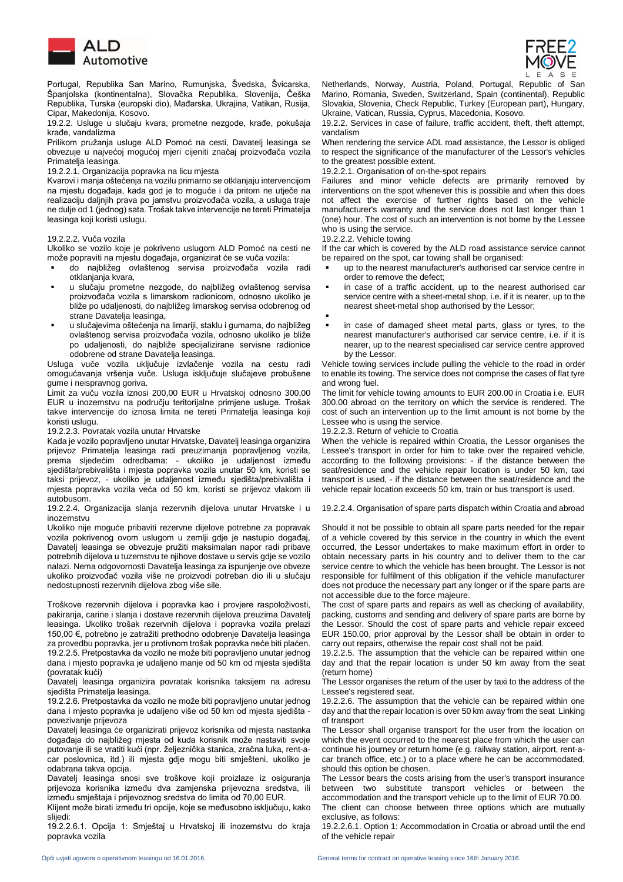Portugal, Republika San Marino, Rumunjska, Švedska, Švicarska, Španjolska (kontinentalna), Slovačka Republika, Slovenija, Češka Republika, Turska (europski dio), Mađarska, Ukrajina, Vatikan, Rusija, Cipar, Makedonija, Kosovo.

19.2.2. Usluge u slučaju kvara, prometne nezgode, krađe, pokušaja krađe, vandalizma

Prilikom pružanja usluge ALD Pomoć na cesti, Davatelj leasinga se obvezuje u najvećoj mogućoj mjeri cijeniti značaj proizvođača vozila Primatelja leasinga.

19.2.2.1. Organizacija popravka na licu mjesta

Kvarovi i manja oštećenja na vozilu primarno se otklanjaju intervencijom na mjestu događaja, kada god je to moguće i da pritom ne utječe na realizaciju daljnjih prava po jamstvu proizvođača vozila, a usluga traje ne dulje od 1 (jednog) sata. Trošak takve intervencije ne tereti Primatelja leasinga koji koristi uslugu.

19.2.2.2. Vuča vozila

Ukoliko se vozilo koje je pokriveno uslugom ALD Pomoć na cesti ne može popraviti na mjestu događaja, organizirat će se vuča vozila:

- do najbližeg ovlaštenog servisa proizvođača vozila radi otklanjanja kvara,
- u slučaju prometne nezgode, do najbližeg ovlaštenog servisa proizvođača vozila s limarskom radionicom, odnosno ukoliko je bliže po udaljenosti, do najbližeg limarskog servisa odobrenog od strane Davatelja leasinga,
- u slučajevima oštećenja na limariji, staklu i gumama, do najbližeg ovlaštenog servisa proizvođača vozila, odnosno ukoliko je bliže po udaljenosti, do najbliže specijalizirane servisne radionice odobrene od strane Davatelja leasinga.

Usluga vuče vozila uključuje izvlačenje vozila na cestu radi omogućavanja vršenja vuče. Usluga isključuje slučajeve probušene gume i neispravnog goriva.

Limit za vuču vozila iznosi 200,00 EUR u Hrvatskoj odnosno 300,00 EUR u inozemstvu na području teritorijalne primjene usluge. Trošak takve intervencije do iznosa limita ne tereti Primatelja leasinga koji koristi uslugu.

19.2.2.3. Povratak vozila unutar Hrvatske

Kada je vozilo popravljeno unutar Hrvatske, Davatelj leasinga organizira prijevoz Primatelja leasinga radi preuzimanja popravljenog vozila, prema sljedećim odredbama: - ukoliko je udaljenost između sjedišta/prebivališta i mjesta popravka vozila unutar 50 km, koristi se taksi prijevoz, - ukoliko je udaljenost između sjedišta/prebivališta i mjesta popravka vozila veća od 50 km, koristi se prijevoz vlakom ili autobusom.

19.2.2.4. Organizacija slanja rezervnih dijelova unutar Hrvatske i u inozemstvu

Ukoliko nije moguće pribaviti rezervne dijelove potrebne za popravak vozila pokrivenog ovom uslugom u zemlji gdje je nastupio događaj, Davatelj leasinga se obvezuje pružiti maksimalan napor radi pribave potrebnih dijelova u tuzemstvu te njihove dostave u servis gdje se vozilo nalazi. Nema odgovornosti Davatelja leasinga za ispunjenje ove obveze ukoliko proizvođač vozila više ne proizvodi potreban dio ili u slučaju nedostupnosti rezervnih dijelova zbog više sile.

Troškove rezervnih dijelova i popravka kao i provjere raspoloživosti, pakiranja, carine i slanja i dostave rezervnih dijelova preuzima Davatelj leasinga. Ukoliko trošak rezervnih dijelova i popravka vozila prelazi 150,00 €, potrebno je zatražiti prethodno odobrenje Davatelja leasinga za provedbu popravka, jer u protivnom trošak popravka neće biti plaćen.

19.2.2.5. Pretpostavka da vozilo ne može biti popravljeno unutar jednog dana i mjesto popravka je udaljeno manje od 50 km od mjesta sjedišta (povratak kući)

Davatelj leasinga organizira povratak korisnika taksijem na adresu sjedišta Primatelja leasinga.

19.2.2.6. Pretpostavka da vozilo ne može biti popravljeno unutar jednog dana i mjesto popravka je udaljeno više od 50 km od mjesta sjedišta - povezivanje prijevoza

Davatelj leasinga će organizirati prijevoz korisnika od mjesta nastanka događaja do najbližeg mjesta od kuda korisnik može nastaviti svoje putovanje ili se vratiti kući (npr. željeznička stanica, zračna luka, rent-a-car poslovnica, itd.) ili mjesta gdje mogu biti smješteni, ukoliko je odabrana takva opcija.

Davatelj leasinga snosi sve troškove koji proizlaze iz osiguranja prijevoza korisnika između dva zamjenska prijevozna sredstva, ili između smještaja i prijevoznog sredstva do limita od 70,00 EUR.

Klijent može birati između tri opcije, koje se međusobno isključuju, kako slijedi:

19.2.2.6.1. Opcija 1: Smještaj u Hrvatskoj ili inozemstvu do kraja popravka vozila

Netherlands, Norway, Austria, Poland, Portugal, Republic of San Marino, Romania, Sweden, Switzerland, Spain (continental), Republic Slovakia, Slovenia, Check Republic, Turkey (European part), Hungary, Ukraine, Vatican, Russia, Cyprus, Macedonia, Kosovo.

19.2.2. Services in case of failure, traffic accident, theft, theft attempt, vandalism

When rendering the service ADL road assistance, the Lessor is obliged to respect the significance of the manufacturer of the Lessor's vehicles to the greatest possible extent.

19.2.2.1. Organisation of on-the-spot repairs

Failures and minor vehicle defects are primarily removed by interventions on the spot whenever this is possible and when this does not affect the exercise of further rights based on the vehicle manufacturer's warranty and the service does not last longer than 1 (one) hour. The cost of such an intervention is not borne by the Lessee who is using the service.

19.2.2.2. Vehicle towing

If the car which is covered by the ALD road assistance service cannot be repaired on the spot, car towing shall be organised:

- up to the nearest manufacturer's authorised car service centre in order to remove the defect;
- in case of a traffic accident, up to the nearest authorised car service centre with a sheet-metal shop, i.e. if it is nearer, up to the nearest sheet-metal shop authorised by the Lessor;
- 
- in case of damaged sheet metal parts, glass or tyres, to the nearest manufacturer's authorised car service centre, i.e. if it is nearer, up to the nearest specialised car service centre approved by the Lessor.

Vehicle towing services include pulling the vehicle to the road in order to enable its towing. The service does not comprise the cases of flat tyre and wrong fuel.

The limit for vehicle towing amounts to EUR 200.00 in Croatia i.e. EUR 300.00 abroad on the territory on which the service is rendered. The cost of such an intervention up to the limit amount is not borne by the Lessee who is using the service.

19.2.2.3. Return of vehicle to Croatia

When the vehicle is repaired within Croatia, the Lessor organises the Lessee's transport in order for him to take over the repaired vehicle, according to the following provisions: - if the distance between the seat/residence and the vehicle repair location is under 50 km, taxi transport is used, - if the distance between the seat/residence and the vehicle repair location exceeds 50 km, train or bus transport is used.

19.2.2.4. Organisation of spare parts dispatch within Croatia and abroad

Should it not be possible to obtain all spare parts needed for the repair of a vehicle covered by this service in the country in which the event occurred, the Lessor undertakes to make maximum effort in order to obtain necessary parts in his country and to deliver them to the car service centre to which the vehicle has been brought. The Lessor is not responsible for fulfilment of this obligation if the vehicle manufacturer does not produce the necessary part any longer or if the spare parts are not accessible due to the force majeure.

The cost of spare parts and repairs as well as checking of availability, packing, customs and sending and delivery of spare parts are borne by the Lessor. Should the cost of spare parts and vehicle repair exceed EUR 150.00, prior approval by the Lessor shall be obtain in order to carry out repairs, otherwise the repair cost shall not be paid.

19.2.2.5. The assumption that the vehicle can be repaired within one day and that the repair location is under 50 km away from the seat (return home)

The Lessor organises the return of the user by taxi to the address of the Lessee's registered seat.

19.2.2.6. The assumption that the vehicle can be repaired within one day and that the repair location is over 50 km away from the seat Linking of transport

The Lessor shall organise transport for the user from the location on which the event occurred to the nearest place from which the user can continue his journey or return home (e.g. railway station, airport, rent-a-car branch office, etc.) or to a place where he can be accommodated, should this option be chosen.

The Lessor bears the costs arising from the user's transport insurance between two substitute transport vehicles or between the accommodation and the transport vehicle up to the limit of EUR 70.00.

The client can choose between three options which are mutually exclusive, as follows:

19.2.2.6.1. Option 1: Accommodation in Croatia or abroad until the end of the vehicle repair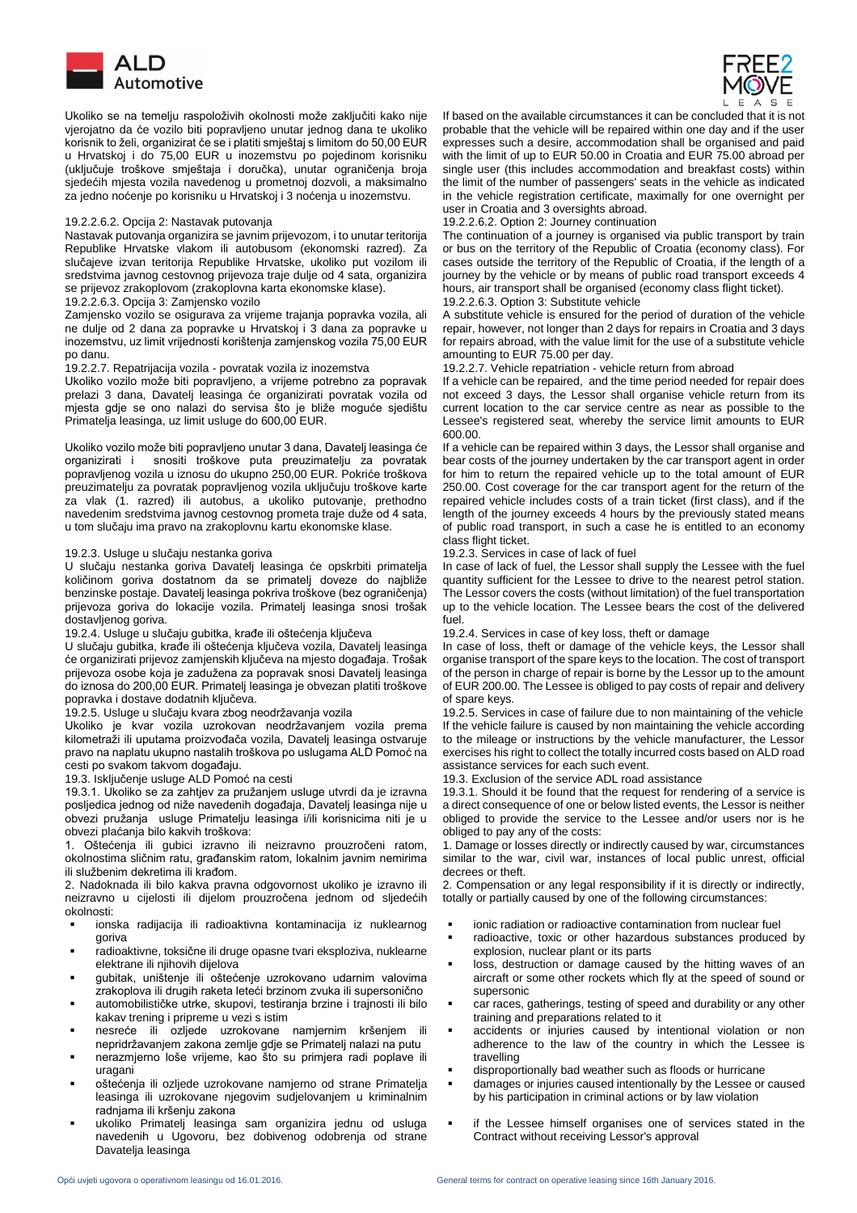Ukoliko se na temelju raspoloživih okolnosti može zaključiti kako nije vjerojatno da će vozilo biti popravljeno unutar jednog dana te ukoliko korisnik to želi, organizirat će se i platiti smještaj s limitom do 50,00 EUR u Hrvatskoj i do 75,00 EUR u inozemstvu po pojedinom korisniku (uključuje troškove smještaja i doručka), unutar ograničenja broja sjedećih mjesta vozila navedenog u prometnoj dozvoli, a maksimalno za jedno noćenje po korisniku u Hrvatskoj i 3 noćenja u inozemstvu.

19.2.2.6.2. Opcija 2: Nastavak putovanja

Nastavak putovanja organizira se javnim prijevozom, i to unutar teritorija Republike Hrvatske vlakom ili autobusom (ekonomski razred). Za slučajeve izvan teritorija Republike Hrvatske, ukoliko put vozilom ili sredstvima javnog cestovnog prijevoza traje dulje od 4 sata, organizira se prijevoz zrakoplovom (zrakoplovna karta ekonomske klase).

19.2.2.6.3. Opcija 3: Zamjensko vozilo

Zamjensko vozilo se osigurava za vrijeme trajanja popravka vozila, ali ne dulje od 2 dana za popravke u Hrvatskoj i 3 dana za popravke u inozemstvu, uz limit vrijednosti korištenja zamjenskog vozila 75,00 EUR po danu.

19.2.2.7. Repatrijacija vozila - povratak vozila iz inozemstva

Ukoliko vozilo može biti popravljeno, a vrijeme potrebno za popravak prelazi 3 dana, Davatelj leasinga će organizirati povratak vozila od mjesta gdje se ono nalazi do servisa što je bliže moguće sjedištu Primatelja leasinga, uz limit usluge do 600,00 EUR.

Ukoliko vozilo može biti popravljeno unutar 3 dana, Davatelj leasinga će organizirati i snositi troškove puta preuzimatelju za povratak popravljenog vozila u iznosu do ukupno 250,00 EUR. Pokriće troškova preuzimatelju za povratak popravljenog vozila uključuju troškove karte za vlak (1. razred) ili autobus, a ukoliko putovanje, prethodno navedenim sredstvima javnog cestovnog prometa traje duže od 4 sata, u tom slučaju ima pravo na zrakoplovnu kartu ekonomske klase.

19.2.3. Usluge u slučaju nestanka goriva

U slučaju nestanka goriva Davatelj leasinga će opskrbiti primatelja količinom goriva dostatnom da se primatelj doveze do najbliže benzinske postaje. Davatelj leasinga pokriva troškove (bez ograničenja) prijevoza goriva do lokacije vozila. Primatelj leasinga snosi trošak dostavljenog goriva.

19.2.4. Usluge u slučaju gubitka, krađe ili oštećenja ključeva

U slučaju gubitka, krađe ili oštećenja ključeva vozila, Davatelj leasinga će organizirati prijevoz zamjenskih ključeva na mjesto događaja. Trošak prijevoza osobe koja je zadužena za popravak snosi Davatelj leasinga do iznosa do 200,00 EUR. Primatelj leasinga je obvezan platiti troškove popravka i dostave dodatnih ključeva.

19.2.5. Usluge u slučaju kvara zbog neodržavanja vozila

Ukoliko je kvar vozila uzrokovan neodržavanjem vozila prema kilometraži ili uputama proizvođača vozila, Davatelj leasinga ostvaruje pravo na naplatu ukupno nastalih troškova po uslugama ALD Pomoć na cesti po svakom takvom događaju.

19.3. Isključenje usluge ALD Pomoć na cesti

19.3.1. Ukoliko se za zahtjev za pružanjem usluge utvrdi da je izravna posljedica jednog od niže navedenih događaja, Davatelj leasinga nije u obvezi pružanja usluge Primatelju leasinga i/ili korisnicima niti je u obvezi plaćanja bilo kakvih troškova:

1. Oštećenja ili gubici izravno ili neizravno prouzročeni ratom, okolnostima sličnim ratu, građanskim ratom, lokalnim javnim nemirima ili službenim dekretima ili krađom.
2. Nadoknada ili bilo kakva pravna odgovornost ukoliko je izravno ili neizravno u cijelosti ili dijelom prouzročena jednom od sljedećih okolnosti:

- ionska radijacija ili radioaktivna kontaminacija iz nuklearnog goriva
- radioaktivne, toksične ili druge opasne tvari eksploziva, nuklearne elektrane ili njihovih dijelova
- gubitak, uništenje ili oštećenje uzrokovano udarnim valovima zrakoplova ili drugih raketa leteći brzinom zvuka ili supersonično
- automobilističke utrke, skupovi, testiranja brzine i trajnosti ili bilo kakav trening i pripreme u vezi s istim
- nesreće ili ozljede uzrokovane namjernim kršenjem ili nepridržavanjem zakona zemlje gdje se Primatelj nalazi na putu
- nerazmjerno loše vrijeme, kao što su primjera radi poplave ili uragani
- oštećenja ili ozljede uzrokovane namjerno od strane Primatelja leasinga ili uzrokovane njegovim sudjelovanjem u kriminalnim radnjama ili kršenju zakona
- ukoliko Primatelj leasinga sam organizira jednu od usluga navedenih u Ugovoru, bez dobivenog odobrenja od strane Davatelja leasinga

If based on the available circumstances it can be concluded that it is not probable that the vehicle will be repaired within one day and if the user expresses such a desire, accommodation shall be organised and paid with the limit of up to EUR 50.00 in Croatia and EUR 75.00 abroad per single user (this includes accommodation and breakfast costs) within the limit of the number of passengers' seats in the vehicle as indicated in the vehicle registration certificate, maximally for one overnight per user in Croatia and 3 oversights abroad.

19.2.2.6.2. Option 2: Journey continuation

The continuation of a journey is organised via public transport by train or bus on the territory of the Republic of Croatia (economy class). For cases outside the territory of the Republic of Croatia, if the length of a journey by the vehicle or by means of public road transport exceeds 4 hours, air transport shall be organised (economy class flight ticket).

19.2.2.6.3. Option 3: Substitute vehicle

A substitute vehicle is ensured for the period of duration of the vehicle repair, however, not longer than 2 days for repairs in Croatia and 3 days for repairs abroad, with the value limit for the use of a substitute vehicle amounting to EUR 75.00 per day.

19.2.2.7. Vehicle repatriation - vehicle return from abroad

If a vehicle can be repaired, and the time period needed for repair does not exceed 3 days, the Lessor shall organise vehicle return from its current location to the car service centre as near as possible to the Lessee's registered seat, whereby the service limit amounts to EUR 600.00.

If a vehicle can be repaired within 3 days, the Lessor shall organise and bear costs of the journey undertaken by the car transport agent in order for him to return the repaired vehicle up to the total amount of EUR 250.00. Cost coverage for the car transport agent for the return of the repaired vehicle includes costs of a train ticket (first class), and if the length of the journey exceeds 4 hours by the previously stated means of public road transport, in such a case he is entitled to an economy class flight ticket.

19.2.3. Services in case of lack of fuel

In case of lack of fuel, the Lessor shall supply the Lessee with the fuel quantity sufficient for the Lessee to drive to the nearest petrol station. The Lessor covers the costs (without limitation) of the fuel transportation up to the vehicle location. The Lessee bears the cost of the delivered fuel.

19.2.4. Services in case of key loss, theft or damage

In case of loss, theft or damage of the vehicle keys, the Lessor shall organise transport of the spare keys to the location. The cost of transport of the person in charge of repair is borne by the Lessor up to the amount of EUR 200.00. The Lessee is obliged to pay costs of repair and delivery of spare keys.

19.2.5. Services in case of failure due to non maintaining of the vehicle

If the vehicle failure is caused by non maintaining the vehicle according to the mileage or instructions by the vehicle manufacturer, the Lessor exercises his right to collect the totally incurred costs based on ALD road assistance services for each such event.

19.3. Exclusion of the service ADL road assistance

19.3.1. Should it be found that the request for rendering of a service is a direct consequence of one or below listed events, the Lessor is neither obliged to provide the service to the Lessee and/or users nor is he obliged to pay any of the costs:

1. Damage or losses directly or indirectly caused by war, circumstances similar to the war, civil war, instances of local public unrest, official decrees or theft.
2. Compensation or any legal responsibility if it is directly or indirectly, totally or partially caused by one of the following circumstances:

- ionic radiation or radioactive contamination from nuclear fuel
- radioactive, toxic or other hazardous substances produced by explosion, nuclear plant or its parts
- loss, destruction or damage caused by the hitting waves of an aircraft or some other rockets which fly at the speed of sound or supersonic
- car races, gatherings, testing of speed and durability or any other training and preparations related to it
- accidents or injuries caused by intentional violation or non adherence to the law of the country in which the Lessee is travelling
- disproportionally bad weather such as floods or hurricane
- damages or injuries caused intentionally by the Lessee or caused by his participation in criminal actions or by law violation
- if the Lessee himself organises one of services stated in the Contract without receiving Lessor's approval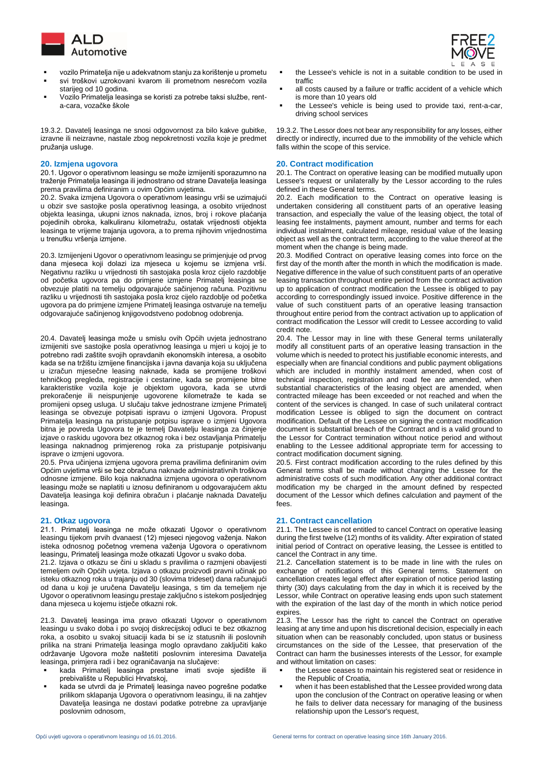- vozilo Primatelja nije u adekvatnom stanju za korištenje u prometu
- svi troškovi uzrokovani kvarom ili prometnom nesrećom vozila starijeg od 10 godina.
- Vozilo Primatelja leasinga se koristi za potrebe taksi službe, rent-a-cara, vozačke škole

19.3.2. Davatelj leasinga ne snosi odgovornost za bilo kakve gubitke, izravne ili neizravne, nastale zbog nepokretnosti vozila koje je predmet pružanja usluge.

## 20. Izmjena ugovora

20.1. Ugovor o operativnom leasingu se može izmijeniti sporazumno na traženje Primatelja leasinga ili jednostrano od strane Davatelja leasinga prema pravilima definiranim u ovim Općim uvjetima.

20.2. Svaka izmjena Ugovora o operativnom leasingu vrši se uzimajući u obzir sve sastojke posla operativnog leasinga, a osobito vrijednost objekta leasinga, ukupni iznos naknada, iznos, broj i rokove plaćanja pojedinih obroka, kalkuliranu kilometražu, ostatak vrijednosti objekta leasinga te vrijeme trajanja ugovora, a to prema njihovim vrijednostima u trenutku vršenja izmjene.

20.3. Izmijenjeni Ugovor o operativnom leasingu se primjenjuje od prvog dana mjeseca koji dolazi iza mjeseca u kojemu se izmjena vrši. Negativnu razliku u vrijednosti tih sastojaka posla kroz cijelo razdoblje od početka ugovora pa do primjene izmjene Primatelj leasinga se obvezuje platiti na temelju odgovarajuće sačinjenog računa. Pozitivnu razliku u vrijednosti tih sastojaka posla kroz cijelo razdoblje od početka ugovora pa do primjene izmjene Primatelj leasinga ostvaruje na temelju odgovarajuće sačinjenog knjigovodstveno podobnog odobrenja.

20.4. Davatelj leasinga može u smislu ovih Općih uvjeta jednostrano izmijeniti sve sastojke posla operativnog leasinga u mjeri u kojoj je to potrebno radi zaštite svojih opravdanih ekonomskih interesa, a osobito kada se na tržištu izmijene financijska i javna davanja koja su uključena u izračun mjesečne leasing naknade, kada se promijene troškovi tehničkog pregleda, registracije i cestarine, kada se promijene bitne karakteristike vozila koje je objektom ugovora, kada se utvrdi prekoračenje ili neispunjenje ugovorene kilometraže te kada se promijeni opseg usluga. U slučaju takve jednostrane izmjene Primatelj leasinga se obvezuje potpisati ispravu o izmjeni Ugovora. Propust Primatelja leasinga na pristupanje potpisu isprave o izmjeni Ugovora bitna je povreda Ugovora te je temelj Davatelju leasinga za činjenje izjave o raskidu ugovora bez otkaznog roka i bez ostavljanja Primatelju leasinga naknadnog primjerenog roka za pristupanje potpisivanju isprave o izmjeni ugovora.

20.5. Prva učinjena izmjena ugovora prema pravilima definiranim ovim Općim uvjetima vrši se bez obračuna naknade administrativnih troškova odnosne izmjene. Bilo koja naknadna izmjena ugovora o operativnom leasingu može se naplatiti u iznosu definiranom u odgovarajućem aktu Davatelja leasinga koji definira obračun i plaćanje naknada Davatelju leasinga.

## 21. Otkaz ugovora

21.1. Primatelj leasinga ne može otkazati Ugovor o operativnom leasingu tijekom prvih dvanaest (12) mjeseci njegovog važenja. Nakon isteka odnosnog početnog vremena važenja Ugovora o operativnom leasingu, Primatelj leasinga može otkazati Ugovor u svako doba.

21.2. Izjava o otkazu se čini u skladu s pravilima o razmjeni obavijesti temeljem ovih Općih uvjeta. Izjava o otkazu proizvodi pravni učinak po isteku otkaznog roka u trajanju od 30 (slovima trideset) dana računajući od dana u koji je uručena Davatelju leasinga, s tim da temeljem nje Ugovor o operativnom leasingu prestaje zaključno s istekom posljednjeg dana mjeseca u kojemu istječe otkazni rok.

21.3. Davatelj leasinga ima pravo otkazati Ugovor o operativnom leasingu u svako doba i po svojoj diskrecijskoj odluci te bez otkaznog roka, a osobito u svakoj situaciji kada bi se iz statusnih ili poslovnih prilika na strani Primatelja leasinga moglo opravdano zaključiti kako održavanje Ugovora može naštetiti poslovnim interesima Davatelja leasinga, primjera radi i bez ograničavanja na slučajeve:

- kada Primatelj leasinga prestane imati svoje sjedište ili prebivalište u Republici Hrvatskoj,
- kada se utvrdi da je Primatelj leasinga naveo pogrešne podatke prilikom sklapanja Ugovora o operativnom leasingu, ili na zahtjev Davatelja leasinga ne dostavi podatke potrebne za upravljanje poslovnim odnosom,

---

- the Lessee's vehicle is not in a suitable condition to be used in traffic
- all costs caused by a failure or traffic accident of a vehicle which is more than 10 years old
- the Lessee's vehicle is being used to provide taxi, rent-a-car, driving school services

19.3.2. The Lessor does not bear any responsibility for any losses, either directly or indirectly, incurred due to the immobility of the vehicle which falls within the scope of this service.

## 20. Contract modification

20.1. The Contract on operative leasing can be modified mutually upon Lessee's request or unilaterally by the Lessor according to the rules defined in these General terms.

20.2. Each modification to the Contract on operative leasing is undertaken considering all constituent parts of an operative leasing transaction, and especially the value of the leasing object, the total of leasing fee instalments, payment amount, number and terms for each individual instalment, calculated mileage, residual value of the leasing object as well as the contract term, according to the value thereof at the moment when the change is being made.

20.3. Modified Contract on operative leasing comes into force on the first day of the month after the month in which the modification is made. Negative difference in the value of such constituent parts of an operative leasing transaction throughout entire period from the contract activation up to application of contract modification the Lessee is obliged to pay according to correspondingly issued invoice. Positive difference in the value of such constituent parts of an operative leasing transaction throughout entire period from the contract activation up to application of contract modification the Lessor will credit to Lessee according to valid credit note.

20.4. The Lessor may in line with these General terms unilaterally modify all constituent parts of an operative leasing transaction in the volume which is needed to protect his justifiable economic interests, and especially when are financial conditions and public payment obligations which are included in monthly instalment amended, when cost of technical inspection, registration and road fee are amended, when substantial characteristics of the leasing object are amended, when contracted mileage has been exceeded or not reached and when the content of the services is changed. In case of such unilateral contract modification Lessee is obliged to sign the document on contract modification. Default of the Lessee on signing the contract modification document is substantial breach of the Contract and is a valid ground to the Lessor for Contract termination without notice period and without enabling to the Lessee additional appropriate term for accessing to contract modification document signing.

20.5. First contract modification according to the rules defined by this General terms shall be made without charging the Lessee for the administrative costs of such modification. Any other additional contract modification my be charged in the amount defined by respected document of the Lessor which defines calculation and payment of the fees.

## 21. Contract cancellation

21.1. The Lessee is not entitled to cancel Contract on operative leasing during the first twelve (12) months of its validity. After expiration of stated initial period of Contract on operative leasing, the Lessee is entitled to cancel the Contract in any time.

21.2. Cancellation statement is to be made in line with the rules on exchange of notifications of this General terms. Statement on cancellation creates legal effect after expiration of notice period lasting thirty (30) days calculating from the day in which it is received by the Lessor, while Contract on operative leasing ends upon such statement with the expiration of the last day of the month in which notice period expires.

21.3. The Lessor has the right to cancel the Contract on operative leasing at any time and upon his discretional decision, especially in each situation when can be reasonably concluded, upon status or business circumstances on the side of the Lessee, that preservation of the Contract can harm the businesses interests of the Lessor, for example and without limitation on cases:

- the Lessee ceases to maintain his registered seat or residence in the Republic of Croatia,
- when it has been established that the Lessee provided wrong data upon the conclusion of the Contract on operative leasing or when he fails to deliver data necessary for managing of the business relationship upon the Lessor's request,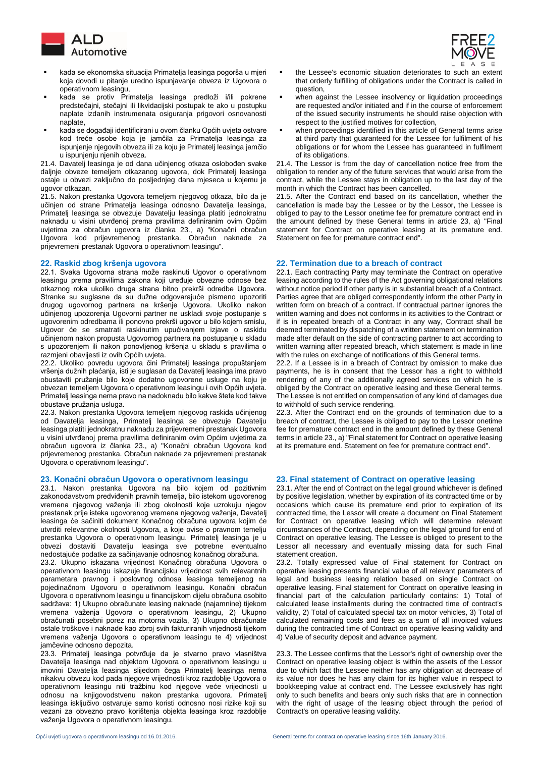- kada se ekonomska situacija Primatelja leasinga pogorša u mjeri koja dovodi u pitanje uredno ispunjavanje obveza iz Ugovora o operativnom leasingu,
- kada se protiv Primatelja leasinga predloži i/ili pokrene predstečajni, stečajni ili likvidacijski postupak te ako u postupku naplate izdanih instrumenata osiguranja prigovori osnovanosti naplate,
- kada se događaji identificirani u ovom članku Općih uvjeta ostvare kod treće osobe koja je jamčila za Primatelja leasinga za ispunjenje njegovih obveza ili za koju je Primatelj leasinga jamčio u ispunjenju njenih obveza.

21.4. Davatelj leasinga je od dana učinjenog otkaza oslobođen svake daljnje obveze temeljem otkazanog ugovora, dok Primatelj leasinga ostaje u obvezi zaključno do posljednjeg dana mjeseca u kojem je ugovor otkazan.

21.5. Nakon prestanka Ugovora temeljem njegovog otkaza, bilo da je učinjen od strane Primatelja leasinga odnosno Davatelja leasinga, Primatelj leasinga se obvezuje Davatelju leasinga platiti jednokratnu naknadu u visini utvrđenoj prema pravilima definiranim ovim Općim uvjetima za obračun ugovora iz članka 23., a) "Konačni obračun Ugovora kod prijevremenog prestanka. Obračun naknade za prijevremeni prestanak Ugovora o operativnom leasingu".

## 22. Raskid zbog kršenja ugovora

22.1. Svaka Ugovorna strana može raskinuti Ugovor o operativnom leasingu prema pravilima zakona koji uređuje obvezne odnose bez otkaznog roka ukoliko druga strana bitno prekrši odredbe Ugovora. Stranke su suglasne da su dužne odgovarajuće pismeno upozoriti drugog ugovornog partnera na kršenje Ugovora. Ukoliko nakon učinjenog upozorenja Ugovorni partner ne uskladi svoje postupanje s ugovorenim odredbama ili ponovno prekrši ugovor u bilo kojem smislu, Ugovor će se smatrati raskinutim upućivanjem izjave o raskidu učinjenom nakon propusta Ugovornog partnera na postupanje u skladu s upozorenjem ili nakon ponovljenog kršenja u skladu s pravilima o razmjeni obavijesti iz ovih Općih uvjeta.

22.2. Ukoliko povredu ugovora čini Primatelj leasinga propuštanjem vršenja dužnih plaćanja, isti je suglasan da Davatelj leasinga ima pravo obustaviti pružanje bilo koje dodatno ugovorene usluge na koju je obvezan temeljem Ugovora o operativnom leasingu i ovih Općih uvjeta. Primatelj leasinga nema pravo na nadoknadu bilo kakve štete kod takve obustave pružanja usluga.

22.3. Nakon prestanka Ugovora temeljem njegovog raskida učinjenog od Davatelja leasinga, Primatelj leasinga se obvezuje Davatelju leasinga platiti jednokratnu naknadu za prijevremeni prestanak Ugovora u visini utvrđenoj prema pravilima definiranim ovim Općim uvjetima za obračun ugovora iz članka 23., a) "Konačni obračun Ugovora kod prijevremenog prestanka. Obračun naknade za prijevremeni prestanak Ugovora o operativnom leasingu".

## 23. Konačni obračun Ugovora o operativnom leasingu

23.1. Nakon prestanka Ugovora na bilo kojem od pozitivnim zakonodavstvom predviđenih pravnih temelja, bilo istekom ugovorenog vremena njegovog važenja ili zbog okolnosti koje uzrokuju njegov prestanak prije isteka ugovorenog vremena njegovog važenja, Davatelj leasinga će sačiniti dokument Konačnog obračuna ugovora kojim će utvrditi relevantne okolnosti Ugovora, a koje ovise o pravnom temelju prestanka Ugovora o operativnom leasingu. Primatelj leasinga je u obvezi dostaviti Davatelju leasinga sve potrebne eventualno nedostajuće podatke za sačinjavanje odnosnog konačnog obračuna.

23.2. Ukupno iskazana vrijednost Konačnog obračuna Ugovora o operativnom leasingu iskazuje financijsku vrijednost svih relevantnih parametara pravnog i poslovnog odnosa leasinga temeljenog na pojedinačnom Ugovoru o operativnom leasingu. Konačni obračun Ugovora o operativnom leasingu u financijskom dijelu obračuna osobito sadržava: 1) Ukupno obračunate leasing naknade (najamnine) tijekom vremena važenja Ugovora o operativnom leasingu, 2) Ukupno obračunati posebni porez na motorna vozila, 3) Ukupno obračunate ostale troškove i naknade kao zbroj svih fakturiranih vrijednosti tijekom vremena važenja Ugovora o operativnom leasingu te 4) vrijednost jamčevine odnosno depozita.

23.3. Primatelj leasinga potvrđuje da je stvarno pravo vlasništva Davatelja leasinga nad objektom Ugovora o operativnom leasingu u imovini Davatelja leasinga slijedom čega Primatelj leasinga nema nikakvu obvezu kod pada njegove vrijednosti kroz razdoblje Ugovora o operativnom leasingu niti tražbinu kod njegove veće vrijednosti u odnosu na knjigovodstvenu nakon prestanka ugovora. Primatelj leasinga isključivo ostvaruje samo koristi odnosno nosi rizike koji su vezani za obvezno pravo korištenja objekta leasinga kroz razdoblje važenja Ugovora o operativnom leasingu.

- the Lessee's economic situation deteriorates to such an extent that orderly fulfilling of obligations under the Contract is called in question,
- when against the Lessee insolvency or liquidation proceedings are requested and/or initiated and if in the course of enforcement of the issued security instruments he should raise objection with respect to the justified motives for collection,
- when proceedings identified in this article of General terms arise at third party that guaranteed for the Lessee for fulfilment of his obligations or for whom the Lessee has guaranteed in fulfilment of its obligations.

21.4. The Lessor is from the day of cancellation notice free from the obligation to render any of the future services that would arise from the contract, while the Lessee stays in obligation up to the last day of the month in which the Contract has been cancelled.

21.5. After the Contract end based on its cancellation, whether the cancellation is made bay the Lessee or by the Lessor, the Lessee is obliged to pay to the Lessor onetime fee for premature contract end in the amount defined by these General terms in article 23, a) "Final statement for Contract on operative leasing at its premature end. Statement on fee for premature contract end".

## 22. Termination due to a breach of contract

22.1. Each contracting Party may terminate the Contract on operative leasing according to the rules of the Act governing obligational relations without notice period if other party is in substantial breach of a Contract. Parties agree that are obliged correspondently inform the other Party in written form on breach of a contract. If contractual partner ignores the written warning and does not conforms in its activities to the Contract or if is in repeated breach of a Contract in any way, Contract shall be deemed terminated by dispatching of a written statement on termination made after default on the side of contracting partner to act according to written warning after repeated breach, which statement is made in line with the rules on exchange of notifications of this General terms.

22.2. If a Lessee is in a breach of Contract by omission to make due payments, he is in consent that the Lessor has a right to withhold rendering of any of the additionally agreed services on which he is obliged by the Contract on operative leasing and these General terms. The Lessee is not entitled on compensation of any kind of damages due to withhold of such service rendering.

22.3. After the Contract end on the grounds of termination due to a breach of contract, the Lessee is obliged to pay to the Lessor onetime fee for premature contract end in the amount defined by these General terms in article 23., a) "Final statement for Contract on operative leasing at its premature end. Statement on fee for premature contract end".

## 23. Final statement of Contract on operative leasing

23.1. After the end of Contract on the legal ground whichever is defined by positive legislation, whether by expiration of its contracted time or by occasions which cause its premature end prior to expiration of its contracted time, the Lessor will create a document on Final Statement for Contract on operative leasing which will determine relevant circumstances of the Contract, depending on the legal ground for end of Contract on operative leasing. The Lessee is obliged to present to the Lessor all necessary and eventually missing data for such Final statement creation.

23.2. Totally expressed value of Final statement for Contract on operative leasing presents financial value of all relevant parameters of legal and business leasing relation based on single Contract on operative leasing. Final statement for Contract on operative leasing in financial part of the calculation particularly contains: 1) Total of calculated lease installments during the contracted time of contract's validity, 2) Total of calculated special tax on motor vehicles, 3) Total of calculated remaining costs and fees as a sum of all invoiced values during the contracted time of Contract on operative leasing validity and 4) Value of security deposit and advance payment.

23.3. The Lessee confirms that the Lessor's right of ownership over the Contract on operative leasing object is within the assets of the Lessor due to which fact the Lessee neither has any obligation at decrease of its value nor does he has any claim for its higher value in respect to bookkeeping value at contract end. The Lessee exclusively has right only to such benefits and bears only such risks that are in connection with the right of usage of the leasing object through the period of Contract's on operative leasing validity.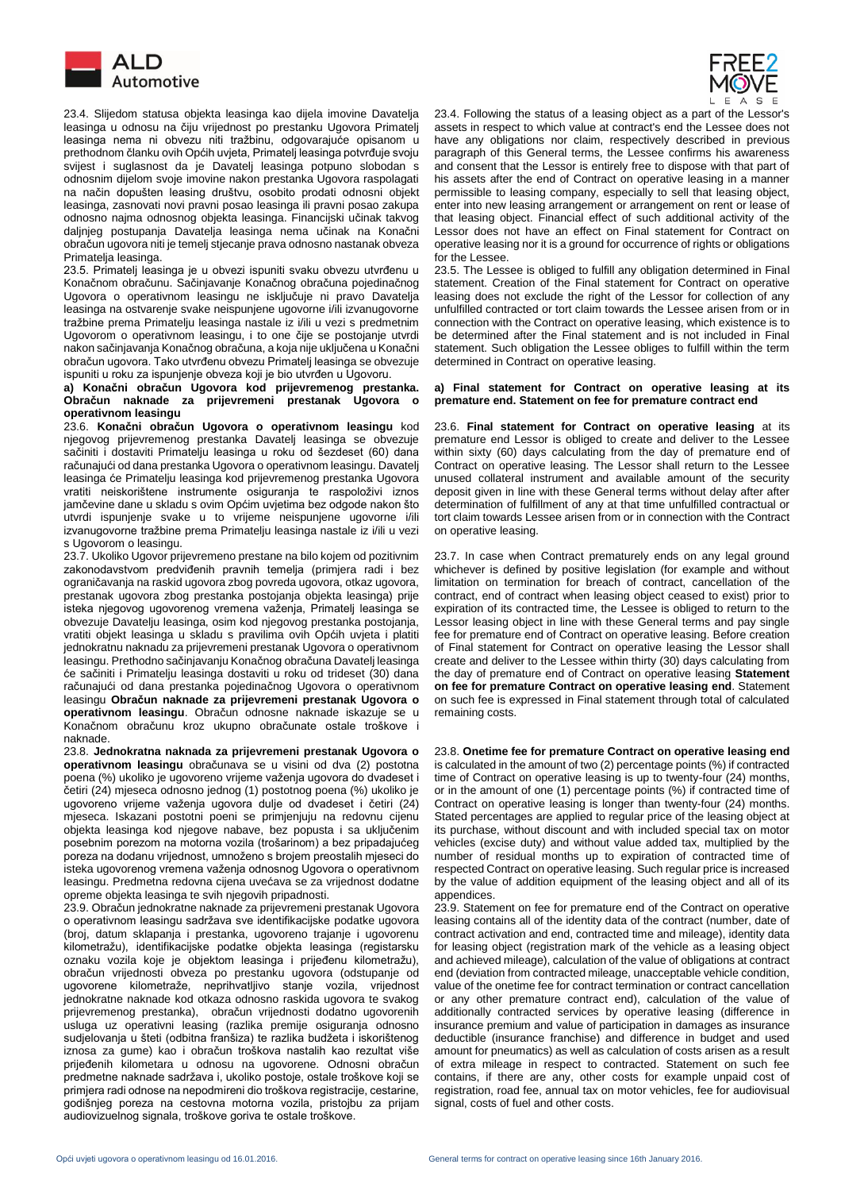23.4. Slijedom statusa objekta leasinga kao dijela imovine Davatelja leasinga u odnosu na čiju vrijednost po prestanku Ugovora Primatelj leasinga nema ni obvezu niti tražbinu, odgovarajuće opisanom u prethodnom članku ovih Općih uvjeta, Primatelj leasinga potvrđuje svoju svijest i suglasnost da je Davatelj leasinga potpuno slobodan s odnosnim dijelom svoje imovine nakon prestanka Ugovora raspolagati na način dopušten leasing društvu, osobito prodati odnosni objekt leasinga, zasnovati novi pravni posao leasinga ili pravni posao zakupa odnosno najma odnosnog objekta leasinga. Financijski učinak takvog daljnjeg postupanja Davatelja leasinga nema učinak na Konačni obračun ugovora niti je temelj stjecanje prava odnosno nastanak obveza Primatelja leasinga.

23.5. Primatelj leasinga je u obvezi ispuniti svaku obvezu utvrđenu u Konačnom obračunu. Sačinjavanje Konačnog obračuna pojedinačnog Ugovora o operativnom leasingu ne isključuje ni pravo Davatelja leasinga na ostvarenje svake neispunjene ugovorne i/ili izvanugovorne tražbine prema Primatelju leasinga nastale iz i/ili u vezi s predmetnim Ugovorom o operativnom leasingu, i to one čije se postojanje utvrdi nakon sačinjavanja Konačnog obračuna, a koja nije uključena u Konačni obračun ugovora. Tako utvrđenu obvezu Primatelj leasinga se obvezuje ispuniti u roku za ispunjenje obveza koji je bio utvrđen u Ugovoru.

**a) Konačni obračun Ugovora kod prijevremenog prestanka. Obračun naknade za prijevremeni prestanak Ugovora o operativnom leasingu**

23.6. **Konačni obračun Ugovora o operativnom leasingu** kod njegovog prijevremenog prestanka Davatelj leasinga se obvezuje sačiniti i dostaviti Primatelju leasinga u roku od šezdeset (60) dana računajući od dana prestanka Ugovora o operativnom leasingu. Davatelj leasinga će Primatelju leasinga kod prijevremenog prestanka Ugovora vratiti neiskorištene instrumente osiguranja te raspoloživi iznos jamčevine dane u skladu s ovim Općim uvjetima bez odgode nakon što utvrdi ispunjenje svake u to vrijeme neispunjene ugovorne i/ili izvanugovorne tražbine prema Primatelju leasinga nastale iz i/ili u vezi s Ugovorom o leasingu.

23.7. Ukoliko Ugovor prijevremeno prestane na bilo kojem od pozitivnim zakonodavstvom predviđenih pravnih temelja (primjera radi i bez ograničavanja na raskid ugovora zbog povreda ugovora, otkaz ugovora, prestanak ugovora zbog prestanka postojanja objekta leasinga) prije isteka njegovog ugovorenog vremena važenja, Primatelj leasinga se obvezuje Davatelju leasinga, osim kod njegovog prestanka postojanja, vratiti objekt leasinga u skladu s pravilima ovih Općih uvjeta i platiti jednokratnu naknadu za prijevremeni prestanak Ugovora o operativnom leasingu. Prethodno sačinjavanju Konačnog obračuna Davatelj leasinga će sačiniti i Primatelju leasinga dostaviti u roku od trideset (30) dana računajući od dana prestanka pojedinačnog Ugovora o operativnom leasingu **Obračun naknade za prijevremeni prestanak Ugovora o operativnom leasingu**. Obračun odnosne naknade iskazuje se u Konačnom obračunu kroz ukupno obračunate ostale troškove i naknade.

23.8. **Jednokratna naknada za prijevremeni prestanak Ugovora o operativnom leasingu** obračunava se u visini od dva (2) postotna poena (%) ukoliko je ugovoreno vrijeme važenja ugovora do dvadeset i četiri (24) mjeseca odnosno jedног (1) postotnog poena (%) ukoliko je ugovoreno vrijeme važenja ugovora dulje od dvadeset i četiri (24) mjeseca. Iskazani postotni poeni se primjenjuju na redovnu cijenu objekta leasinga kod njegove nabave, bez popusta i sa uključenim posebnim porezom na motorna vozila (trošarinom) a bez pripadajućeg poreza na dodanu vrijednost, umnoženo s brojem preostalih mjeseci do isteka ugovorenog vremena važenja odnosnog Ugovora o operativnom leasingu. Predmetna redovna cijena uvećava se za vrijednost dodatne opreme objekta leasinga te svih njegovih pripadnosti.

23.9. Obračun jednokratne naknade za prijevremeni prestanak Ugovora o operativnom leasingu sadržava sve identifikacijske podatke ugovora (broj, datum sklapanja i prestanka, ugovoreno trajanje i ugovorenu kilometražu), identifikacijske podatke objekta leasinga (registarsku oznaku vozila koje je objektom leasinga i prijeđenu kilometražu), obračun vrijednosti obveza po prestanku ugovora (odstupanje od ugovorene kilometraže, neprihvatljivo stanje vozila, vrijednost jednokratne naknade kod otkaza odnosno raskida ugovora te svakog prijevremenog prestanka), obračun vrijednosti dodatno ugovorenih usluga uz operativni leasing (razlika premije osiguranja odnosno sudjelovanja u šteti (odbitna franšiza) te razlika budžeta i iskorištenog iznosa za gume) kao i obračun troškova nastalih kao rezultat više prijeđenih kilometara u odnosu na ugovorene. Odnosni obračun predmetne naknade sadržava i, ukoliko postoje, ostale troškove koji se primjera radi odnose na nepodmireni dio troškova registracije, cestarine, godišnjeg poreza na cestovna motorna vozila, pristojbu za prijam audiovizualnog signala, troškove goriva te ostale troškove.

23.4. Following the status of a leasing object as a part of the Lessor's assets in respect to which value at contract's end the Lessee does not have any obligations nor claim, respectively described in previous paragraph of this General terms, the Lessee confirms his awareness and consent that the Lessor is entirely free to dispose with that part of his assets after the end of Contract on operative leasing in a manner permissible to leasing company, especially to sell that leasing object, enter into new leasing arrangement or arrangement on rent or lease of that leasing object. Financial effect of such additional activity of the Lessor does not have an effect on Final statement for Contract on operative leasing nor it is a ground for occurrence of rights or obligations for the Lessee.

23.5. The Lessee is obliged to fulfill any obligation determined in Final statement. Creation of the Final statement for Contract on operative leasing does not exclude the right of the Lessor for collection of any unfulfilled contracted or tort claim towards the Lessee arisen from or in connection with the Contract on operative leasing, which existence is to be determined after the Final statement and is not included in Final statement. Such obligation the Lessee obliges to fulfill within the term determined in Contract on operative leasing.

**a) Final statement for Contract on operative leasing at its premature end. Statement on fee for premature contract end**

23.6. **Final statement for Contract on operative leasing** at its premature end Lessor is obliged to create and deliver to the Lessee within sixty (60) days calculating from the day of premature end of Contract on operative leasing. The Lessor shall return to the Lessee unused collateral instrument and available amount of the security deposit given in line with these General terms without delay after after determination of fulfillment of any at that time unfulfilled contractual or tort claim towards Lessee arisen from or in connection with the Contract on operative leasing.

23.7. In case when Contract prematurely ends on any legal ground whichever is defined by positive legislation (for example and without limitation on termination for breach of contract, cancellation of the contract, end of contract when leasing object ceased to exist) prior to expiration of its contracted time, the Lessee is obliged to return to the Lessor leasing object in line with these General terms and pay single fee for premature end of Contract on operative leasing. Before creation of Final statement for Contract on operative leasing the Lessor shall create and deliver to the Lessee within thirty (30) days calculating from the day of premature end of Contract on operative leasing **Statement on fee for premature Contract on operative leasing end**. Statement on such fee is expressed in Final statement through total of calculated remaining costs.

23.8. **Onetime fee for premature Contract on operative leasing end** is calculated in the amount of two (2) percentage points (%) if contracted time of Contract on operative leasing is up to twenty-four (24) months, or in the amount of one (1) percentage points (%) if contracted time of Contract on operative leasing is longer than twenty-four (24) months. Stated percentages are applied to regular price of the leasing object at its purchase, without discount and with included special tax on motor vehicles (excise duty) and without value added tax, multiplied by the number of residual months up to expiration of contracted time of respected Contract on operative leasing. Such regular price is increased by the value of addition equipment of the leasing object and all of its appendices.

23.9. Statement on fee for premature end of the Contract on operative leasing contains all of the identity data of the contract (number, date of contract activation and end, contracted time and mileage), identity data for leasing object (registration mark of the vehicle as a leasing object and achieved mileage), calculation of the value of obligations at contract end (deviation from contracted mileage, unacceptable vehicle condition, value of the onetime fee for contract termination or contract cancellation or any other premature contract end), calculation of the value of additionally contracted services by operative leasing (difference in insurance premium and value of participation in damages as insurance deductible (insurance franchise) and difference in budget and used amount for pneumatics) as well as calculation of costs arisen as a result of extra mileage in respect to contracted. Statement on such fee contains, if there are any, other costs for example unpaid cost of registration, road fee, annual tax on motor vehicles, fee for audiovisual signal, costs of fuel and other costs.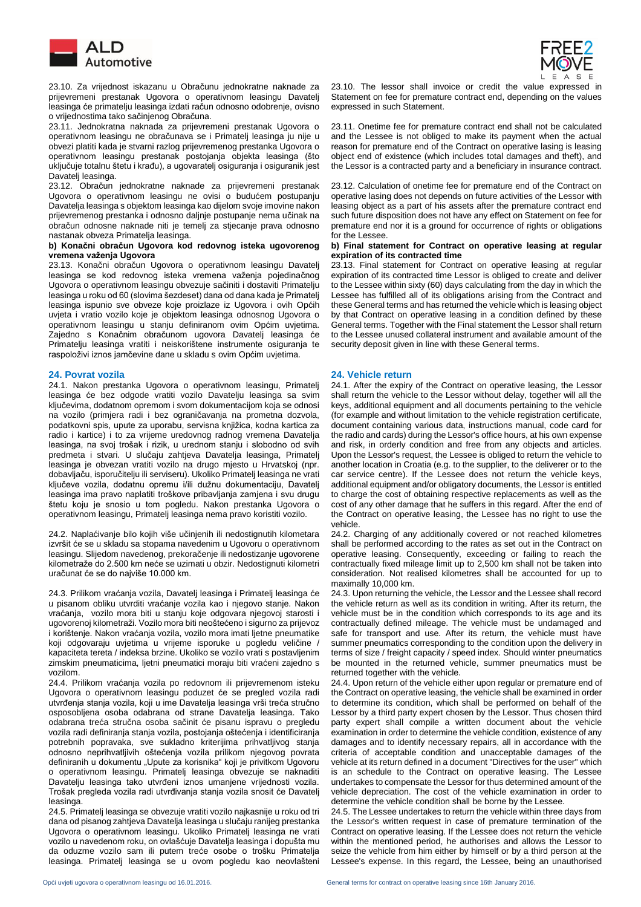23.10. Za vrijednost iskazanu u Obračunu jednokratne naknade za prijevremeni prestanak Ugovora o operativnom leasingu Davatelj leasinga će primatelju leasinga izdati račun odnosno odobrenje, ovisno o vrijednostima tako sačinjenog Obračuna.

23.11. Jednokratna naknada za prijevremeni prestanak Ugovora o operativnom leasingu ne obračunava se i Primatelj leasinga ju nije u obvezi platiti kada je stvarni razlog prijevremenog prestanka Ugovora o operativnom leasingu prestanak postojanja objekta leasinga (što uključuje totalnu štetu i krađu), a ugovaratelj osiguranja i osiguranik jest Davatelj leasinga.

23.12. Obračun jednokratne naknade za prijevremeni prestanak Ugovora o operativnom leasingu ne ovisi o budućem postupanju Davatelja leasinga s objektom leasinga kao dijelom svoje imovine nakon prijevremenog prestanka i odnosno daljnje postupanje nema učinak na obračun odnosne naknade niti je temelj za stjecanje prava odnosno nastanak obveza Primatelja leasinga.

**b) Konačni obračun Ugovora kod redovnog isteka ugovorenog vremena važenja Ugovora**

23.13. Konačni obračun Ugovora o operativnom leasingu Davatelj leasinga se kod redovnog isteka vremena važenja pojedinačnog Ugovora o operativnom leasingu obvezuje sačiniti i dostaviti Primatelju leasinga u roku od 60 (slovima šezdeset) dana od dana kada je Primatelj leasinga ispunio sve obveze koje proizlaze iz Ugovora i ovih Općih uvjeta i vratio vozilo koje je objektom leasinga odnosnog Ugovora o operativnom leasingu u stanju definiranom ovim Općim uvjetima. Zajedno s Konačnim obračunom ugovora Davatelj leasinga će Primatelju leasinga vratiti i neiskorištene instrumente osiguranja te raspoloživi iznos jamčevine dane u skladu s ovim Općim uvjetima.

## 24. Povrat vozila

24.1. Nakon prestanka Ugovora o operativnom leasingu, Primatelj leasinga će bez odgode vratiti vozilo Davatelju leasinga sa svim ključevima, dodatnom opremom i svom dokumentacijom koja se odnosi na vozilo (primjera radi i bez ograničavanja na prometna dozvola, podatkovni spis, upute za uporabu, servisna knjižica, kodna kartica za radio i kartice) i to za vrijeme uredovnog radnog vremena Davatelja leasinga, na svoj trošak i rizik, u urednom stanju i slobodno od svih predmeta i stvari. U slučaju zahtjeva Davatelja leasinga, Primatelj leasinga je obvezan vratiti vozilo na drugo mjesto u Hrvatskoj (npr. dobavljaču, isporučitelju ili serviseru). Ukoliko Primatelj leasinga ne vrati ključeve vozila, dodatnu opremu i/ili dužnu dokumentaciju, Davatelj leasinga ima pravo naplatiti troškove pribavljanja zamjena i svu drugu štetu koju je snosio u tom pogledu. Nakon prestanka Ugovora o operativnom leasingu, Primatelj leasinga nema pravo koristiti vozilo.

24.2. Naplaćivanje bilo kojih više učinjenih ili nedostignutih kilometara izvršit će se u skladu sa stopama navedenim u Ugovoru o operativnom leasingu. Slijedom navedenog, prekoračenje ili nedostizanje ugovorene kilometraže do 2.500 km neće se uzimati u obzir. Nedostignuti kilometri uračunat će se do najviše 10.000 km.

24.3. Prilikom vraćanja vozila, Davatelj leasinga i Primatelj leasinga će u pisanom obliku utvrditi vraćanje vozila kao i njegovo stanje. Nakon vraćanja, vozilo mora biti u stanju koje odgovara njegovoj starosti i ugovorenoj kilometraži. Vozilo mora biti neoštećeno i sigurno za prijevoz i korištenje. Nakon vraćanja vozila, vozilo mora imati ljetne pneumatike koji odgovaraju uvjetima u vrijeme isporuke u pogledu veličine / kapaciteta tereta / indeksa brzine. Ukoliko se vozilo vrati s postavljenim zimskim pneumaticima, ljetni pneumatici moraju biti vraćeni zajedno s vozilom.

24.4. Prilikom vraćanja vozila po redovnom ili prijevremenom isteku Ugovora o operativnom leasingu poduzet će se pregled vozila radi utvrđenja stanja vozila, koji u ime Davatelja leasinga vrši treća stručno osposobljena osoba odabrana od strane Davatelja leasinga. Tako odabrana treća stručna osoba sačinit će pisanu ispravu o pregledu vozila radi definiranja stanja vozila, postojanja oštećenja i identificiranja potrebnih popravaka, sve sukladno kriterijima prihvatljivog stanja odnosno neprihvatljivih oštećenja vozila prilikom njegovog povrata definiranih u dokumentu „Upute za korisnika" koji je privitkom Ugovoru o operativnom leasingu. Primatelj leasinga obvezuje se naknaditi Davatelju leasinga tako utvrđeni iznos umanjene vrijednosti vozila. Trošak pregleda vozila radi utvrđivanja stanja vozila snosit će Davatelj leasinga.

24.5. Primatelj leasinga se obvezuje vratiti vozilo najkasnije u roku od tri dana od pisanog zahtjeva Davatelja leasinga u slučaju ranijeg prestanka Ugovora o operativnom leasingu. Ukoliko Primatelj leasinga ne vrati vozilo u navedenom roku, on ovlašćuje Davatelja leasinga i dopušta mu da oduzme vozilo sam ili putem treće osobe o trošku Primatelja leasinga. Primatelj leasinga se u ovom pogledu kao neovlašteni

23.10. The lessor shall invoice or credit the value expressed in Statement on fee for premature contract end, depending on the values expressed in such Statement.

23.11. Onetime fee for premature contract end shall not be calculated and the Lessee is not obliged to make its payment when the actual reason for premature end of the Contract on operative lasing is leasing object end of existence (which includes total damages and theft), and the Lessor is a contracted party and a beneficiary in insurance contract.

23.12. Calculation of onetime fee for premature end of the Contract on operative lasing does not depends on future activities of the Lessor with leasing object as a part of his assets after the premature contract end and such future disposition does not have any effect on Statement on fee for premature end nor it is a ground for occurrence of rights or obligations for the Lessee.

**b) Final statement for Contract on operative leasing at regular expiration of its contracted time**

23.13. Final statement for Contract on operative leasing at regular expiration of its contracted time Lessor is obliged to create and deliver to the Lessee within sixty (60) days calculating from the day in which the Lessee has fulfilled all of its obligations arising from the Contract and these General terms and has returned the vehicle which is leasing object by that Contract on operative leasing in a condition defined by these General terms. Together with the Final statement the Lessor shall return to the Lessee unused collateral instrument and available amount of the security deposit given in line with these General terms.

## 24. Vehicle return

24.1. After the expiry of the Contract on operative leasing, the Lessor shall return the vehicle to the Lessor without delay, together will all the keys, additional equipment and all documents pertaining to the vehicle (for example and without limitation to the vehicle registration certificate, document containing various data, instructions manual, code card for the radio and cards) during the Lessor's office hours, at his own expense and risk, in orderly condition and free from any objects and articles. Upon the Lessor's request, the Lessee is obliged to return the vehicle to another location in Croatia (e.g. to the supplier, to the deliverer or to the car service centre). If the Lessee does not return the vehicle keys, additional equipment and/or obligatory documents, the Lessor is entitled to charge the cost of obtaining respective replacements as well as the cost of any other damage that he suffers in this regard. After the end of the Contract on operative leasing, the Lessee has no right to use the vehicle.

24.2. Charging of any additionally covered or not reached kilometres shall be performed according to the rates as set out in the Contract on operative leasing. Consequently, exceeding or failing to reach the contractually fixed mileage limit up to 2,500 km shall not be taken into consideration. Not realised kilometres shall be accounted for up to maximally 10,000 km.

24.3. Upon returning the vehicle, the Lessor and the Lessee shall record the vehicle return as well as its condition in writing. After its return, the vehicle must be in the condition which corresponds to its age and its contractually defined mileage. The vehicle must be undamaged and safe for transport and use. After its return, the vehicle must have summer pneumatics corresponding to the condition upon the delivery in terms of size / freight capacity / speed index. Should winter pneumatics be mounted in the returned vehicle, summer pneumatics must be returned together with the vehicle.

24.4. Upon return of the vehicle either upon regular or premature end of the Contract on operative leasing, the vehicle shall be examined in order to determine its condition, which shall be performed on behalf of the Lessor by a third party expert chosen by the Lessor. Thus chosen third party expert shall compile a written document about the vehicle examination in order to determine the vehicle condition, existence of any damages and to identify necessary repairs, all in accordance with the criteria of acceptable condition and unacceptable damages of the vehicle at its return defined in a document "Directives for the user" which is an schedule to the Contract on operative leasing. The Lessee undertakes to compensate the Lessor for thus determined amount of the vehicle depreciation. The cost of the vehicle examination in order to determine the vehicle condition shall be borne by the Lessee.

24.5. The Lessee undertakes to return the vehicle within three days from the Lessor's written request in case of premature termination of the Contract on operative leasing. If the Lessee does not return the vehicle within the mentioned period, he authorises and allows the Lessor to seize the vehicle from him either by himself or by a third person at the Lessee's expense. In this regard, the Lessee, being an unauthorised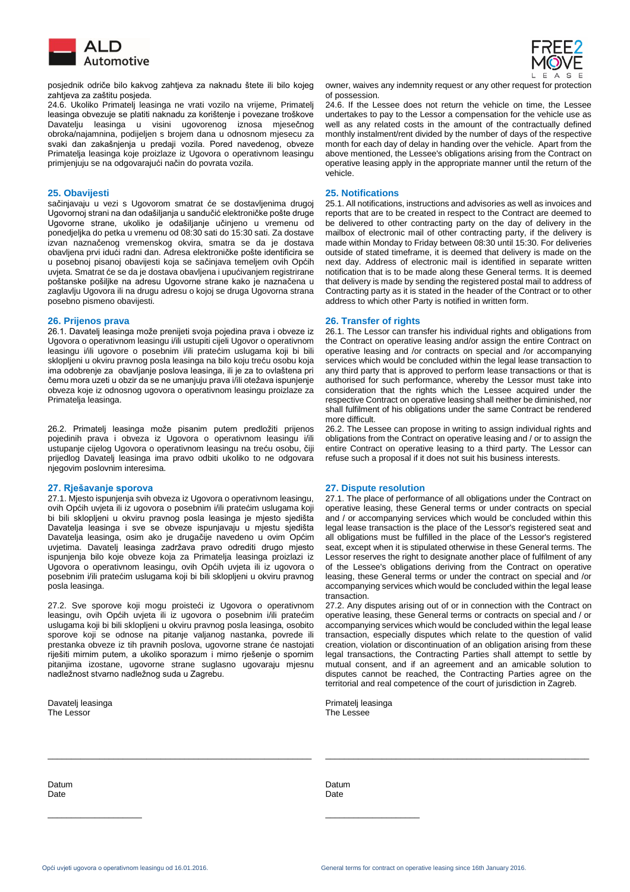posjednik odriče bilo kakvog zahtjeva za naknadu štete ili bilo kojeg zahtjeva za zaštitu posjeda.

24.6. Ukoliko Primatelj leasinga ne vrati vozilo na vrijeme, Primatelj leasinga obvezuje se platiti naknadu za korištenje i povezane troškove Davatelju leasinga u visini ugovorenog iznosa mjesečnog obroka/najamnina, podijeljen s brojem dana u odnosnom mjesecu za svaki dan zakašnjenja u predaji vozila. Pored navedenog, obveze Primatelja leasinga koje proizlaze iz Ugovora o operativnom leasingu primjenjuju se na odgovarajući način do povrata vozila.

## 25. Obavijesti

sačinjavaju u vezi s Ugovorom smatrat će se dostavljenima drugoj Ugovornoj strani na dan odašiljanja u sandučić elektroničke pošte druge Ugovorne strane, ukoliko je odašiljanje učinjeno u vremenu od ponedjeljka do petka u vremenu od 08:30 sati do 15:30 sati. Za dostave izvan naznačenog vremenskog okvira, smatra se da je dostava obavljena prvi idući radni dan. Adresa elektroničke pošte identificira se u posebnoj pisanoj obavijesti koja se sačinjava temeljem ovih Općih uvjeta. Smatrat će se da je dostava obavljena i upućivanjem registrirane poštanske pošiljke na adresu Ugovorne strane kako je naznačena u zaglavlju Ugovora ili na drugu adresu o kojoj se druga Ugovorna strana posebno pismeno obavijesti.

## 26. Prijenos prava

26.1. Davatelj leasinga može prenijeti svoja pojedina prava i obveze iz Ugovora o operativnom leasingu i/ili ustupiti cijeli Ugovor o operativnom leasingu i/ili ugovore o posebnim i/ili pratećim uslugama koji bi bili sklopljeni u okviru pravnog posla leasinga na bilo koju treću osobu koja ima odobrenje za obavljanje poslova leasinga, ili je za to ovlaštena pri čemu mora uzeti u obzir da se ne umanjuju prava i/ili otežava ispunjenje obveza koje iz odnosnog ugovora o operativnom leasingu proizlaze za Primatelja leasinga.

26.2. Primatelj leasinga može pisanim putem predložiti prijenos pojedinih prava i obveza iz Ugovora o operativnom leasingu i/ili ustupanje cijelog Ugovora o operativnom leasingu na treću osobu, čiji prijedlog Davatelj leasinga ima pravo odbiti ukoliko to ne odgovara njegovim poslovnim interesima.

## 27. Rješavanje sporova

27.1. Mjesto ispunjenja svih obveza iz Ugovora o operativnom leasingu, ovih Općih uvjeta ili iz ugovora o posebnim i/ili pratećim uslugama koji bi bili sklopljeni u okviru pravnog posla leasinga je mjesto sjedišta Davatelja leasinga i sve se obveze ispunjavaju u mjestu sjedišta Davatelja leasinga, osim ako je drugačije navedeno u ovim Općim uvjetima. Davatelj leasinga zadržava pravo odrediti drugo mjesto ispunjenja bilo koje obveze koja za Primatelja leasinga proizlazi iz Ugovora o operativnom leasingu, ovih Općih uvjeta ili iz ugovora o posebnim i/ili pratećim uslugama koji bi bili sklopljeni u okviru pravnog posla leasinga.

27.2. Sve sporove koji mogu proisteći iz Ugovora o operativnom leasingu, ovih Općih uvjeta ili iz ugovora o posebnim i/ili pratećim uslugama koji bi bili sklopljeni u okviru pravnog posla leasinga, osobito sporove koji se odnose na pitanje valjanog nastanka, povrede ili prestanka obveze iz tih pravnih poslova, ugovorne strane će nastojati riješiti mirnim putem, a ukoliko sporazum i mirno rješenje o spornim pitanjima izostane, ugovorne strane suglasno ugovaraju mjesnu nadležnost stvarno nadležnog suda u Zagrebu.

owner, waives any indemnity request or any other request for protection of possession.

24.6. If the Lessee does not return the vehicle on time, the Lessee undertakes to pay to the Lessor a compensation for the vehicle use as well as any related costs in the amount of the contractually defined monthly instalment/rent divided by the number of days of the respective month for each day of delay in handing over the vehicle. Apart from the above mentioned, the Lessee's obligations arising from the Contract on operative leasing apply in the appropriate manner until the return of the vehicle.

## 25. Notifications

25.1. All notifications, instructions and advisories as well as invoices and reports that are to be created in respect to the Contract are deemed to be delivered to other contracting party on the day of delivery in the mailbox of electronic mail of other contracting party, if the delivery is made within Monday to Friday between 08:30 until 15:30. For deliveries outside of stated timeframe, it is deemed that delivery is made on the next day. Address of electronic mail is identified in separate written notification that is to be made along these General terms. It is deemed that delivery is made by sending the registered postal mail to address of Contracting party as it is stated in the header of the Contract or to other address to which other Party is notified in written form.

## 26. Transfer of rights

26.1. The Lessor can transfer his individual rights and obligations from the Contract on operative leasing and/or assign the entire Contract on operative leasing and /or contracts on special and /or accompanying services which would be concluded within the legal lease transaction to any third party that is approved to perform lease transactions or that is authorised for such performance, whereby the Lessor must take into consideration that the rights which the Lessee acquired under the respective Contract on operative leasing shall neither be diminished, nor shall fulfilment of his obligations under the same Contract be rendered more difficult.

26.2. The Lessee can propose in writing to assign individual rights and obligations from the Contract on operative leasing and / or to assign the entire Contract on operative leasing to a third party. The Lessor can refuse such a proposal if it does not suit his business interests.

## 27. Dispute resolution

27.1. The place of performance of all obligations under the Contract on operative leasing, these General terms or under contracts on special and / or accompanying services which would be concluded within this legal lease transaction is the place of the Lessor's registered seat and all obligations must be fulfilled in the place of the Lessor's registered seat, except when it is stipulated otherwise in these General terms. The Lessor reserves the right to designate another place of fulfilment of any of the Lessee's obligations deriving from the Contract on operative leasing, these General terms or under the contract on special and /or accompanying services which would be concluded within the legal lease transaction.

27.2. Any disputes arising out of or in connection with the Contract on operative leasing, these General terms or contracts on special and / or accompanying services which would be concluded within the legal lease transaction, especially disputes which relate to the question of valid creation, violation or discontinuation of an obligation arising from these legal transactions, the Contracting Parties shall attempt to settle by mutual consent, and if an agreement and an amicable solution to disputes cannot be reached, the Contracting Parties agree on the territorial and real competence of the court of jurisdiction in Zagreb.

Davatelj leasinga
The Lessor

\_\_\_\_\_\_\_\_\_\_\_\_\_\_\_\_\_\_\_\_\_\_\_\_\_\_\_\_\_\_\_\_\_\_\_\_\_\_\_\_\_\_\_\_\_\_

Datum
Date

\_\_\_\_\_\_\_\_\_\_\_\_\_\_\_\_\_\_\_\_

Primatelj leasinga
The Lessee

\_\_\_\_\_\_\_\_\_\_\_\_\_\_\_\_\_\_\_\_\_\_\_\_\_\_\_\_\_\_\_\_\_\_\_\_\_\_\_\_\_\_\_\_\_\_

Datum
Date

\_\_\_\_\_\_\_\_\_\_\_\_\_\_\_\_\_\_\_\_